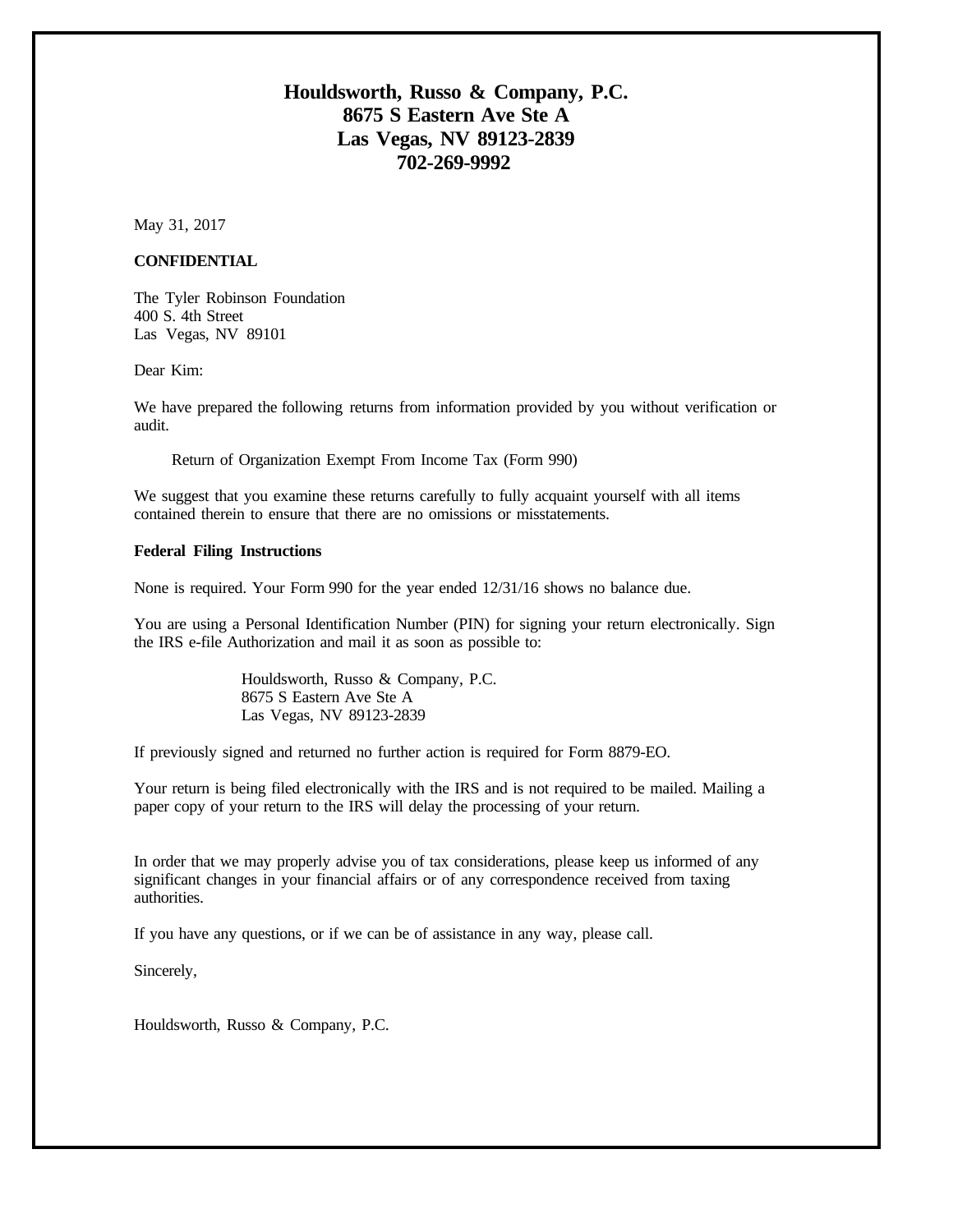# Houldsworth, Russo & Company, P.C.
# 8675 S Eastern Ave Ste A
# Las Vegas, NV 89123-2839
# 702-269-9992

May 31, 2017

**CONFIDENTIAL**

The Tyler Robinson Foundation
400 S. 4th Street
Las Vegas, NV 89101

Dear Kim:

We have prepared the following returns from information provided by you without verification or audit.

Return of Organization Exempt From Income Tax (Form 990)

We suggest that you examine these returns carefully to fully acquaint yourself with all items contained therein to ensure that there are no omissions or misstatements.

**Federal Filing Instructions**

None is required. Your Form 990 for the year ended 12/31/16 shows no balance due.

You are using a Personal Identification Number (PIN) for signing your return electronically. Sign the IRS e-file Authorization and mail it as soon as possible to:

Houldsworth, Russo & Company, P.C.
8675 S Eastern Ave Ste A
Las Vegas, NV 89123-2839

If previously signed and returned no further action is required for Form 8879-EO.

Your return is being filed electronically with the IRS and is not required to be mailed. Mailing a paper copy of your return to the IRS will delay the processing of your return.

In order that we may properly advise you of tax considerations, please keep us informed of any significant changes in your financial affairs or of any correspondence received from taxing authorities.

If you have any questions, or if we can be of assistance in any way, please call.

Sincerely,

Houldsworth, Russo & Company, P.C.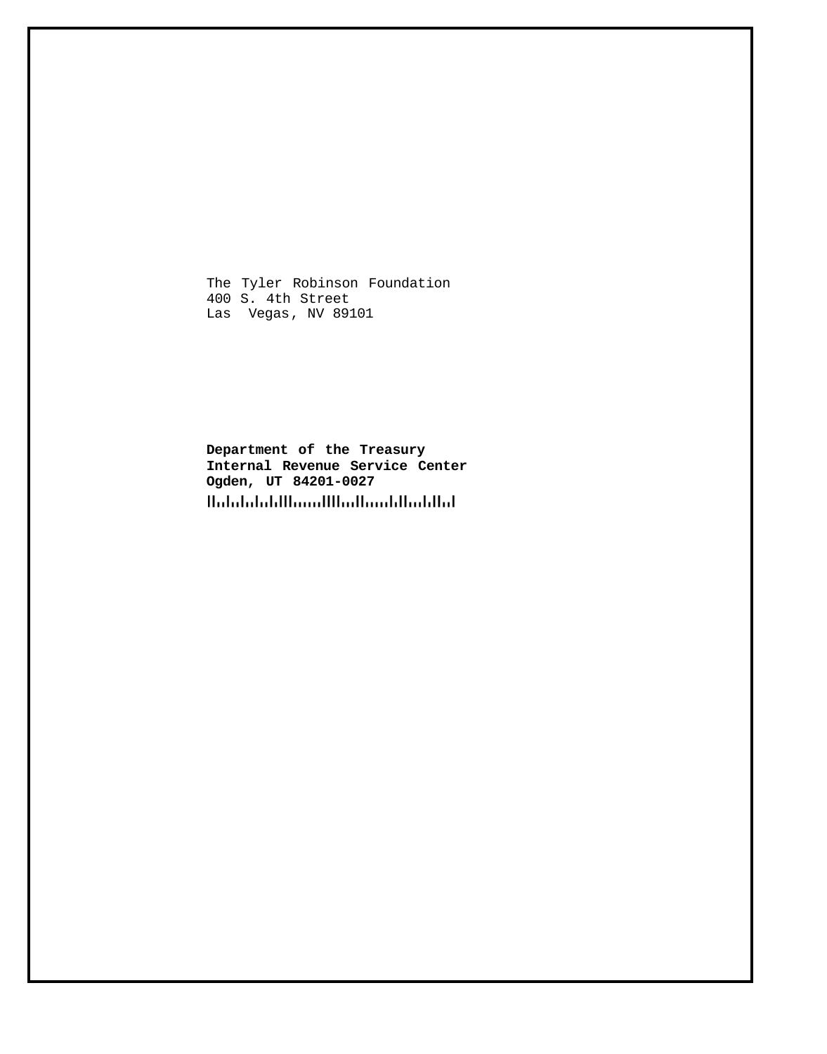The Tyler Robinson Foundation
400 S. 4th Street
Las Vegas, NV 89101

**Department of the Treasury**
**Internal Revenue Service Center**
**Ogden, UT 84201-0027**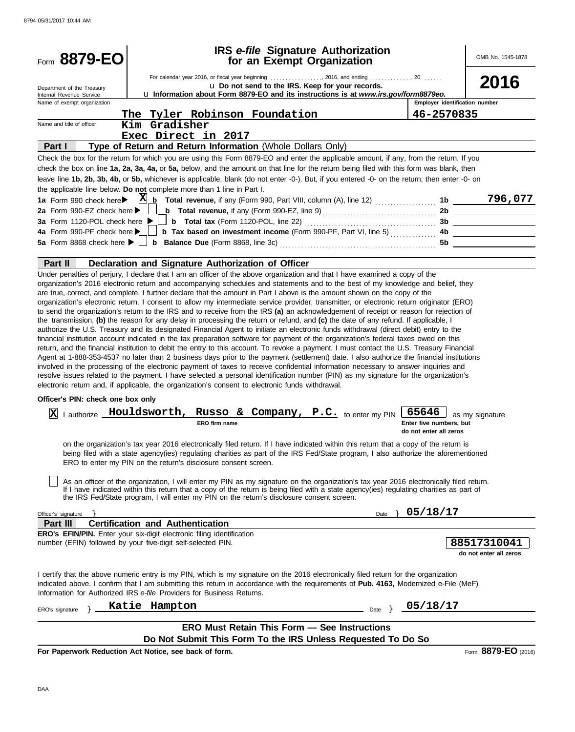8794 05/31/2017 10:44 AM

Form **8879-EO**

Department of the Treasury
Internal Revenue Service

# IRS *e-file* Signature Authorization for an Exempt Organization

For calendar year 2016, or fiscal year beginning ................., 2016, and ending .............., 20 ......

u **Do not send to the IRS. Keep for your records.**

u **Information about Form 8879-EO and its instructions is at *www.irs.gov/form8879eo.***

OMB No. 1545-1878

**2016**

Name of exempt organization: **The Tyler Robinson Foundation**

Employer identification number: **46-2570835**

Name and title of officer: **Kim Gradisher**
**Exec Direct in 2017**

## Part I — Type of Return and Return Information (Whole Dollars Only)

Check the box for the return for which you are using this Form 8879-EO and enter the applicable amount, if any, from the return. If you check the box on line **1a, 2a, 3a, 4a,** or **5a,** below, and the amount on that line for the return being filed with this form was blank, then leave line **1b, 2b, 3b, 4b,** or **5b,** whichever is applicable, blank (do not enter -0-). But, if you entered -0- on the return, then enter -0- on the applicable line below. **Do not** complete more than 1 line in Part I.

| | | | |
|---|---|---|---|
| **1a** Form 990 check here ▶ [X] | **b Total revenue,** if any (Form 990, Part VIII, column (A), line 12) | 1b | 796,077 |
| **2a** Form 990-EZ check here ▶ [ ] | **b Total revenue,** if any (Form 990-EZ, line 9) | 2b | |
| **3a** Form 1120-POL check here ▶ [ ] | **b Total tax** (Form 1120-POL, line 22) | 3b | |
| **4a** Form 990-PF check here ▶ [ ] | **b Tax based on investment income** (Form 990-PF, Part VI, line 5) | 4b | |
| **5a** Form 8868 check here ▶ [ ] | **b Balance Due** (Form 8868, line 3c) | 5b | |

## Part II — Declaration and Signature Authorization of Officer

Under penalties of perjury, I declare that I am an officer of the above organization and that I have examined a copy of the organization's 2016 electronic return and accompanying schedules and statements and to the best of my knowledge and belief, they are true, correct, and complete. I further declare that the amount in Part I above is the amount shown on the copy of the organization's electronic return. I consent to allow my intermediate service provider, transmitter, or electronic return originator (ERO) to send the organization's return to the IRS and to receive from the IRS **(a)** an acknowledgement of receipt or reason for rejection of the transmission, **(b)** the reason for any delay in processing the return or refund, and **(c)** the date of any refund. If applicable, I authorize the U.S. Treasury and its designated Financial Agent to initiate an electronic funds withdrawal (direct debit) entry to the financial institution account indicated in the tax preparation software for payment of the organization's federal taxes owed on this return, and the financial institution to debit the entry to this account. To revoke a payment, I must contact the U.S. Treasury Financial Agent at 1-888-353-4537 no later than 2 business days prior to the payment (settlement) date. I also authorize the financial institutions involved in the processing of the electronic payment of taxes to receive confidential information necessary to answer inquiries and resolve issues related to the payment. I have selected a personal identification number (PIN) as my signature for the organization's electronic return and, if applicable, the organization's consent to electronic funds withdrawal.

**Officer's PIN: check one box only**

[X] I authorize **Houldsworth, Russo & Company, P.C.** (ERO firm name) to enter my PIN **65646** (Enter five numbers, but do not enter all zeros) as my signature on the organization's tax year 2016 electronically filed return. If I have indicated within this return that a copy of the return is being filed with a state agency(ies) regulating charities as part of the IRS Fed/State program, I also authorize the aforementioned ERO to enter my PIN on the return's disclosure consent screen.

[ ] As an officer of the organization, I will enter my PIN as my signature on the organization's tax year 2016 electronically filed return. If I have indicated within this return that a copy of the return is being filed with a state agency(ies) regulating charities as part of the IRS Fed/State program, I will enter my PIN on the return's disclosure consent screen.

Officer's signature } Date } **05/18/17**

## Part III — Certification and Authentication

**ERO's EFIN/PIN.** Enter your six-digit electronic filing identification number (EFIN) followed by your five-digit self-selected PIN. **88517310041** (do not enter all zeros)

I certify that the above numeric entry is my PIN, which is my signature on the 2016 electronically filed return for the organization indicated above. I confirm that I am submitting this return in accordance with the requirements of **Pub. 4163,** Modernized e-File (MeF) Information for Authorized IRS *e-file* Providers for Business Returns.

ERO's signature } **Katie Hampton** Date } **05/18/17**

**ERO Must Retain This Form — See Instructions**

**Do Not Submit This Form To the IRS Unless Requested To Do So**

**For Paperwork Reduction Act Notice, see back of form.** Form **8879-EO** (2016)

DAA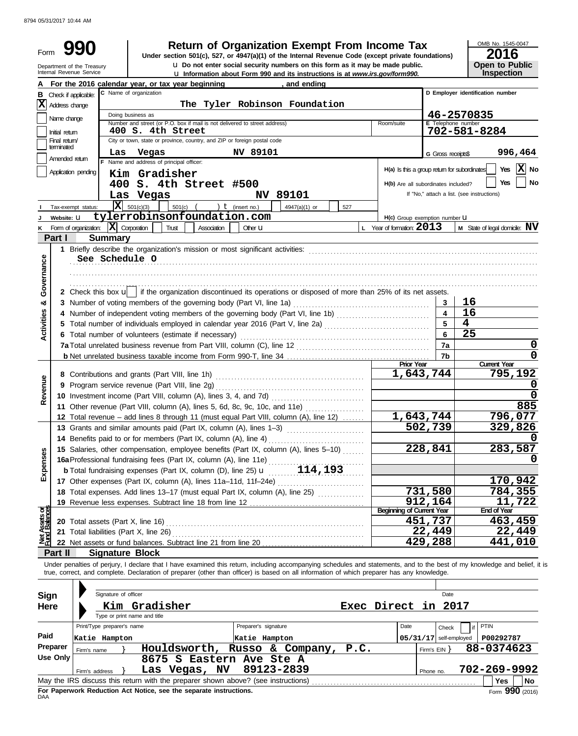Form **990**

Department of the Treasury
Internal Revenue Service

# Return of Organization Exempt From Income Tax

**Under section 501(c), 527, or 4947(a)(1) of the Internal Revenue Code (except private foundations)**

u Do not enter social security numbers on this form as it may be made public.

u Information about Form 990 and its instructions is at *www.irs.gov/form990.*

OMB No. 1545-0047

**2016**

**Open to Public Inspection**

**A** For the 2016 calendar year, or tax year beginning , and ending

**B** Check if applicable:
- [X] Address change
- [ ] Name change
- [ ] Initial return
- [ ] Final return/terminated
- [ ] Amended return
- [ ] Application pending

**C** Name of organization: The Tyler Robinson Foundation

Doing business as

Number and street (or P.O. box if mail is not delivered to street address): 400 S. 4th Street — Room/suite

City or town, state or province, country, and ZIP or foreign postal code: Las Vegas NV 89101

**D** Employer identification number: 46-2570835

**E** Telephone number: 702-581-8284

**G** Gross receipts$ 996,464

**F** Name and address of principal officer:
Kim Gradisher
400 S. 4th Street #500
Las Vegas NV 89101

H(a) Is this a group return for subordinates? [ ] Yes [X] No

H(b) Are all subordinates included? [ ] Yes [ ] No — If "No," attach a list. (see instructions)

**I** Tax-exempt status: [X] 501(c)(3) [ ] 501(c) ( ) t (insert no.) [ ] 4947(a)(1) or [ ] 527

**J** Website: u tylerrobinsonfoundation.com

H(c) Group exemption number u

**K** Form of organization: [X] Corporation [ ] Trust [ ] Association [ ] Other u

**L** Year of formation: 2013

**M** State of legal domicile: NV

## Part I Summary

**Activities & Governance**

1 Briefly describe the organization's mission or most significant activities:
See Schedule O

2 Check this box u [ ] if the organization discontinued its operations or disposed of more than 25% of its net assets.

| | | | |
|---|---|---|---|
| 3 | Number of voting members of the governing body (Part VI, line 1a) | 3 | 16 |
| 4 | Number of independent voting members of the governing body (Part VI, line 1b) | 4 | 16 |
| 5 | Total number of individuals employed in calendar year 2016 (Part V, line 2a) | 5 | 4 |
| 6 | Total number of volunteers (estimate if necessary) | 6 | 25 |
| 7a | Total unrelated business revenue from Part VIII, column (C), line 12 | 7a | 0 |
| b | Net unrelated business taxable income from Form 990-T, line 34 | 7b | 0 |

| | | Prior Year | Current Year |
|---|---|---|---|
| **Revenue** | | | |
| 8 | Contributions and grants (Part VIII, line 1h) | 1,643,744 | 795,192 |
| 9 | Program service revenue (Part VIII, line 2g) | | 0 |
| 10 | Investment income (Part VIII, column (A), lines 3, 4, and 7d) | | 0 |
| 11 | Other revenue (Part VIII, column (A), lines 5, 6d, 8c, 9c, 10c, and 11e) | | 885 |
| 12 | Total revenue – add lines 8 through 11 (must equal Part VIII, column (A), line 12) | 1,643,744 | 796,077 |
| **Expenses** | | | |
| 13 | Grants and similar amounts paid (Part IX, column (A), lines 1–3) | 502,739 | 329,826 |
| 14 | Benefits paid to or for members (Part IX, column (A), line 4) | | 0 |
| 15 | Salaries, other compensation, employee benefits (Part IX, column (A), lines 5–10) | 228,841 | 283,587 |
| 16a | Professional fundraising fees (Part IX, column (A), line 11e) | | 0 |
| b | Total fundraising expenses (Part IX, column (D), line 25) u 114,193 | | |
| 17 | Other expenses (Part IX, column (A), lines 11a–11d, 11f–24e) | | 170,942 |
| 18 | Total expenses. Add lines 13–17 (must equal Part IX, column (A), line 25) | 731,580 | 784,355 |
| 19 | Revenue less expenses. Subtract line 18 from line 12 | 912,164 | 11,722 |
| **Net Assets or Fund Balances** | | **Beginning of Current Year** | **End of Year** |
| 20 | Total assets (Part X, line 16) | 451,737 | 463,459 |
| 21 | Total liabilities (Part X, line 26) | 22,449 | 22,449 |
| 22 | Net assets or fund balances. Subtract line 21 from line 20 | 429,288 | 441,010 |

## Part II Signature Block

Under penalties of perjury, I declare that I have examined this return, including accompanying schedules and statements, and to the best of my knowledge and belief, it is true, correct, and complete. Declaration of preparer (other than officer) is based on all information of which preparer has any knowledge.

**Sign Here**

Signature of officer — Date

Kim Gradisher — Exec Direct in 2017

Type or print name and title

**Paid Preparer Use Only**

| Print/Type preparer's name | Preparer's signature | Date | Check [ ] if self-employed | PTIN |
|---|---|---|---|---|
| Katie Hampton | Katie Hampton | 05/31/17 | | P00292787 |

Firm's name } Houldsworth, Russo & Company, P.C. — Firm's EIN } 88-0374623

Firm's address } 8675 S Eastern Ave Ste A, Las Vegas, NV 89123-2839 — Phone no. 702-269-9992

May the IRS discuss this return with the preparer shown above? (see instructions) [ ] Yes [ ] No

**For Paperwork Reduction Act Notice, see the separate instructions.**

DAA

Form **990** (2016)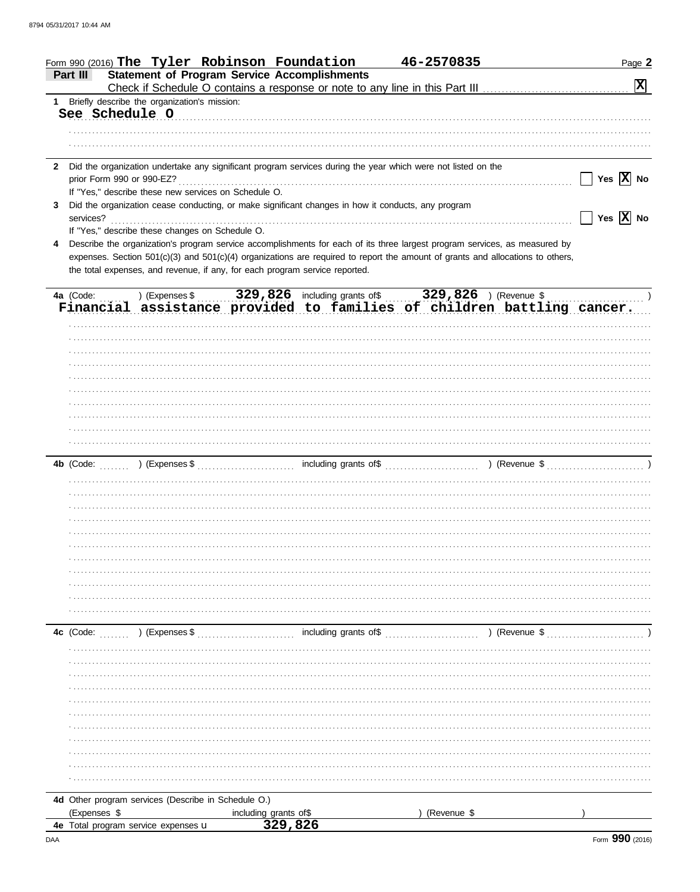Form 990 (2016) **The Tyler Robinson Foundation** **46-2570835**

## Part III Statement of Program Service Accomplishments

Check if Schedule O contains a response or note to any line in this Part III .......... [X]

**1** Briefly describe the organization's mission:

See Schedule O

**2** Did the organization undertake any significant program services during the year which were not listed on the prior Form 990 or 990-EZ? .......... [ ] Yes [X] No

If "Yes," describe these new services on Schedule O.

**3** Did the organization cease conducting, or make significant changes in how it conducts, any program services? .......... [ ] Yes [X] No

If "Yes," describe these changes on Schedule O.

**4** Describe the organization's program service accomplishments for each of its three largest program services, as measured by expenses. Section 501(c)(3) and 501(c)(4) organizations are required to report the amount of grants and allocations to others, the total expenses, and revenue, if any, for each program service reported.

**4a** (Code: ) (Expenses $ 329,826 including grants of$ 329,826 ) (Revenue $ )

Financial assistance provided to families of children battling cancer.

**4b** (Code: ) (Expenses $ including grants of$ ) (Revenue $ )

**4c** (Code: ) (Expenses $ including grants of$ ) (Revenue $ )

**4d** Other program services (Describe in Schedule O.)

(Expenses $ including grants of$ ) (Revenue $ )

**4e** Total program service expenses ▶ 329,826

Form **990** (2016)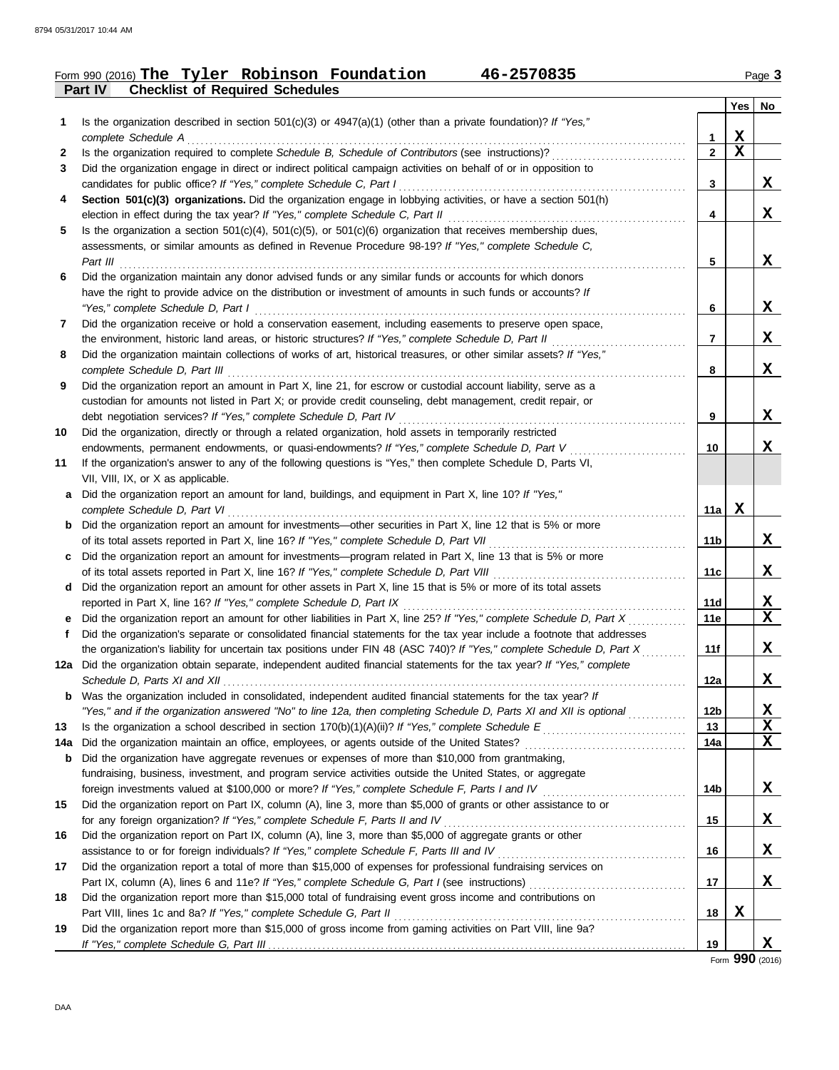Form 990 (2016) **The Tyler Robinson Foundation** **46-2570835**

## Part IV Checklist of Required Schedules

| | | | Yes | No |
|---|---|---|---|---|
| 1 | Is the organization described in section 501(c)(3) or 4947(a)(1) (other than a private foundation)? *If "Yes," complete Schedule A* | 1 | X | |
| 2 | Is the organization required to complete *Schedule B, Schedule of Contributors* (see instructions)? | 2 | X | |
| 3 | Did the organization engage in direct or indirect political campaign activities on behalf of or in opposition to candidates for public office? *If "Yes," complete Schedule C, Part I* | 3 | | X |
| 4 | **Section 501(c)(3) organizations.** Did the organization engage in lobbying activities, or have a section 501(h) election in effect during the tax year? *If "Yes," complete Schedule C, Part II* | 4 | | X |
| 5 | Is the organization a section 501(c)(4), 501(c)(5), or 501(c)(6) organization that receives membership dues, assessments, or similar amounts as defined in Revenue Procedure 98-19? *If "Yes," complete Schedule C, Part III* | 5 | | X |
| 6 | Did the organization maintain any donor advised funds or any similar funds or accounts for which donors have the right to provide advice on the distribution or investment of amounts in such funds or accounts? *If "Yes," complete Schedule D, Part I* | 6 | | X |
| 7 | Did the organization receive or hold a conservation easement, including easements to preserve open space, the environment, historic land areas, or historic structures? *If "Yes," complete Schedule D, Part II* | 7 | | X |
| 8 | Did the organization maintain collections of works of art, historical treasures, or other similar assets? *If "Yes," complete Schedule D, Part III* | 8 | | X |
| 9 | Did the organization report an amount in Part X, line 21, for escrow or custodial account liability, serve as a custodian for amounts not listed in Part X; or provide credit counseling, debt management, credit repair, or debt negotiation services? *If "Yes," complete Schedule D, Part IV* | 9 | | X |
| 10 | Did the organization, directly or through a related organization, hold assets in temporarily restricted endowments, permanent endowments, or quasi-endowments? *If "Yes," complete Schedule D, Part V* | 10 | | X |
| 11 | If the organization's answer to any of the following questions is "Yes," then complete Schedule D, Parts VI, VII, VIII, IX, or X as applicable. | | | |
| a | Did the organization report an amount for land, buildings, and equipment in Part X, line 10? *If "Yes," complete Schedule D, Part VI* | 11a | X | |
| b | Did the organization report an amount for investments—other securities in Part X, line 12 that is 5% or more of its total assets reported in Part X, line 16? *If "Yes," complete Schedule D, Part VII* | 11b | | X |
| c | Did the organization report an amount for investments—program related in Part X, line 13 that is 5% or more of its total assets reported in Part X, line 16? *If "Yes," complete Schedule D, Part VIII* | 11c | | X |
| d | Did the organization report an amount for other assets in Part X, line 15 that is 5% or more of its total assets reported in Part X, line 16? *If "Yes," complete Schedule D, Part IX* | 11d | | X |
| e | Did the organization report an amount for other liabilities in Part X, line 25? *If "Yes," complete Schedule D, Part X* | 11e | | X |
| f | Did the organization's separate or consolidated financial statements for the tax year include a footnote that addresses the organization's liability for uncertain tax positions under FIN 48 (ASC 740)? *If "Yes," complete Schedule D, Part X* | 11f | | X |
| 12a | Did the organization obtain separate, independent audited financial statements for the tax year? *If "Yes," complete Schedule D, Parts XI and XII* | 12a | | X |
| b | Was the organization included in consolidated, independent audited financial statements for the tax year? *If "Yes," and if the organization answered "No" to line 12a, then completing Schedule D, Parts XI and XII is optional* | 12b | | X |
| 13 | Is the organization a school described in section 170(b)(1)(A)(ii)? *If "Yes," complete Schedule E* | 13 | | X |
| 14a | Did the organization maintain an office, employees, or agents outside of the United States? | 14a | | X |
| b | Did the organization have aggregate revenues or expenses of more than $10,000 from grantmaking, fundraising, business, investment, and program service activities outside the United States, or aggregate foreign investments valued at $100,000 or more? *If "Yes," complete Schedule F, Parts I and IV* | 14b | | X |
| 15 | Did the organization report on Part IX, column (A), line 3, more than $5,000 of grants or other assistance to or for any foreign organization? *If "Yes," complete Schedule F, Parts II and IV* | 15 | | X |
| 16 | Did the organization report on Part IX, column (A), line 3, more than $5,000 of aggregate grants or other assistance to or for foreign individuals? *If "Yes," complete Schedule F, Parts III and IV* | 16 | | X |
| 17 | Did the organization report a total of more than $15,000 of expenses for professional fundraising services on Part IX, column (A), lines 6 and 11e? *If "Yes," complete Schedule G, Part I* (see instructions) | 17 | | X |
| 18 | Did the organization report more than $15,000 total of fundraising event gross income and contributions on Part VIII, lines 1c and 8a? *If "Yes," complete Schedule G, Part II* | 18 | X | |
| 19 | Did the organization report more than $15,000 of gross income from gaming activities on Part VIII, line 9a? *If "Yes," complete Schedule G, Part III* | 19 | | X |

Form **990** (2016)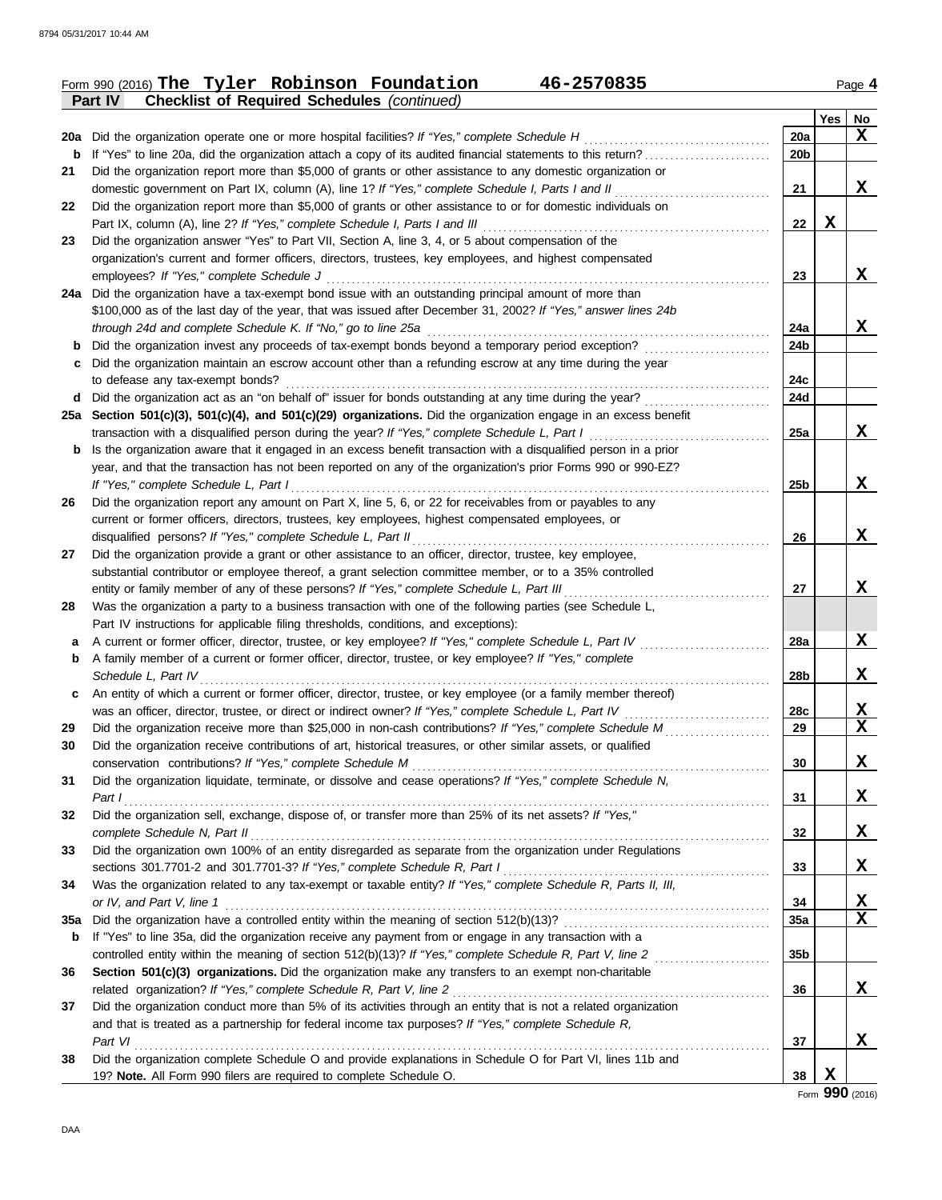Form 990 (2016) **The Tyler Robinson Foundation** **46-2570835** Page 4

**Part IV** **Checklist of Required Schedules** *(continued)*

| | | | Yes | No |
|---|---|---|---|---|
| **20a** | Did the organization operate one or more hospital facilities? *If "Yes," complete Schedule H* | **20a** | | X |
| **b** | If "Yes" to line 20a, did the organization attach a copy of its audited financial statements to this return? | **20b** | | |
| **21** | Did the organization report more than $5,000 of grants or other assistance to any domestic organization or domestic government on Part IX, column (A), line 1? *If "Yes," complete Schedule I, Parts I and II* | **21** | | X |
| **22** | Did the organization report more than $5,000 of grants or other assistance to or for domestic individuals on Part IX, column (A), line 2? *If "Yes," complete Schedule I, Parts I and III* | **22** | X | |
| **23** | Did the organization answer "Yes" to Part VII, Section A, line 3, 4, or 5 about compensation of the organization's current and former officers, directors, trustees, key employees, and highest compensated employees? *If "Yes," complete Schedule J* | **23** | | X |
| **24a** | Did the organization have a tax-exempt bond issue with an outstanding principal amount of more than $100,000 as of the last day of the year, that was issued after December 31, 2002? *If "Yes," answer lines 24b through 24d and complete Schedule K. If "No," go to line 25a* | **24a** | | X |
| **b** | Did the organization invest any proceeds of tax-exempt bonds beyond a temporary period exception? | **24b** | | |
| **c** | Did the organization maintain an escrow account other than a refunding escrow at any time during the year to defease any tax-exempt bonds? | **24c** | | |
| **d** | Did the organization act as an "on behalf of" issuer for bonds outstanding at any time during the year? | **24d** | | |
| **25a** | **Section 501(c)(3), 501(c)(4), and 501(c)(29) organizations.** Did the organization engage in an excess benefit transaction with a disqualified person during the year? *If "Yes," complete Schedule L, Part I* | **25a** | | X |
| **b** | Is the organization aware that it engaged in an excess benefit transaction with a disqualified person in a prior year, and that the transaction has not been reported on any of the organization's prior Forms 990 or 990-EZ? *If "Yes," complete Schedule L, Part I* | **25b** | | X |
| **26** | Did the organization report any amount on Part X, line 5, 6, or 22 for receivables from or payables to any current or former officers, directors, trustees, key employees, highest compensated employees, or disqualified persons? *If "Yes," complete Schedule L, Part II* | **26** | | X |
| **27** | Did the organization provide a grant or other assistance to an officer, director, trustee, key employee, substantial contributor or employee thereof, a grant selection committee member, or to a 35% controlled entity or family member of any of these persons? *If "Yes," complete Schedule L, Part III* | **27** | | X |
| **28** | Was the organization a party to a business transaction with one of the following parties (see Schedule L, Part IV instructions for applicable filing thresholds, conditions, and exceptions): | | | |
| **a** | A current or former officer, director, trustee, or key employee? *If "Yes," complete Schedule L, Part IV* | **28a** | | X |
| **b** | A family member of a current or former officer, director, trustee, or key employee? *If "Yes," complete Schedule L, Part IV* | **28b** | | X |
| **c** | An entity of which a current or former officer, director, trustee, or key employee (or a family member thereof) was an officer, director, trustee, or direct or indirect owner? *If "Yes," complete Schedule L, Part IV* | **28c** | | X |
| **29** | Did the organization receive more than $25,000 in non-cash contributions? *If "Yes," complete Schedule M* | **29** | | X |
| **30** | Did the organization receive contributions of art, historical treasures, or other similar assets, or qualified conservation contributions? *If "Yes," complete Schedule M* | **30** | | X |
| **31** | Did the organization liquidate, terminate, or dissolve and cease operations? *If "Yes," complete Schedule N, Part I* | **31** | | X |
| **32** | Did the organization sell, exchange, dispose of, or transfer more than 25% of its net assets? *If "Yes," complete Schedule N, Part II* | **32** | | X |
| **33** | Did the organization own 100% of an entity disregarded as separate from the organization under Regulations sections 301.7701-2 and 301.7701-3? *If "Yes," complete Schedule R, Part I* | **33** | | X |
| **34** | Was the organization related to any tax-exempt or taxable entity? *If "Yes," complete Schedule R, Parts II, III, or IV, and Part V, line 1* | **34** | | X |
| **35a** | Did the organization have a controlled entity within the meaning of section 512(b)(13)? | **35a** | | X |
| **b** | If "Yes" to line 35a, did the organization receive any payment from or engage in any transaction with a controlled entity within the meaning of section 512(b)(13)? *If "Yes," complete Schedule R, Part V, line 2* | **35b** | | |
| **36** | **Section 501(c)(3) organizations.** Did the organization make any transfers to an exempt non-charitable related organization? *If "Yes," complete Schedule R, Part V, line 2* | **36** | | X |
| **37** | Did the organization conduct more than 5% of its activities through an entity that is not a related organization and that is treated as a partnership for federal income tax purposes? *If "Yes," complete Schedule R, Part VI* | **37** | | X |
| **38** | Did the organization complete Schedule O and provide explanations in Schedule O for Part VI, lines 11b and 19? **Note.** All Form 990 filers are required to complete Schedule O. | **38** | X | |

Form **990** (2016)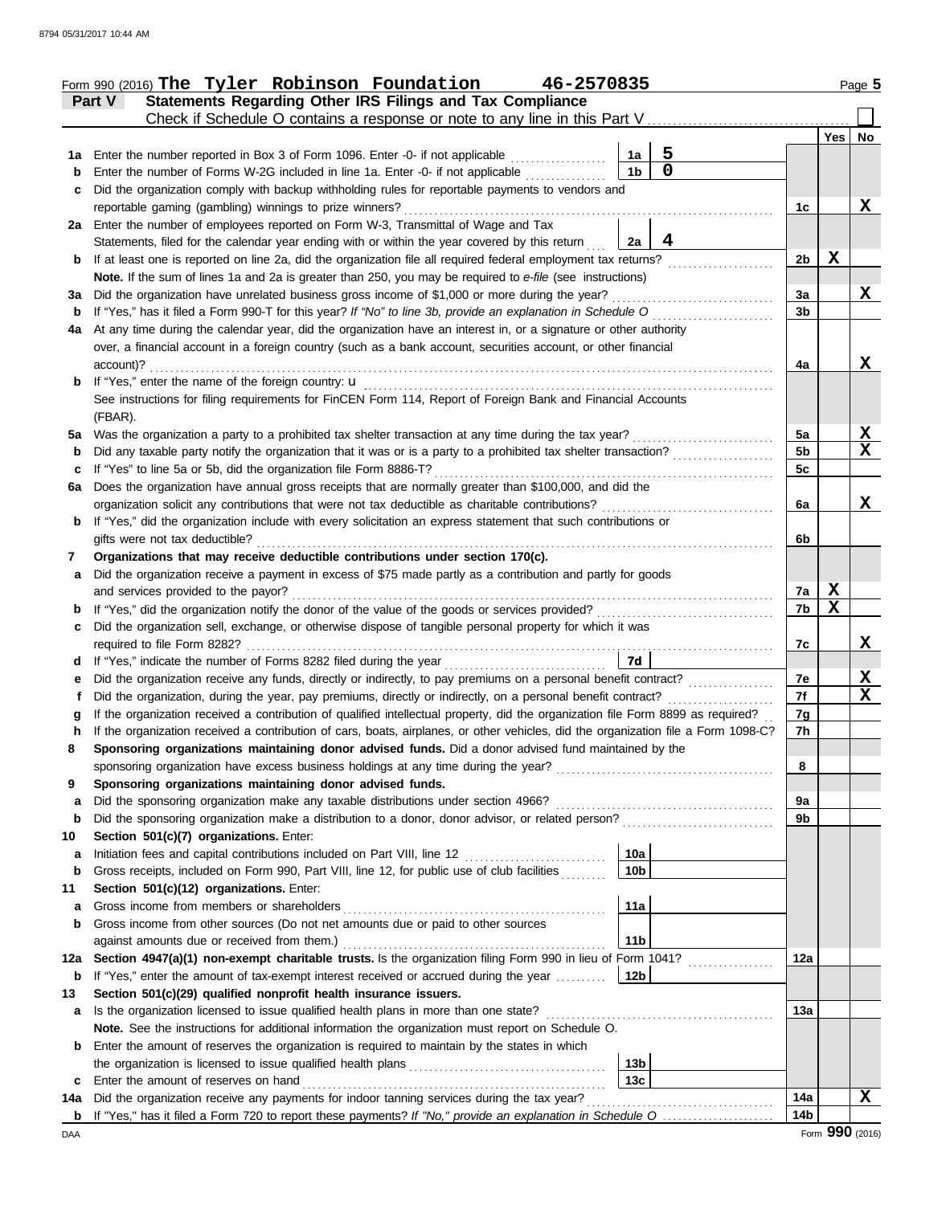Form 990 (2016) **The Tyler Robinson Foundation** **46-2570835** Page 5

## Part V Statements Regarding Other IRS Filings and Tax Compliance

Check if Schedule O contains a response or note to any line in this Part V

| | | | | | Yes | No |
|---|---|---|---|---|---|---|
| **1a** | Enter the number reported in Box 3 of Form 1096. Enter -0- if not applicable | 1a | 5 | | | |
| **b** | Enter the number of Forms W-2G included in line 1a. Enter -0- if not applicable | 1b | 0 | | | |
| **c** | Did the organization comply with backup withholding rules for reportable payments to vendors and reportable gaming (gambling) winnings to prize winners? | | | 1c | | X |
| **2a** | Enter the number of employees reported on Form W-3, Transmittal of Wage and Tax Statements, filed for the calendar year ending with or within the year covered by this return | 2a | 4 | | | |
| **b** | If at least one is reported on line 2a, did the organization file all required federal employment tax returns? | | | 2b | X | |
| | **Note.** If the sum of lines 1a and 2a is greater than 250, you may be required to *e-file* (see instructions) | | | | | |
| **3a** | Did the organization have unrelated business gross income of $1,000 or more during the year? | | | 3a | | X |
| **b** | If "Yes," has it filed a Form 990-T for this year? *If "No" to line 3b, provide an explanation in Schedule O* | | | 3b | | |
| **4a** | At any time during the calendar year, did the organization have an interest in, or a signature or other authority over, a financial account in a foreign country (such as a bank account, securities account, or other financial account)? | | | 4a | | X |
| **b** | If "Yes," enter the name of the foreign country: u | | | | | |
| | See instructions for filing requirements for FinCEN Form 114, Report of Foreign Bank and Financial Accounts (FBAR). | | | | | |
| **5a** | Was the organization a party to a prohibited tax shelter transaction at any time during the tax year? | | | 5a | | X |
| **b** | Did any taxable party notify the organization that it was or is a party to a prohibited tax shelter transaction? | | | 5b | | X |
| **c** | If "Yes" to line 5a or 5b, did the organization file Form 8886-T? | | | 5c | | |
| **6a** | Does the organization have annual gross receipts that are normally greater than $100,000, and did the organization solicit any contributions that were not tax deductible as charitable contributions? | | | 6a | | X |
| **b** | If "Yes," did the organization include with every solicitation an express statement that such contributions or gifts were not tax deductible? | | | 6b | | |
| **7** | **Organizations that may receive deductible contributions under section 170(c).** | | | | | |
| **a** | Did the organization receive a payment in excess of $75 made partly as a contribution and partly for goods and services provided to the payor? | | | 7a | X | |
| **b** | If "Yes," did the organization notify the donor of the value of the goods or services provided? | | | 7b | X | |
| **c** | Did the organization sell, exchange, or otherwise dispose of tangible personal property for which it was required to file Form 8282? | | | 7c | | X |
| **d** | If "Yes," indicate the number of Forms 8282 filed during the year | 7d | | | | |
| **e** | Did the organization receive any funds, directly or indirectly, to pay premiums on a personal benefit contract? | | | 7e | | X |
| **f** | Did the organization, during the year, pay premiums, directly or indirectly, on a personal benefit contract? | | | 7f | | X |
| **g** | If the organization received a contribution of qualified intellectual property, did the organization file Form 8899 as required? | | | 7g | | |
| **h** | If the organization received a contribution of cars, boats, airplanes, or other vehicles, did the organization file a Form 1098-C? | | | 7h | | |
| **8** | **Sponsoring organizations maintaining donor advised funds.** Did a donor advised fund maintained by the sponsoring organization have excess business holdings at any time during the year? | | | 8 | | |
| **9** | **Sponsoring organizations maintaining donor advised funds.** | | | | | |
| **a** | Did the sponsoring organization make any taxable distributions under section 4966? | | | 9a | | |
| **b** | Did the sponsoring organization make a distribution to a donor, donor advisor, or related person? | | | 9b | | |
| **10** | **Section 501(c)(7) organizations.** Enter: | | | | | |
| **a** | Initiation fees and capital contributions included on Part VIII, line 12 | 10a | | | | |
| **b** | Gross receipts, included on Form 990, Part VIII, line 12, for public use of club facilities | 10b | | | | |
| **11** | **Section 501(c)(12) organizations.** Enter: | | | | | |
| **a** | Gross income from members or shareholders | 11a | | | | |
| **b** | Gross income from other sources (Do not net amounts due or paid to other sources against amounts due or received from them.) | 11b | | | | |
| **12a** | **Section 4947(a)(1) non-exempt charitable trusts.** Is the organization filing Form 990 in lieu of Form 1041? | | | 12a | | |
| **b** | If "Yes," enter the amount of tax-exempt interest received or accrued during the year | 12b | | | | |
| **13** | **Section 501(c)(29) qualified nonprofit health insurance issuers.** | | | | | |
| **a** | Is the organization licensed to issue qualified health plans in more than one state? | | | 13a | | |
| | **Note.** See the instructions for additional information the organization must report on Schedule O. | | | | | |
| **b** | Enter the amount of reserves the organization is required to maintain by the states in which the organization is licensed to issue qualified health plans | 13b | | | | |
| **c** | Enter the amount of reserves on hand | 13c | | | | |
| **14a** | Did the organization receive any payments for indoor tanning services during the tax year? | | | 14a | | X |
| **b** | If "Yes," has it filed a Form 720 to report these payments? *If "No," provide an explanation in Schedule O* | | | 14b | | |

Form **990** (2016)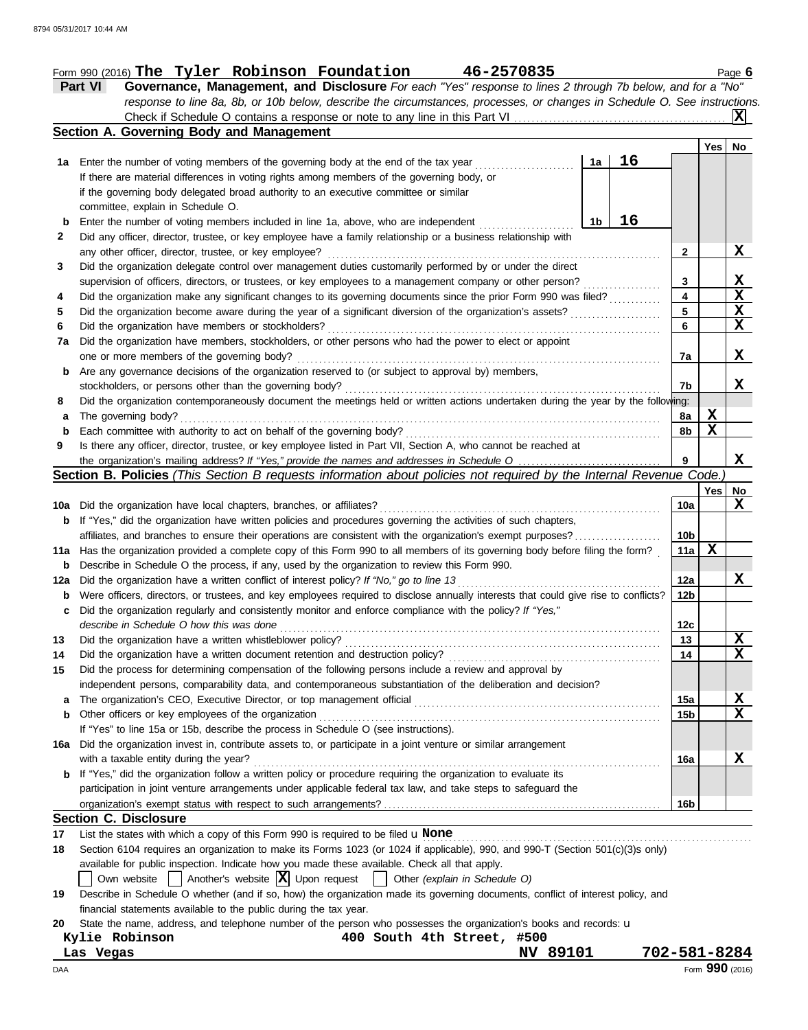Form 990 (2016) **The Tyler Robinson Foundation** **46-2570835** Page **6**

**Part VI** **Governance, Management, and Disclosure** *For each "Yes" response to lines 2 through 7b below, and for a "No" response to line 8a, 8b, or 10b below, describe the circumstances, processes, or changes in Schedule O. See instructions.*

Check if Schedule O contains a response or note to any line in this Part VI ....... **X**

## Section A. Governing Body and Management

| | | | | Yes | No |
|---|---|---|---|---|---|
| **1a** | Enter the number of voting members of the governing body at the end of the tax year ....... **1a** **16**<br>If there are material differences in voting rights among members of the governing body, or if the governing body delegated broad authority to an executive committee or similar committee, explain in Schedule O. | | | | |
| **b** | Enter the number of voting members included in line 1a, above, who are independent ....... **1b** **16** | | | | |
| **2** | Did any officer, director, trustee, or key employee have a family relationship or a business relationship with any other officer, director, trustee, or key employee? | | 2 | | X |
| **3** | Did the organization delegate control over management duties customarily performed by or under the direct supervision of officers, directors, or trustees, or key employees to a management company or other person? | | 3 | | X |
| **4** | Did the organization make any significant changes to its governing documents since the prior Form 990 was filed? | | 4 | | X |
| **5** | Did the organization become aware during the year of a significant diversion of the organization's assets? | | 5 | | X |
| **6** | Did the organization have members or stockholders? | | 6 | | X |
| **7a** | Did the organization have members, stockholders, or other persons who had the power to elect or appoint one or more members of the governing body? | | 7a | | X |
| **b** | Are any governance decisions of the organization reserved to (or subject to approval by) members, stockholders, or persons other than the governing body? | | 7b | | X |
| **8** | Did the organization contemporaneously document the meetings held or written actions undertaken during the year by the following: | | | | |
| **a** | The governing body? | | 8a | X | |
| **b** | Each committee with authority to act on behalf of the governing body? | | 8b | X | |
| **9** | Is there any officer, director, trustee, or key employee listed in Part VII, Section A, who cannot be reached at the organization's mailing address? *If "Yes," provide the names and addresses in Schedule O* | | 9 | | X |

## Section B. Policies *(This Section B requests information about policies not required by the Internal Revenue Code.)*

| | | | Yes | No |
|---|---|---|---|---|
| **10a** | Did the organization have local chapters, branches, or affiliates? | 10a | | X |
| **b** | If "Yes," did the organization have written policies and procedures governing the activities of such chapters, affiliates, and branches to ensure their operations are consistent with the organization's exempt purposes? | 10b | | |
| **11a** | Has the organization provided a complete copy of this Form 990 to all members of its governing body before filing the form? | 11a | X | |
| **b** | Describe in Schedule O the process, if any, used by the organization to review this Form 990. | | | |
| **12a** | Did the organization have a written conflict of interest policy? *If "No," go to line 13* | 12a | | X |
| **b** | Were officers, directors, or trustees, and key employees required to disclose annually interests that could give rise to conflicts? | 12b | | |
| **c** | Did the organization regularly and consistently monitor and enforce compliance with the policy? *If "Yes," describe in Schedule O how this was done* | 12c | | |
| **13** | Did the organization have a written whistleblower policy? | 13 | | X |
| **14** | Did the organization have a written document retention and destruction policy? | 14 | | X |
| **15** | Did the process for determining compensation of the following persons include a review and approval by independent persons, comparability data, and contemporaneous substantiation of the deliberation and decision? | | | |
| **a** | The organization's CEO, Executive Director, or top management official | 15a | | X |
| **b** | Other officers or key employees of the organization | 15b | | X |
| | If "Yes" to line 15a or 15b, describe the process in Schedule O (see instructions). | | | |
| **16a** | Did the organization invest in, contribute assets to, or participate in a joint venture or similar arrangement with a taxable entity during the year? | 16a | | X |
| **b** | If "Yes," did the organization follow a written policy or procedure requiring the organization to evaluate its participation in joint venture arrangements under applicable federal tax law, and take steps to safeguard the organization's exempt status with respect to such arrangements? | 16b | | |

## Section C. Disclosure

**17** List the states with which a copy of this Form 990 is required to be filed u **None**

**18** Section 6104 requires an organization to make its Forms 1023 (or 1024 if applicable), 990, and 990-T (Section 501(c)(3)s only) available for public inspection. Indicate how you made these available. Check all that apply.

☐ Own website ☐ Another's website ☒ Upon request ☐ Other *(explain in Schedule O)*

**19** Describe in Schedule O whether (and if so, how) the organization made its governing documents, conflict of interest policy, and financial statements available to the public during the tax year.

**20** State the name, address, and telephone number of the person who possesses the organization's books and records: u

**Kylie Robinson** **400 South 4th Street, #500**
**Las Vegas** **NV 89101** **702-581-8284**

DAA Form **990** (2016)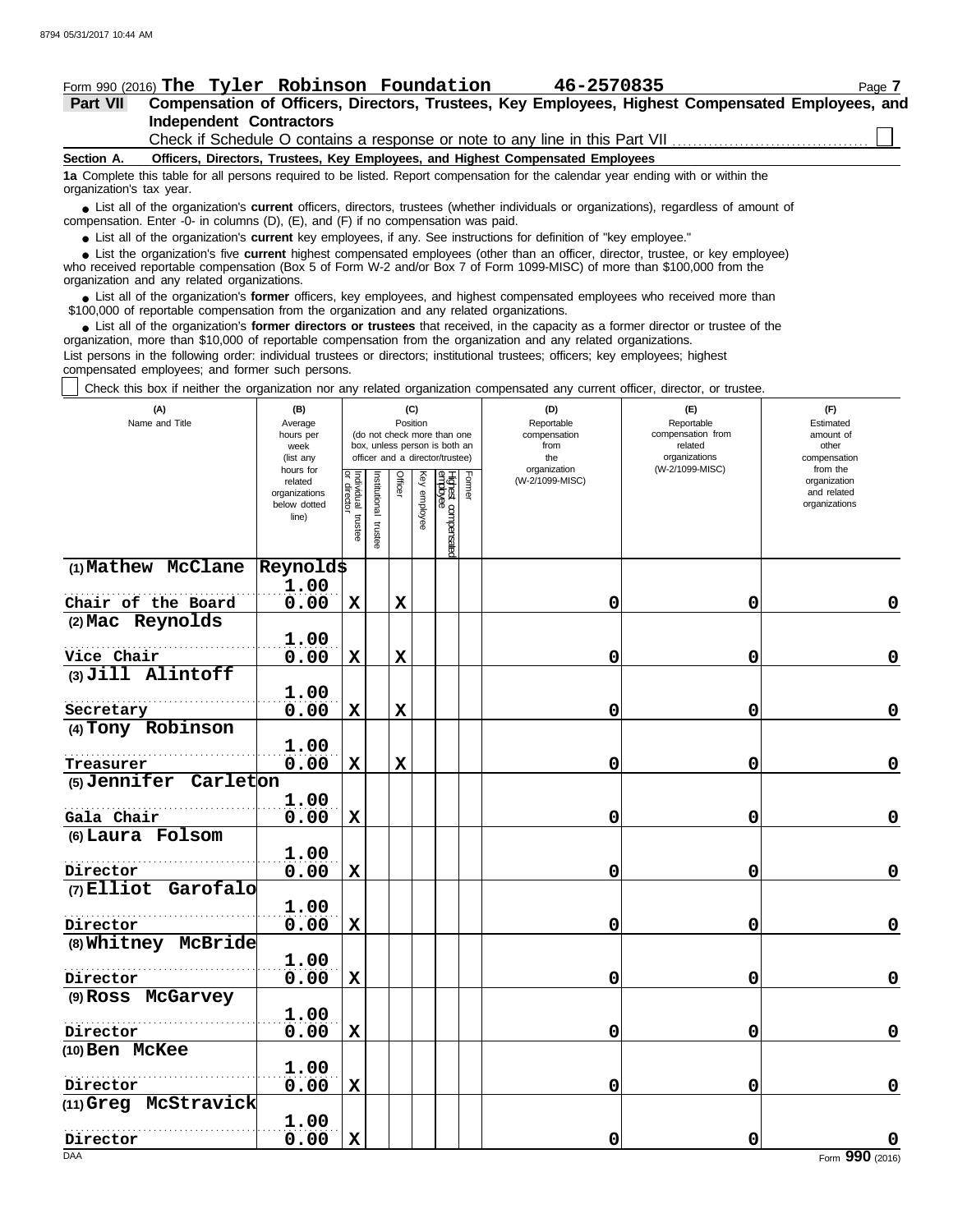Form 990 (2016) **The Tyler Robinson Foundation** **46-2570835**

**Part VII** **Compensation of Officers, Directors, Trustees, Key Employees, Highest Compensated Employees, and Independent Contractors**

Check if Schedule O contains a response or note to any line in this Part VII ☐

**Section A. Officers, Directors, Trustees, Key Employees, and Highest Compensated Employees**

**1a** Complete this table for all persons required to be listed. Report compensation for the calendar year ending with or within the organization's tax year.

- List all of the organization's **current** officers, directors, trustees (whether individuals or organizations), regardless of amount of compensation. Enter -0- in columns (D), (E), and (F) if no compensation was paid.
- List all of the organization's **current** key employees, if any. See instructions for definition of "key employee."
- List the organization's five **current** highest compensated employees (other than an officer, director, trustee, or key employee) who received reportable compensation (Box 5 of Form W-2 and/or Box 7 of Form 1099-MISC) of more than $100,000 from the organization and any related organizations.
- List all of the organization's **former** officers, key employees, and highest compensated employees who received more than $100,000 of reportable compensation from the organization and any related organizations.
- List all of the organization's **former directors or trustees** that received, in the capacity as a former director or trustee of the organization, more than $10,000 of reportable compensation from the organization and any related organizations.

List persons in the following order: individual trustees or directors; institutional trustees; officers; key employees; highest compensated employees; and former such persons.

☐ Check this box if neither the organization nor any related organization compensated any current officer, director, or trustee.

| (A) Name and Title | (B) Average hours per week (list any hours for related organizations below dotted line) | (C) Position: Individual trustee or director | Institutional trustee | Officer | Key employee | Highest compensated employee | Former | (D) Reportable compensation from the organization (W-2/1099-MISC) | (E) Reportable compensation from related organizations (W-2/1099-MISC) | (F) Estimated amount of other compensation from the organization and related organizations |
|---|---|---|---|---|---|---|---|---|---|---|
| (1) Mathew McClane Reynolds<br>Chair of the Board | 1.00<br>0.00 | X | | X | | | | 0 | 0 | 0 |
| (2) Mac Reynolds<br>Vice Chair | 1.00<br>0.00 | X | | X | | | | 0 | 0 | 0 |
| (3) Jill Alintoff<br>Secretary | 1.00<br>0.00 | X | | X | | | | 0 | 0 | 0 |
| (4) Tony Robinson<br>Treasurer | 1.00<br>0.00 | X | | X | | | | 0 | 0 | 0 |
| (5) Jennifer Carleton<br>Gala Chair | 1.00<br>0.00 | X | | | | | | 0 | 0 | 0 |
| (6) Laura Folsom<br>Director | 1.00<br>0.00 | X | | | | | | 0 | 0 | 0 |
| (7) Elliot Garofalo<br>Director | 1.00<br>0.00 | X | | | | | | 0 | 0 | 0 |
| (8) Whitney McBride<br>Director | 1.00<br>0.00 | X | | | | | | 0 | 0 | 0 |
| (9) Ross McGarvey<br>Director | 1.00<br>0.00 | X | | | | | | 0 | 0 | 0 |
| (10) Ben McKee<br>Director | 1.00<br>0.00 | X | | | | | | 0 | 0 | 0 |
| (11) Greg McStravick<br>Director | 1.00<br>0.00 | X | | | | | | 0 | 0 | 0 |

Form **990** (2016)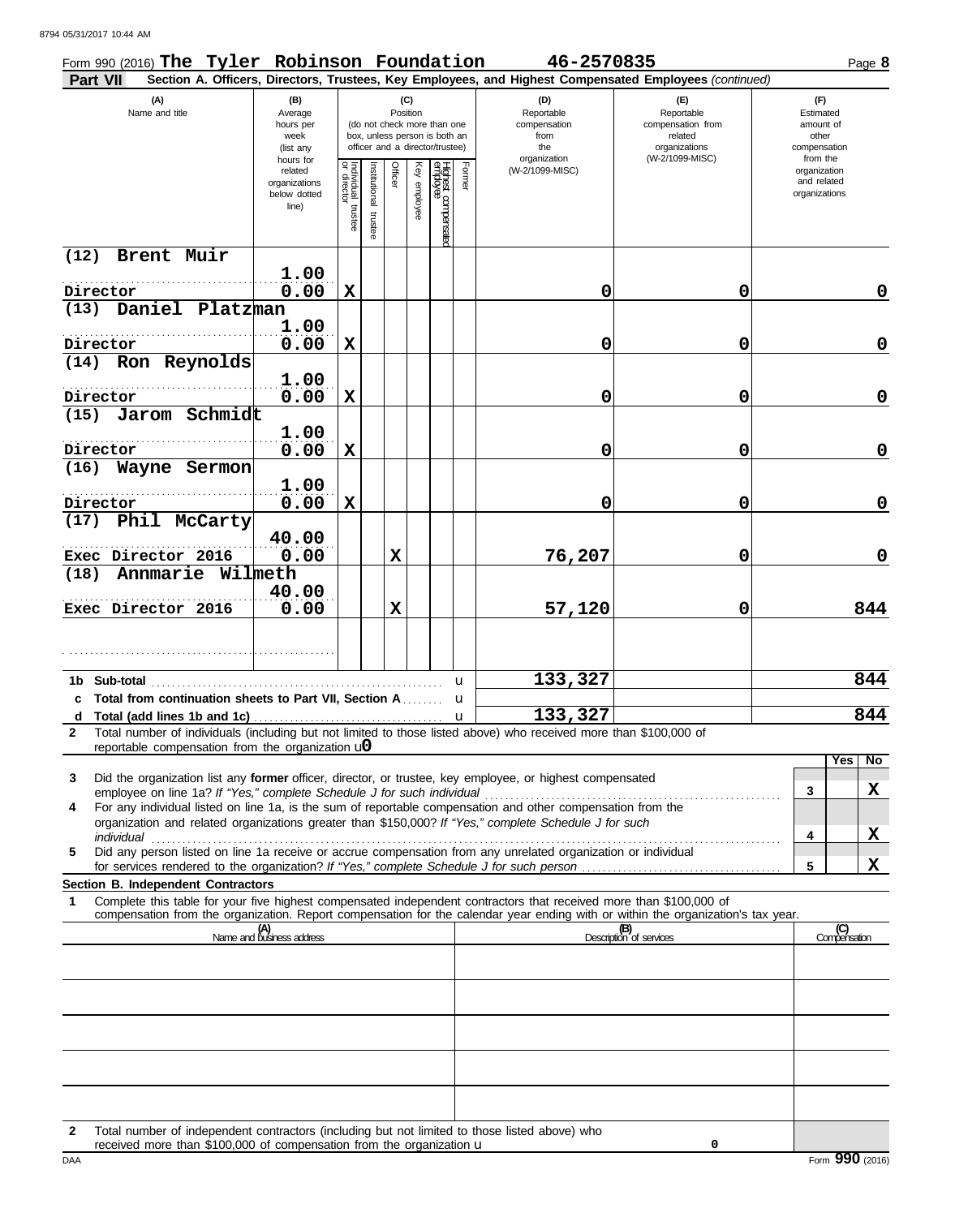Form 990 (2016) **The Tyler Robinson Foundation** 46-2570835 Page **8**

**Part VII** Section A. Officers, Directors, Trustees, Key Employees, and Highest Compensated Employees *(continued)*

| (A) Name and title | (B) Average hours per week (list any hours for related organizations below dotted line) | (C) Position: Individual trustee or director | Institutional trustee | Officer | Key employee | Highest compensated employee | Former | (D) Reportable compensation from the organization (W-2/1099-MISC) | (E) Reportable compensation from related organizations (W-2/1099-MISC) | (F) Estimated amount of other compensation from the organization and related organizations |
|---|---|---|---|---|---|---|---|---|---|---|
| (12) Brent Muir<br>Director | 1.00<br>0.00 | X | | | | | | 0 | 0 | 0 |
| (13) Daniel Platzman<br>Director | 1.00<br>0.00 | X | | | | | | 0 | 0 | 0 |
| (14) Ron Reynolds<br>Director | 1.00<br>0.00 | X | | | | | | 0 | 0 | 0 |
| (15) Jarom Schmidt<br>Director | 1.00<br>0.00 | X | | | | | | 0 | 0 | 0 |
| (16) Wayne Sermon<br>Director | 1.00<br>0.00 | X | | | | | | 0 | 0 | 0 |
| (17) Phil McCarty<br>Exec Director 2016 | 40.00<br>0.00 | | | X | | | | 76,207 | 0 | 0 |
| (18) Annmarie Wilmeth<br>Exec Director 2016 | 40.00<br>0.00 | | | X | | | | 57,120 | 0 | 844 |
| | | | | | | | | | | |
| **1b Sub-total** | | | | | | | | 133,327 | | 844 |
| **c Total from continuation sheets to Part VII, Section A** | | | | | | | | | | |
| **d Total (add lines 1b and 1c)** | | | | | | | | 133,327 | | 844 |

**2** Total number of individuals (including but not limited to those listed above) who received more than $100,000 of reportable compensation from the organization u 0

| | | Yes | No |
|---|---|---|---|
| **3** Did the organization list any **former** officer, director, or trustee, key employee, or highest compensated employee on line 1a? *If "Yes," complete Schedule J for such individual* | 3 | | X |
| **4** For any individual listed on line 1a, is the sum of reportable compensation and other compensation from the organization and related organizations greater than $150,000? *If "Yes," complete Schedule J for such individual* | 4 | | X |
| **5** Did any person listed on line 1a receive or accrue compensation from any unrelated organization or individual for services rendered to the organization? *If "Yes," complete Schedule J for such person* | 5 | | X |

**Section B. Independent Contractors**

**1** Complete this table for your five highest compensated independent contractors that received more than $100,000 of compensation from the organization. Report compensation for the calendar year ending with or within the organization's tax year.

| (A) Name and business address | (B) Description of services | (C) Compensation |
|---|---|---|
| | | |
| | | |
| | | |
| | | |
| | | |

**2** Total number of independent contractors (including but not limited to those listed above) who received more than $100,000 of compensation from the organization u 0

Form **990** (2016)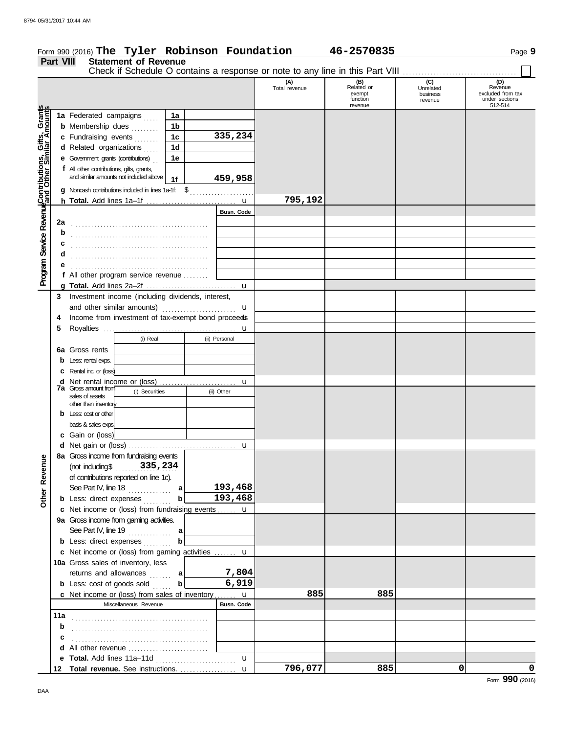Form 990 (2016) **The Tyler Robinson Foundation** **46-2570835**

## Part VIII Statement of Revenue

Check if Schedule O contains a response or note to any line in this Part VIII ☐

| | | | | (A) Total revenue | (B) Related or exempt function revenue | (C) Unrelated business revenue | (D) Revenue excluded from tax under sections 512-514 |
|---|---|---|---|---|---|---|---|
| **Contributions, Gifts, Grants and Other Similar Amounts** | 1a Federated campaigns | 1a | | | | | |
| | b Membership dues | 1b | | | | | |
| | c Fundraising events | 1c | 335,234 | | | | |
| | d Related organizations | 1d | | | | | |
| | e Government grants (contributions) | 1e | | | | | |
| | f All other contributions, gifts, grants, and similar amounts not included above | 1f | 459,958 | | | | |
| | g Noncash contributions included in lines 1a-1f: $ | | | | | | |
| | h **Total.** Add lines 1a–1f | | | 795,192 | | | |
| **Program Service Revenue** | | | Busn. Code | | | | |
| | 2a | | | | | | |
| | b | | | | | | |
| | c | | | | | | |
| | d | | | | | | |
| | e | | | | | | |
| | f All other program service revenue | | | | | | |
| | g **Total.** Add lines 2a–2f | | | | | | |
| **Other Revenue** | 3 Investment income (including dividends, interest, and other similar amounts) | | | | | | |
| | 4 Income from investment of tax-exempt bond proceeds | | | | | | |
| | 5 Royalties | | | | | | |
| | | (i) Real | (ii) Personal | | | | |
| | 6a Gross rents | | | | | | |
| | b Less: rental exps. | | | | | | |
| | c Rental inc. or (loss) | | | | | | |
| | d Net rental income or (loss) | | | | | | |
| | 7a Gross amount from sales of assets other than inventory | (i) Securities | (ii) Other | | | | |
| | b Less: cost or other basis & sales exps. | | | | | | |
| | c Gain or (loss) | | | | | | |
| | d Net gain or (loss) | | | | | | |
| | 8a Gross income from fundraising events (not including $ 335,234 of contributions reported on line 1c). See Part IV, line 18 | a | 193,468 | | | | |
| | b Less: direct expenses | b | 193,468 | | | | |
| | c Net income or (loss) from fundraising events | | | | | | |
| | 9a Gross income from gaming activities. See Part IV, line 19 | a | | | | | |
| | b Less: direct expenses | b | | | | | |
| | c Net income or (loss) from gaming activities | | | | | | |
| | 10a Gross sales of inventory, less returns and allowances | a | 7,804 | | | | |
| | b Less: cost of goods sold | b | 6,919 | | | | |
| | c Net income or (loss) from sales of inventory | | | 885 | 885 | | |
| | Miscellaneous Revenue | | Busn. Code | | | | |
| | 11a | | | | | | |
| | b | | | | | | |
| | c | | | | | | |
| | d All other revenue | | | | | | |
| | e **Total.** Add lines 11a–11d | | | | | | |
| | 12 **Total revenue.** See instructions. | | | 796,077 | 885 | 0 | 0 |

Form **990** (2016)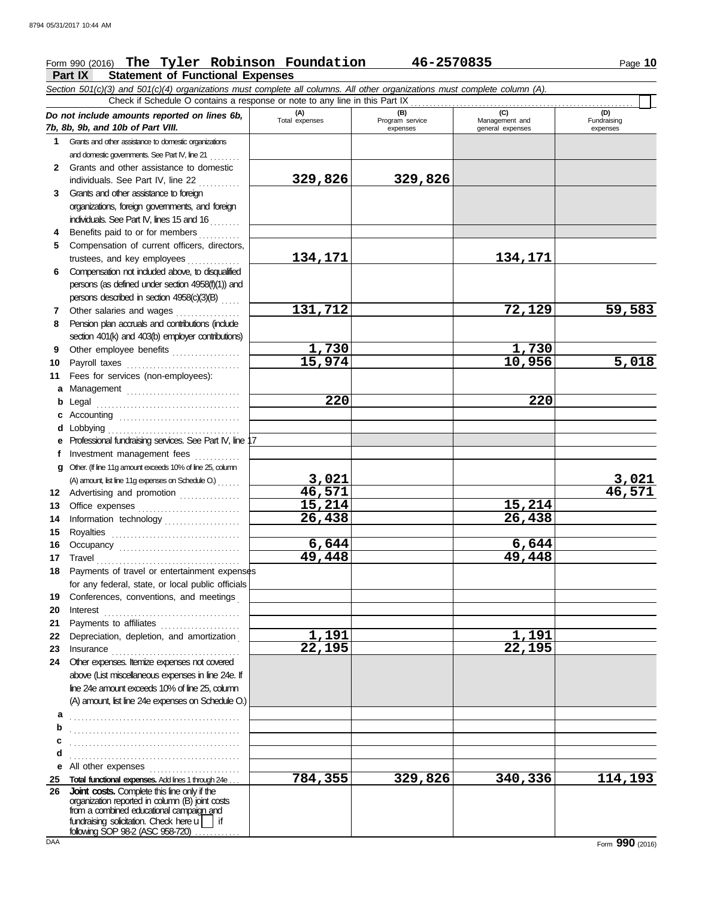Form 990 (2016) **The Tyler Robinson Foundation** **46-2570835**

## Part IX Statement of Functional Expenses

*Section 501(c)(3) and 501(c)(4) organizations must complete all columns. All other organizations must complete column (A).*

Check if Schedule O contains a response or note to any line in this Part IX

| | *Do not include amounts reported on lines 6b, 7b, 8b, 9b, and 10b of Part VIII.* | (A) Total expenses | (B) Program service expenses | (C) Management and general expenses | (D) Fundraising expenses |
|---|---|---|---|---|---|
| 1 | Grants and other assistance to domestic organizations and domestic governments. See Part IV, line 21 | | | | |
| 2 | Grants and other assistance to domestic individuals. See Part IV, line 22 | 329,826 | 329,826 | | |
| 3 | Grants and other assistance to foreign organizations, foreign governments, and foreign individuals. See Part IV, lines 15 and 16 | | | | |
| 4 | Benefits paid to or for members | | | | |
| 5 | Compensation of current officers, directors, trustees, and key employees | 134,171 | | 134,171 | |
| 6 | Compensation not included above, to disqualified persons (as defined under section 4958(f)(1)) and persons described in section 4958(c)(3)(B) | | | | |
| 7 | Other salaries and wages | 131,712 | | 72,129 | 59,583 |
| 8 | Pension plan accruals and contributions (include section 401(k) and 403(b) employer contributions) | | | | |
| 9 | Other employee benefits | 1,730 | | 1,730 | |
| 10 | Payroll taxes | 15,974 | | 10,956 | 5,018 |
| 11 | Fees for services (non-employees): | | | | |
| a | Management | | | | |
| b | Legal | 220 | | 220 | |
| c | Accounting | | | | |
| d | Lobbying | | | | |
| e | Professional fundraising services. See Part IV, line 17 | | | | |
| f | Investment management fees | | | | |
| g | Other. (If line 11g amount exceeds 10% of line 25, column (A) amount, list line 11g expenses on Schedule O.) | 3,021 | | | 3,021 |
| 12 | Advertising and promotion | 46,571 | | | 46,571 |
| 13 | Office expenses | 15,214 | | 15,214 | |
| 14 | Information technology | 26,438 | | 26,438 | |
| 15 | Royalties | | | | |
| 16 | Occupancy | 6,644 | | 6,644 | |
| 17 | Travel | 49,448 | | 49,448 | |
| 18 | Payments of travel or entertainment expenses for any federal, state, or local public officials | | | | |
| 19 | Conferences, conventions, and meetings | | | | |
| 20 | Interest | | | | |
| 21 | Payments to affiliates | | | | |
| 22 | Depreciation, depletion, and amortization | 1,191 | | 1,191 | |
| 23 | Insurance | 22,195 | | 22,195 | |
| 24 | Other expenses. Itemize expenses not covered above (List miscellaneous expenses in line 24e. If line 24e amount exceeds 10% of line 25, column (A) amount, list line 24e expenses on Schedule O.) | | | | |
| a | | | | | |
| b | | | | | |
| c | | | | | |
| d | | | | | |
| e | All other expenses | | | | |
| 25 | **Total functional expenses.** Add lines 1 through 24e | 784,355 | 329,826 | 340,336 | 114,193 |
| 26 | **Joint costs.** Complete this line only if the organization reported in column (B) joint costs from a combined educational campaign and fundraising solicitation. Check here ☐ if following SOP 98-2 (ASC 958-720) | | | | |

Form **990** (2016)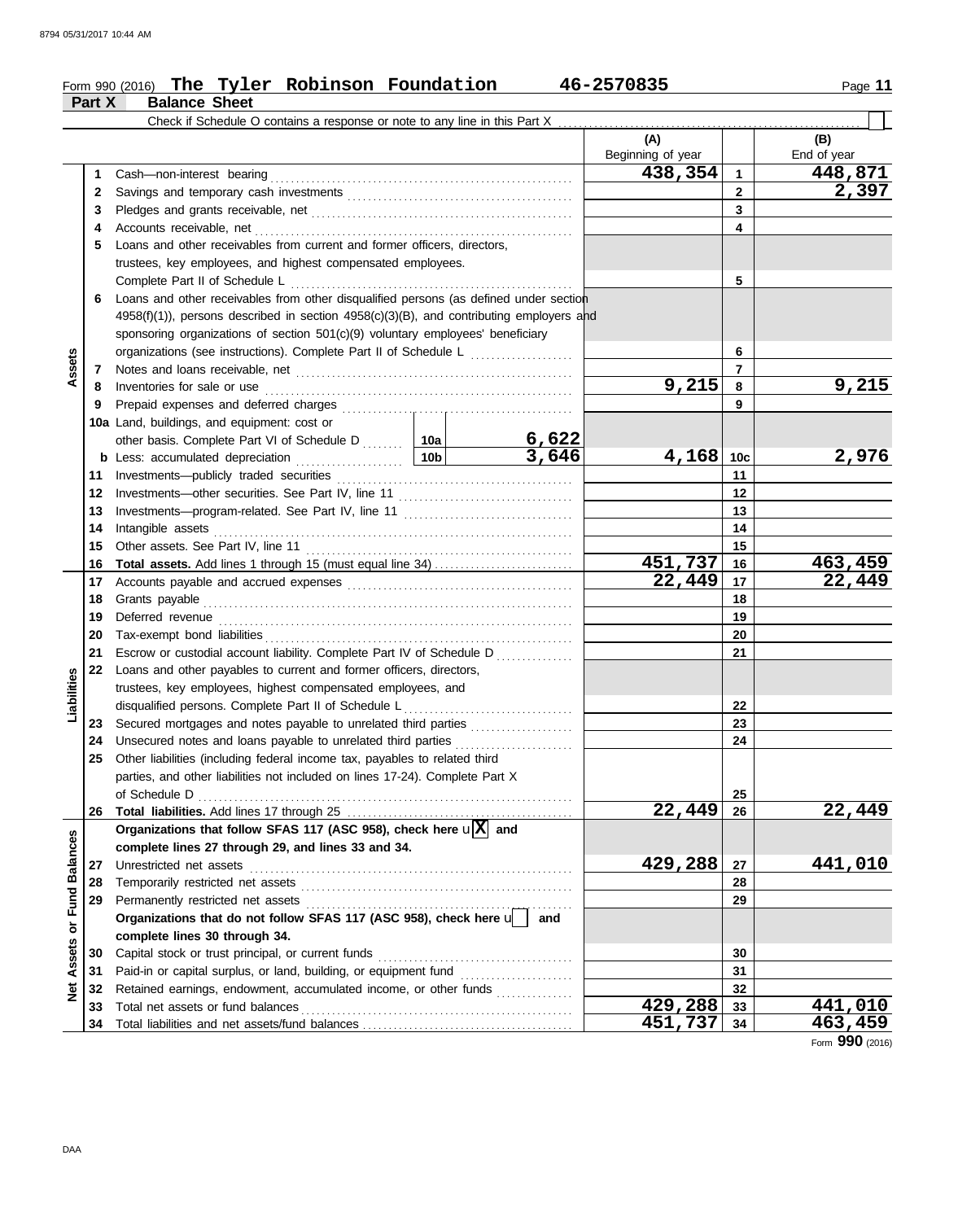Form 990 (2016) **The Tyler Robinson Foundation** 46-2570835 Page **11**

## Part X Balance Sheet

Check if Schedule O contains a response or note to any line in this Part X ☐

| | | | | (A) Beginning of year | | (B) End of year |
|---|---|---|---|---|---|---|
| **Assets** | 1 | Cash—non-interest bearing | | 438,354 | 1 | 448,871 |
| | 2 | Savings and temporary cash investments | | | 2 | 2,397 |
| | 3 | Pledges and grants receivable, net | | | 3 | |
| | 4 | Accounts receivable, net | | | 4 | |
| | 5 | Loans and other receivables from current and former officers, directors, trustees, key employees, and highest compensated employees. Complete Part II of Schedule L | | | 5 | |
| | 6 | Loans and other receivables from other disqualified persons (as defined under section 4958(f)(1)), persons described in section 4958(c)(3)(B), and contributing employers and sponsoring organizations of section 501(c)(9) voluntary employees' beneficiary organizations (see instructions). Complete Part II of Schedule L | | | 6 | |
| | 7 | Notes and loans receivable, net | | | 7 | |
| | 8 | Inventories for sale or use | | 9,215 | 8 | 9,215 |
| | 9 | Prepaid expenses and deferred charges | | | 9 | |
| | 10a | Land, buildings, and equipment: cost or other basis. Complete Part VI of Schedule D | 10a: 6,622 | | | |
| | b | Less: accumulated depreciation | 10b: 3,646 | 4,168 | 10c | 2,976 |
| | 11 | Investments—publicly traded securities | | | 11 | |
| | 12 | Investments—other securities. See Part IV, line 11 | | | 12 | |
| | 13 | Investments—program-related. See Part IV, line 11 | | | 13 | |
| | 14 | Intangible assets | | | 14 | |
| | 15 | Other assets. See Part IV, line 11 | | | 15 | |
| | 16 | **Total assets.** Add lines 1 through 15 (must equal line 34) | | 451,737 | 16 | 463,459 |
| **Liabilities** | 17 | Accounts payable and accrued expenses | | 22,449 | 17 | 22,449 |
| | 18 | Grants payable | | | 18 | |
| | 19 | Deferred revenue | | | 19 | |
| | 20 | Tax-exempt bond liabilities | | | 20 | |
| | 21 | Escrow or custodial account liability. Complete Part IV of Schedule D | | | 21 | |
| | 22 | Loans and other payables to current and former officers, directors, trustees, key employees, highest compensated employees, and disqualified persons. Complete Part II of Schedule L | | | 22 | |
| | 23 | Secured mortgages and notes payable to unrelated third parties | | | 23 | |
| | 24 | Unsecured notes and loans payable to unrelated third parties | | | 24 | |
| | 25 | Other liabilities (including federal income tax, payables to related third parties, and other liabilities not included on lines 17-24). Complete Part X of Schedule D | | | 25 | |
| | 26 | **Total liabilities.** Add lines 17 through 25 | | 22,449 | 26 | 22,449 |
| **Net Assets or Fund Balances** | | **Organizations that follow SFAS 117 (ASC 958), check here** ☒ **and complete lines 27 through 29, and lines 33 and 34.** | | | | |
| | 27 | Unrestricted net assets | | 429,288 | 27 | 441,010 |
| | 28 | Temporarily restricted net assets | | | 28 | |
| | 29 | Permanently restricted net assets | | | 29 | |
| | | **Organizations that do not follow SFAS 117 (ASC 958), check here** ☐ **and complete lines 30 through 34.** | | | | |
| | 30 | Capital stock or trust principal, or current funds | | | 30 | |
| | 31 | Paid-in or capital surplus, or land, building, or equipment fund | | | 31 | |
| | 32 | Retained earnings, endowment, accumulated income, or other funds | | | 32 | |
| | 33 | Total net assets or fund balances | | 429,288 | 33 | 441,010 |
| | 34 | Total liabilities and net assets/fund balances | | 451,737 | 34 | 463,459 |

Form **990** (2016)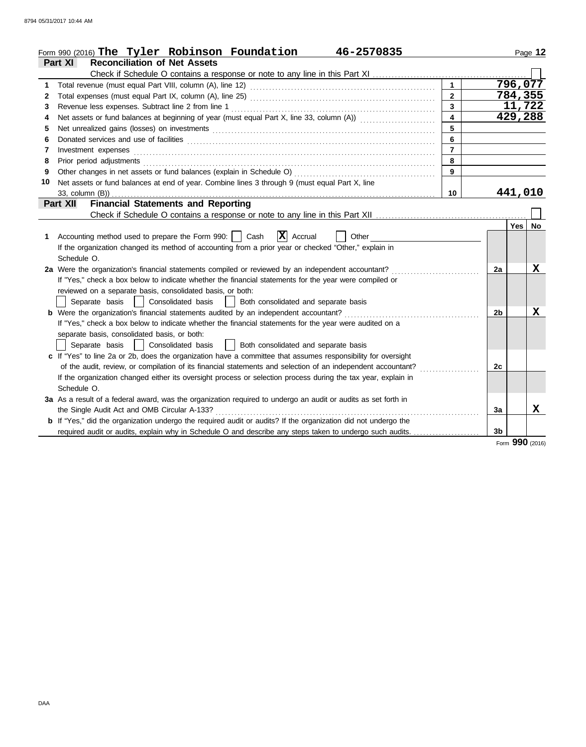Form 990 (2016) **The Tyler Robinson Foundation** **46-2570835**

## Part XI Reconciliation of Net Assets

Check if Schedule O contains a response or note to any line in this Part XI ☐

| | | | |
|---|---|---|---|
| 1 | Total revenue (must equal Part VIII, column (A), line 12) | 1 | 796,077 |
| 2 | Total expenses (must equal Part IX, column (A), line 25) | 2 | 784,355 |
| 3 | Revenue less expenses. Subtract line 2 from line 1 | 3 | 11,722 |
| 4 | Net assets or fund balances at beginning of year (must equal Part X, line 33, column (A)) | 4 | 429,288 |
| 5 | Net unrealized gains (losses) on investments | 5 | |
| 6 | Donated services and use of facilities | 6 | |
| 7 | Investment expenses | 7 | |
| 8 | Prior period adjustments | 8 | |
| 9 | Other changes in net assets or fund balances (explain in Schedule O) | 9 | |
| 10 | Net assets or fund balances at end of year. Combine lines 3 through 9 (must equal Part X, line 33, column (B)) | 10 | 441,010 |

## Part XII Financial Statements and Reporting

Check if Schedule O contains a response or note to any line in this Part XII ☐

| | | | Yes | No |
|---|---|---|---|---|
| 1 | Accounting method used to prepare the Form 990: ☐ Cash ☒ Accrual ☐ Other<br>If the organization changed its method of accounting from a prior year or checked "Other," explain in Schedule O. | | | |
| 2a | Were the organization's financial statements compiled or reviewed by an independent accountant?<br>If "Yes," check a box below to indicate whether the financial statements for the year were compiled or reviewed on a separate basis, consolidated basis, or both:<br>☐ Separate basis ☐ Consolidated basis ☐ Both consolidated and separate basis | 2a | | X |
| b | Were the organization's financial statements audited by an independent accountant?<br>If "Yes," check a box below to indicate whether the financial statements for the year were audited on a separate basis, consolidated basis, or both:<br>☐ Separate basis ☐ Consolidated basis ☐ Both consolidated and separate basis | 2b | | X |
| c | If "Yes" to line 2a or 2b, does the organization have a committee that assumes responsibility for oversight of the audit, review, or compilation of its financial statements and selection of an independent accountant?<br>If the organization changed either its oversight process or selection process during the tax year, explain in Schedule O. | 2c | | |
| 3a | As a result of a federal award, was the organization required to undergo an audit or audits as set forth in the Single Audit Act and OMB Circular A-133? | 3a | | X |
| b | If "Yes," did the organization undergo the required audit or audits? If the organization did not undergo the required audit or audits, explain why in Schedule O and describe any steps taken to undergo such audits. | 3b | | |

Form **990** (2016)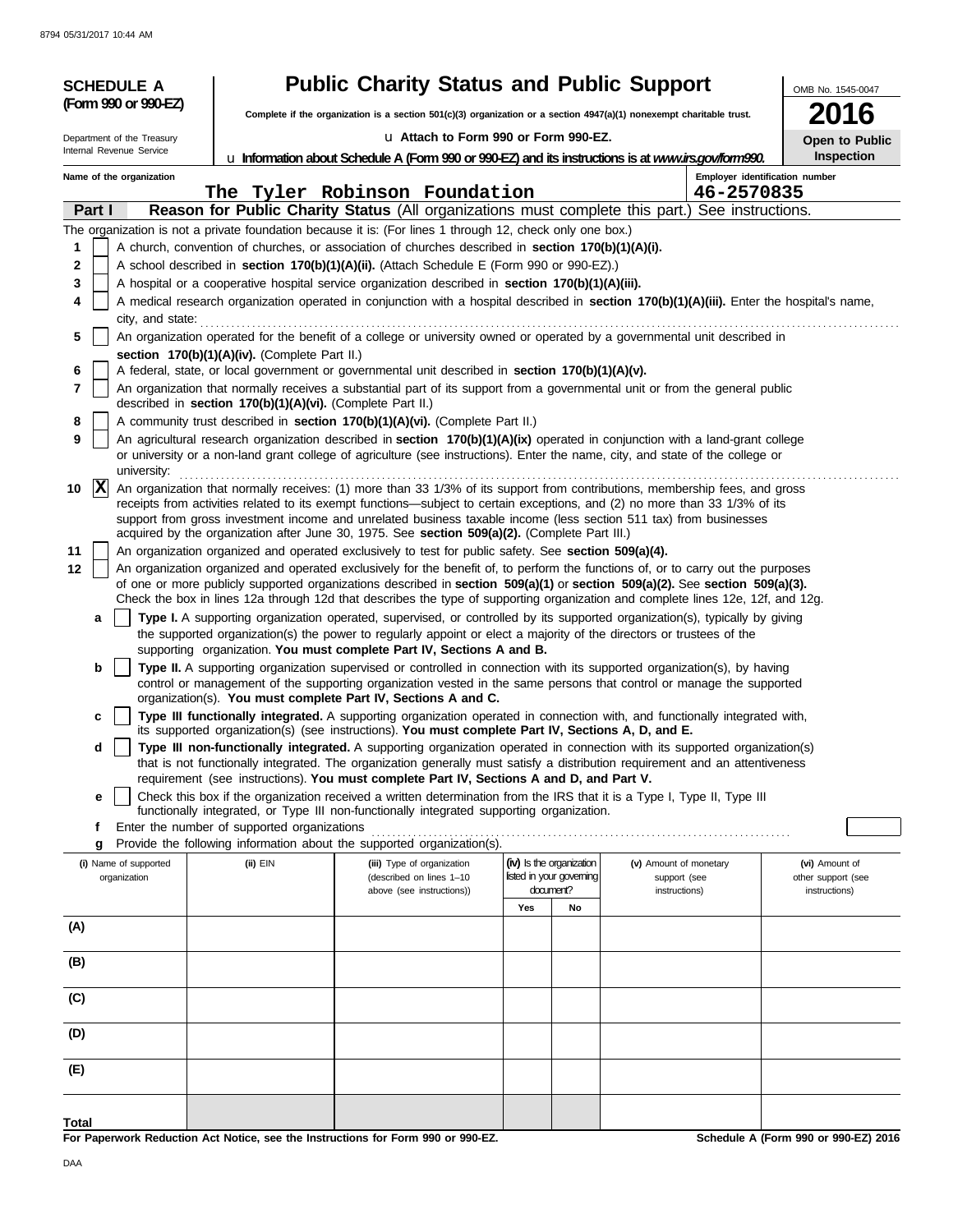8794 05/31/2017 10:44 AM

**SCHEDULE A**
**(Form 990 or 990-EZ)**

Department of the Treasury
Internal Revenue Service

# Public Charity Status and Public Support

**Complete if the organization is a section 501(c)(3) organization or a section 4947(a)(1) nonexempt charitable trust.**

u **Attach to Form 990 or Form 990-EZ.**

u **Information about Schedule A (Form 990 or 990-EZ) and its instructions is at** ***www.irs.gov/form990.***

OMB No. 1545-0047

**2016**

**Open to Public Inspection**

Name of the organization: The Tyler Robinson Foundation

Employer identification number: 46-2570835

## Part I — Reason for Public Charity Status (All organizations must complete this part.) See instructions.

The organization is not a private foundation because it is: (For lines 1 through 12, check only one box.)

1. [ ] A church, convention of churches, or association of churches described in **section 170(b)(1)(A)(i).**
2. [ ] A school described in **section 170(b)(1)(A)(ii).** (Attach Schedule E (Form 990 or 990-EZ).)
3. [ ] A hospital or a cooperative hospital service organization described in **section 170(b)(1)(A)(iii).**
4. [ ] A medical research organization operated in conjunction with a hospital described in **section 170(b)(1)(A)(iii).** Enter the hospital's name, city, and state:
5. [ ] An organization operated for the benefit of a college or university owned or operated by a governmental unit described in **section 170(b)(1)(A)(iv).** (Complete Part II.)
6. [ ] A federal, state, or local government or governmental unit described in **section 170(b)(1)(A)(v).**
7. [ ] An organization that normally receives a substantial part of its support from a governmental unit or from the general public described in **section 170(b)(1)(A)(vi).** (Complete Part II.)
8. [ ] A community trust described in **section 170(b)(1)(A)(vi).** (Complete Part II.)
9. [ ] An agricultural research organization described in **section 170(b)(1)(A)(ix)** operated in conjunction with a land-grant college or university or a non-land grant college of agriculture (see instructions). Enter the name, city, and state of the college or university:
10. [X] An organization that normally receives: (1) more than 33 1/3% of its support from contributions, membership fees, and gross receipts from activities related to its exempt functions—subject to certain exceptions, and (2) no more than 33 1/3% of its support from gross investment income and unrelated business taxable income (less section 511 tax) from businesses acquired by the organization after June 30, 1975. See **section 509(a)(2).** (Complete Part III.)
11. [ ] An organization organized and operated exclusively to test for public safety. See **section 509(a)(4).**
12. [ ] An organization organized and operated exclusively for the benefit of, to perform the functions of, or to carry out the purposes of one or more publicly supported organizations described in **section 509(a)(1)** or **section 509(a)(2).** See **section 509(a)(3).** Check the box in lines 12a through 12d that describes the type of supporting organization and complete lines 12e, 12f, and 12g.
   - **a** [ ] **Type I.** A supporting organization operated, supervised, or controlled by its supported organization(s), typically by giving the supported organization(s) the power to regularly appoint or elect a majority of the directors or trustees of the supporting organization. **You must complete Part IV, Sections A and B.**
   - **b** [ ] **Type II.** A supporting organization supervised or controlled in connection with its supported organization(s), by having control or management of the supporting organization vested in the same persons that control or manage the supported organization(s). **You must complete Part IV, Sections A and C.**
   - **c** [ ] **Type III functionally integrated.** A supporting organization operated in connection with, and functionally integrated with, its supported organization(s) (see instructions). **You must complete Part IV, Sections A, D, and E.**
   - **d** [ ] **Type III non-functionally integrated.** A supporting organization operated in connection with its supported organization(s) that is not functionally integrated. The organization generally must satisfy a distribution requirement and an attentiveness requirement (see instructions). **You must complete Part IV, Sections A and D, and Part V.**
   - **e** [ ] Check this box if the organization received a written determination from the IRS that it is a Type I, Type II, Type III functionally integrated, or Type III non-functionally integrated supporting organization.
   - **f** Enter the number of supported organizations
   - **g** Provide the following information about the supported organization(s).

| (i) Name of supported organization | (ii) EIN | (iii) Type of organization (described on lines 1–10 above (see instructions)) | (iv) Is the organization listed in your governing document? Yes | No | (v) Amount of monetary support (see instructions) | (vi) Amount of other support (see instructions) |
|---|---|---|---|---|---|---|
| (A) | | | | | | |
| (B) | | | | | | |
| (C) | | | | | | |
| (D) | | | | | | |
| (E) | | | | | | |
| **Total** | | | | | | |

**For Paperwork Reduction Act Notice, see the Instructions for Form 990 or 990-EZ.** **Schedule A (Form 990 or 990-EZ) 2016**

DAA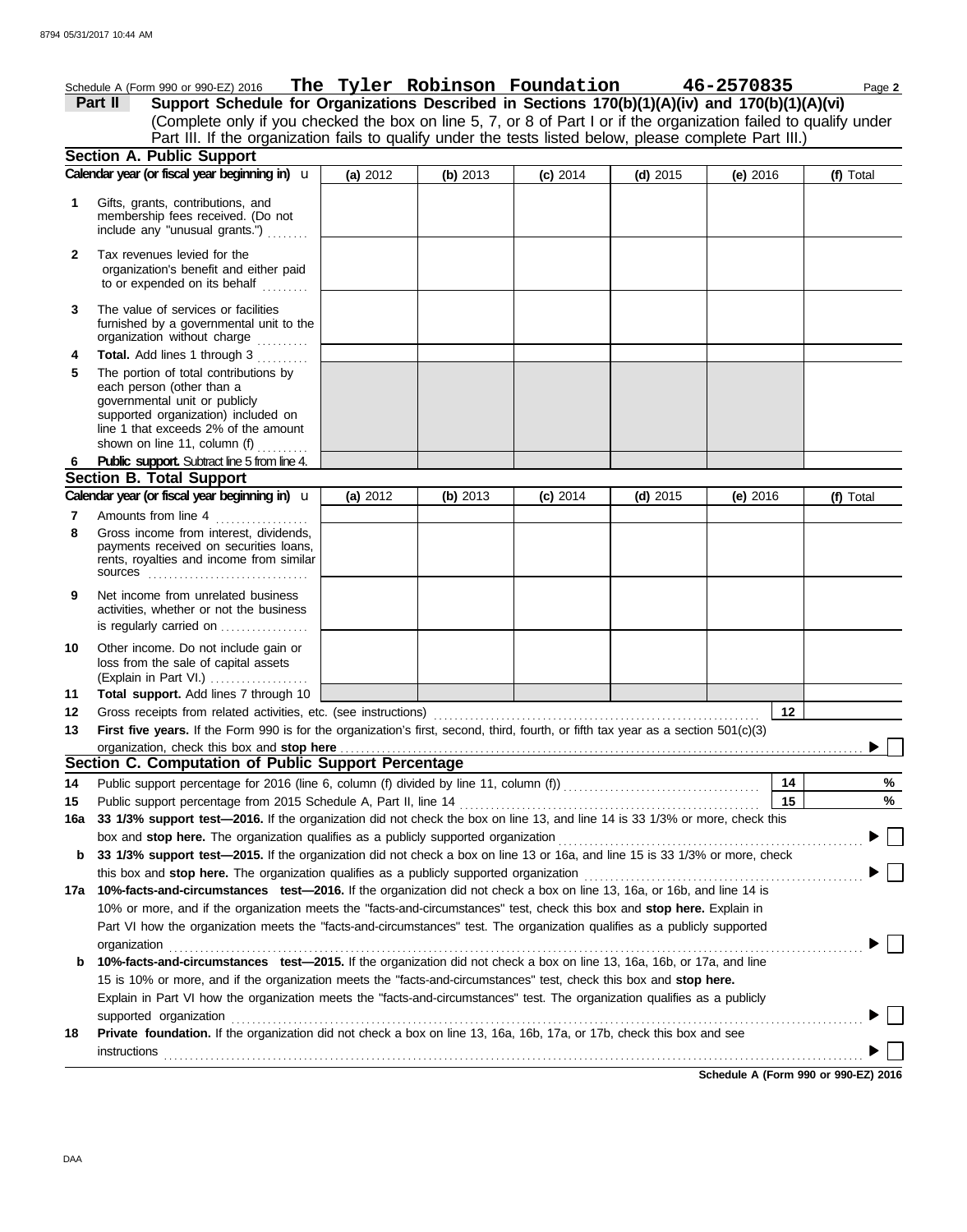Schedule A (Form 990 or 990-EZ) 2016 **The Tyler Robinson Foundation 46-2570835** Page **2**

**Part II Support Schedule for Organizations Described in Sections 170(b)(1)(A)(iv) and 170(b)(1)(A)(vi)**

(Complete only if you checked the box on line 5, 7, or 8 of Part I or if the organization failed to qualify under Part III. If the organization fails to qualify under the tests listed below, please complete Part III.)

## Section A. Public Support

| Calendar year (or fiscal year beginning in) | (a) 2012 | (b) 2013 | (c) 2014 | (d) 2015 | (e) 2016 | (f) Total |
|---|---|---|---|---|---|---|
| **1** Gifts, grants, contributions, and membership fees received. (Do not include any "unusual grants.") | | | | | | |
| **2** Tax revenues levied for the organization's benefit and either paid to or expended on its behalf | | | | | | |
| **3** The value of services or facilities furnished by a governmental unit to the organization without charge | | | | | | |
| **4** **Total.** Add lines 1 through 3 | | | | | | |
| **5** The portion of total contributions by each person (other than a governmental unit or publicly supported organization) included on line 1 that exceeds 2% of the amount shown on line 11, column (f) | | | | | | |
| **6** **Public support.** Subtract line 5 from line 4. | | | | | | |

## Section B. Total Support

| Calendar year (or fiscal year beginning in) | (a) 2012 | (b) 2013 | (c) 2014 | (d) 2015 | (e) 2016 | (f) Total |
|---|---|---|---|---|---|---|
| **7** Amounts from line 4 | | | | | | |
| **8** Gross income from interest, dividends, payments received on securities loans, rents, royalties and income from similar sources | | | | | | |
| **9** Net income from unrelated business activities, whether or not the business is regularly carried on | | | | | | |
| **10** Other income. Do not include gain or loss from the sale of capital assets (Explain in Part VI.) | | | | | | |
| **11** **Total support.** Add lines 7 through 10 | | | | | | |

**12** Gross receipts from related activities, etc. (see instructions) **12**

**13** **First five years.** If the Form 990 is for the organization's first, second, third, fourth, or fifth tax year as a section 501(c)(3) organization, check this box and **stop here** ▶ ☐

## Section C. Computation of Public Support Percentage

**14** Public support percentage for 2016 (line 6, column (f) divided by line 11, column (f)) **14** %

**15** Public support percentage from 2015 Schedule A, Part II, line 14 **15** %

**16a** **33 1/3% support test—2016.** If the organization did not check the box on line 13, and line 14 is 33 1/3% or more, check this box and **stop here.** The organization qualifies as a publicly supported organization ▶ ☐

**b** **33 1/3% support test—2015.** If the organization did not check a box on line 13 or 16a, and line 15 is 33 1/3% or more, check this box and **stop here.** The organization qualifies as a publicly supported organization ▶ ☐

**17a** **10%-facts-and-circumstances test—2016.** If the organization did not check a box on line 13, 16a, or 16b, and line 14 is 10% or more, and if the organization meets the "facts-and-circumstances" test, check this box and **stop here.** Explain in Part VI how the organization meets the "facts-and-circumstances" test. The organization qualifies as a publicly supported organization ▶ ☐

**b** **10%-facts-and-circumstances test—2015.** If the organization did not check a box on line 13, 16a, 16b, or 17a, and line 15 is 10% or more, and if the organization meets the "facts-and-circumstances" test, check this box and **stop here.** Explain in Part VI how the organization meets the "facts-and-circumstances" test. The organization qualifies as a publicly supported organization ▶ ☐

**18** **Private foundation.** If the organization did not check a box on line 13, 16a, 16b, 17a, or 17b, check this box and see instructions ▶ ☐

**Schedule A (Form 990 or 990-EZ) 2016**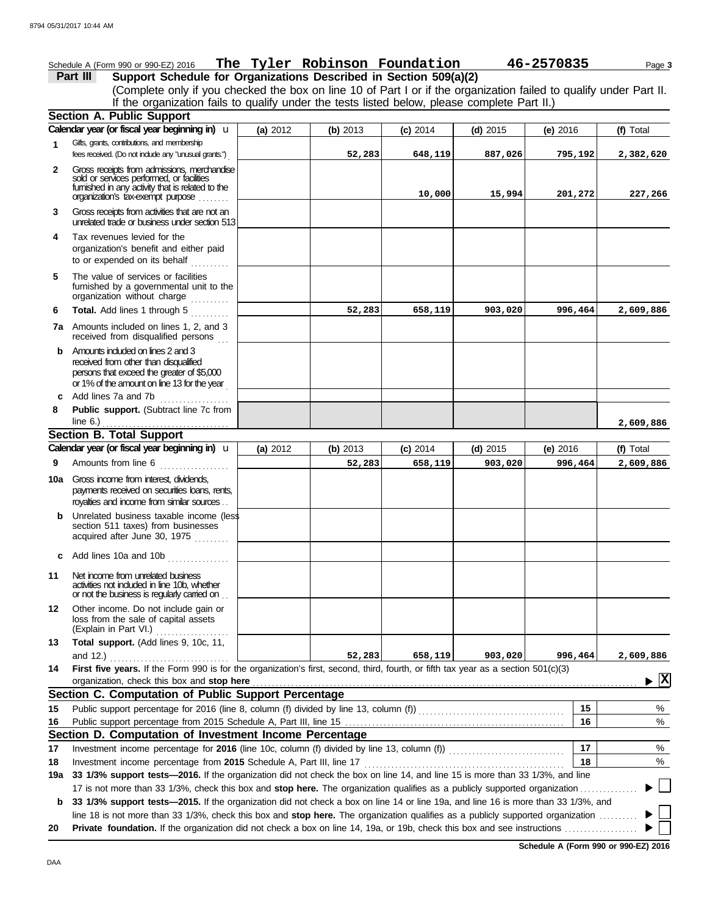Schedule A (Form 990 or 990-EZ) 2016 **The Tyler Robinson Foundation** **46-2570835** Page 3

## Part III Support Schedule for Organizations Described in Section 509(a)(2)

(Complete only if you checked the box on line 10 of Part I or if the organization failed to qualify under Part II. If the organization fails to qualify under the tests listed below, please complete Part II.)

### Section A. Public Support

| Calendar year (or fiscal year beginning in) | (a) 2012 | (b) 2013 | (c) 2014 | (d) 2015 | (e) 2016 | (f) Total |
|---|---|---|---|---|---|---|
| **1** Gifts, grants, contributions, and membership fees received. (Do not include any "unusual grants.") | | 52,283 | 648,119 | 887,026 | 795,192 | 2,382,620 |
| **2** Gross receipts from admissions, merchandise sold or services performed, or facilities furnished in any activity that is related to the organization's tax-exempt purpose | | | 10,000 | 15,994 | 201,272 | 227,266 |
| **3** Gross receipts from activities that are not an unrelated trade or business under section 513 | | | | | | |
| **4** Tax revenues levied for the organization's benefit and either paid to or expended on its behalf | | | | | | |
| **5** The value of services or facilities furnished by a governmental unit to the organization without charge | | | | | | |
| **6** **Total.** Add lines 1 through 5 | | 52,283 | 658,119 | 903,020 | 996,464 | 2,609,886 |
| **7a** Amounts included on lines 1, 2, and 3 received from disqualified persons | | | | | | |
| **b** Amounts included on lines 2 and 3 received from other than disqualified persons that exceed the greater of $5,000 or 1% of the amount on line 13 for the year | | | | | | |
| **c** Add lines 7a and 7b | | | | | | |
| **8** **Public support.** (Subtract line 7c from line 6.) | | | | | | 2,609,886 |

### Section B. Total Support

| Calendar year (or fiscal year beginning in) | (a) 2012 | (b) 2013 | (c) 2014 | (d) 2015 | (e) 2016 | (f) Total |
|---|---|---|---|---|---|---|
| **9** Amounts from line 6 | | 52,283 | 658,119 | 903,020 | 996,464 | 2,609,886 |
| **10a** Gross income from interest, dividends, payments received on securities loans, rents, royalties and income from similar sources | | | | | | |
| **b** Unrelated business taxable income (less section 511 taxes) from businesses acquired after June 30, 1975 | | | | | | |
| **c** Add lines 10a and 10b | | | | | | |
| **11** Net income from unrelated business activities not included in line 10b, whether or not the business is regularly carried on | | | | | | |
| **12** Other income. Do not include gain or loss from the sale of capital assets (Explain in Part VI.) | | | | | | |
| **13** **Total support.** (Add lines 9, 10c, 11, and 12.) | | 52,283 | 658,119 | 903,020 | 996,464 | 2,609,886 |

**14** **First five years.** If the Form 990 is for the organization's first, second, third, fourth, or fifth tax year as a section 501(c)(3) organization, check this box and **stop here** ▶ [X]

### Section C. Computation of Public Support Percentage

| | | | |
|---|---|---|---|
| **15** | Public support percentage for 2016 (line 8, column (f) divided by line 13, column (f)) | 15 | % |
| **16** | Public support percentage from 2015 Schedule A, Part III, line 15 | 16 | % |

### Section D. Computation of Investment Income Percentage

| | | | |
|---|---|---|---|
| **17** | Investment income percentage for **2016** (line 10c, column (f) divided by line 13, column (f)) | 17 | % |
| **18** | Investment income percentage from **2015** Schedule A, Part III, line 17 | 18 | % |

**19a** **33 1/3% support tests—2016.** If the organization did not check the box on line 14, and line 15 is more than 33 1/3%, and line 17 is not more than 33 1/3%, check this box and **stop here.** The organization qualifies as a publicly supported organization ▶ [ ]

**b** **33 1/3% support tests—2015.** If the organization did not check a box on line 14 or line 19a, and line 16 is more than 33 1/3%, and line 18 is not more than 33 1/3%, check this box and **stop here.** The organization qualifies as a publicly supported organization ▶ [ ]

**20** **Private foundation.** If the organization did not check a box on line 14, 19a, or 19b, check this box and see instructions ▶ [ ]

**Schedule A (Form 990 or 990-EZ) 2016**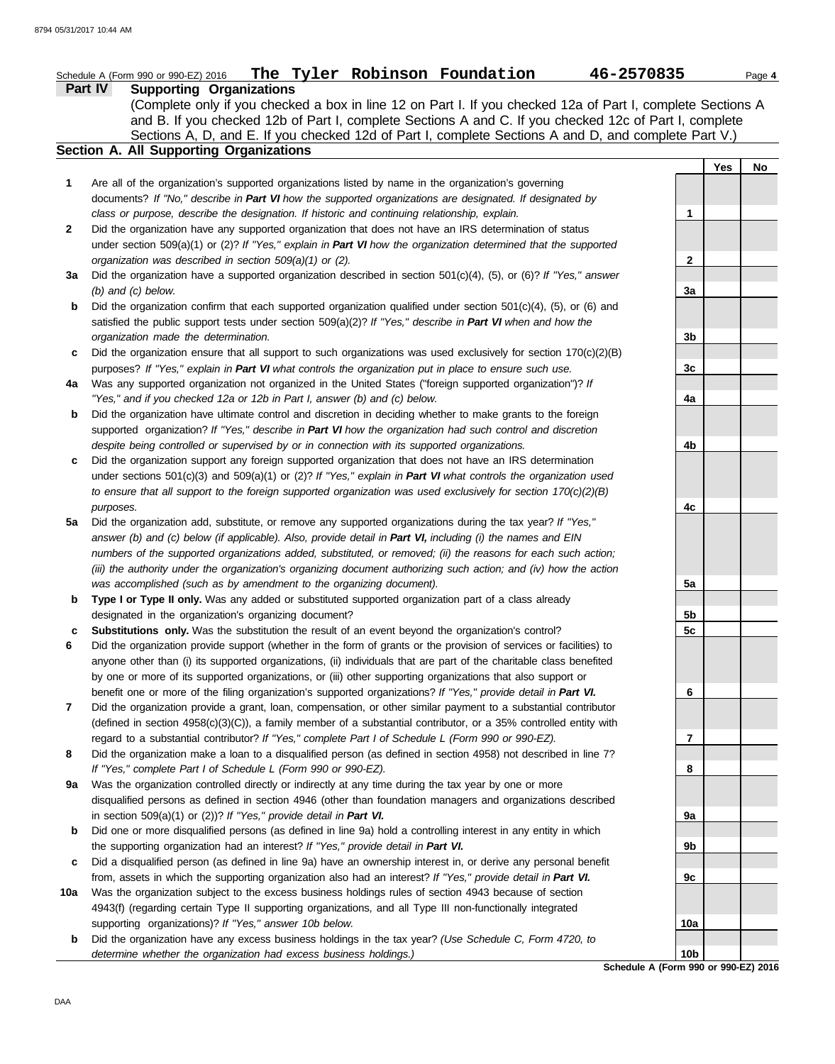Schedule A (Form 990 or 990-EZ) 2016 **The Tyler Robinson Foundation** **46-2570835** Page **4**

## Part IV Supporting Organizations

(Complete only if you checked a box in line 12 on Part I. If you checked 12a of Part I, complete Sections A and B. If you checked 12b of Part I, complete Sections A and C. If you checked 12c of Part I, complete Sections A, D, and E. If you checked 12d of Part I, complete Sections A and D, and complete Part V.)

### Section A. All Supporting Organizations

| | | | Yes | No |
|---|---|---|---|---|
| **1** | Are all of the organization's supported organizations listed by name in the organization's governing documents? *If "No," describe in **Part VI** how the supported organizations are designated. If designated by class or purpose, describe the designation. If historic and continuing relationship, explain.* | 1 | | |
| **2** | Did the organization have any supported organization that does not have an IRS determination of status under section 509(a)(1) or (2)? *If "Yes," explain in **Part VI** how the organization determined that the supported organization was described in section 509(a)(1) or (2).* | 2 | | |
| **3a** | Did the organization have a supported organization described in section 501(c)(4), (5), or (6)? *If "Yes," answer (b) and (c) below.* | 3a | | |
| **b** | Did the organization confirm that each supported organization qualified under section 501(c)(4), (5), or (6) and satisfied the public support tests under section 509(a)(2)? *If "Yes," describe in **Part VI** when and how the organization made the determination.* | 3b | | |
| **c** | Did the organization ensure that all support to such organizations was used exclusively for section 170(c)(2)(B) purposes? *If "Yes," explain in **Part VI** what controls the organization put in place to ensure such use.* | 3c | | |
| **4a** | Was any supported organization not organized in the United States ("foreign supported organization")? *If "Yes," and if you checked 12a or 12b in Part I, answer (b) and (c) below.* | 4a | | |
| **b** | Did the organization have ultimate control and discretion in deciding whether to make grants to the foreign supported organization? *If "Yes," describe in **Part VI** how the organization had such control and discretion despite being controlled or supervised by or in connection with its supported organizations.* | 4b | | |
| **c** | Did the organization support any foreign supported organization that does not have an IRS determination under sections 501(c)(3) and 509(a)(1) or (2)? *If "Yes," explain in **Part VI** what controls the organization used to ensure that all support to the foreign supported organization was used exclusively for section 170(c)(2)(B) purposes.* | 4c | | |
| **5a** | Did the organization add, substitute, or remove any supported organizations during the tax year? *If "Yes," answer (b) and (c) below (if applicable). Also, provide detail in **Part VI,** including (i) the names and EIN numbers of the supported organizations added, substituted, or removed; (ii) the reasons for each such action; (iii) the authority under the organization's organizing document authorizing such action; and (iv) how the action was accomplished (such as by amendment to the organizing document).* | 5a | | |
| **b** | **Type I or Type II only.** Was any added or substituted supported organization part of a class already designated in the organization's organizing document? | 5b | | |
| **c** | **Substitutions only.** Was the substitution the result of an event beyond the organization's control? | 5c | | |
| **6** | Did the organization provide support (whether in the form of grants or the provision of services or facilities) to anyone other than (i) its supported organizations, (ii) individuals that are part of the charitable class benefited by one or more of its supported organizations, or (iii) other supporting organizations that also support or benefit one or more of the filing organization's supported organizations? *If "Yes," provide detail in **Part VI.*** | 6 | | |
| **7** | Did the organization provide a grant, loan, compensation, or other similar payment to a substantial contributor (defined in section 4958(c)(3)(C)), a family member of a substantial contributor, or a 35% controlled entity with regard to a substantial contributor? *If "Yes," complete Part I of Schedule L (Form 990 or 990-EZ).* | 7 | | |
| **8** | Did the organization make a loan to a disqualified person (as defined in section 4958) not described in line 7? *If "Yes," complete Part I of Schedule L (Form 990 or 990-EZ).* | 8 | | |
| **9a** | Was the organization controlled directly or indirectly at any time during the tax year by one or more disqualified persons as defined in section 4946 (other than foundation managers and organizations described in section 509(a)(1) or (2))? *If "Yes," provide detail in **Part VI.*** | 9a | | |
| **b** | Did one or more disqualified persons (as defined in line 9a) hold a controlling interest in any entity in which the supporting organization had an interest? *If "Yes," provide detail in **Part VI.*** | 9b | | |
| **c** | Did a disqualified person (as defined in line 9a) have an ownership interest in, or derive any personal benefit from, assets in which the supporting organization also had an interest? *If "Yes," provide detail in **Part VI.*** | 9c | | |
| **10a** | Was the organization subject to the excess business holdings rules of section 4943 because of section 4943(f) (regarding certain Type II supporting organizations, and all Type III non-functionally integrated supporting organizations)? *If "Yes," answer 10b below.* | 10a | | |
| **b** | Did the organization have any excess business holdings in the tax year? *(Use Schedule C, Form 4720, to determine whether the organization had excess business holdings.)* | 10b | | |

**Schedule A (Form 990 or 990-EZ) 2016**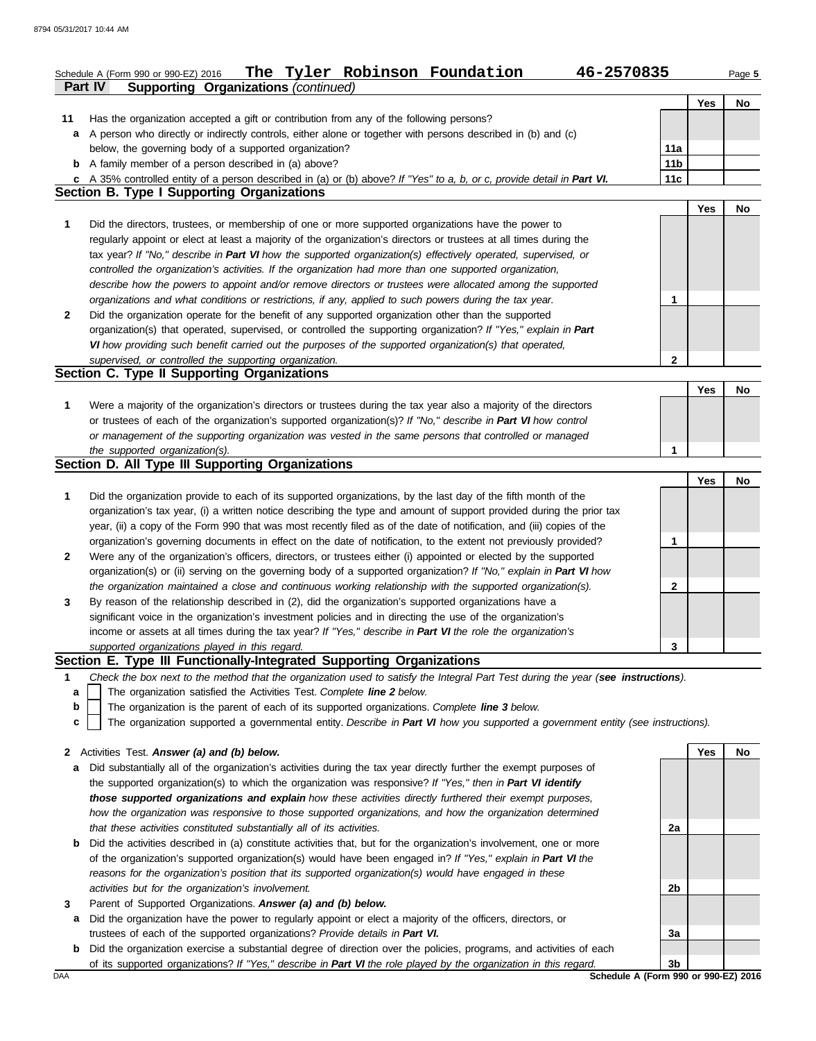Schedule A (Form 990 or 990-EZ) 2016 **The Tyler Robinson Foundation** **46-2570835** Page **5**

**Part IV** **Supporting Organizations** *(continued)*

| | | | Yes | No |
|---|---|---|---|---|
| **11** | Has the organization accepted a gift or contribution from any of the following persons? | | | |
| **a** | A person who directly or indirectly controls, either alone or together with persons described in (b) and (c) below, the governing body of a supported organization? | **11a** | | |
| **b** | A family member of a person described in (a) above? | **11b** | | |
| **c** | A 35% controlled entity of a person described in (a) or (b) above? *If "Yes" to a, b, or c, provide detail in* ***Part VI.*** | **11c** | | |

## Section B. Type I Supporting Organizations

| | | | Yes | No |
|---|---|---|---|---|
| **1** | Did the directors, trustees, or membership of one or more supported organizations have the power to regularly appoint or elect at least a majority of the organization's directors or trustees at all times during the tax year? *If "No," describe in* ***Part VI*** *how the supported organization(s) effectively operated, supervised, or controlled the organization's activities. If the organization had more than one supported organization, describe how the powers to appoint and/or remove directors or trustees were allocated among the supported organizations and what conditions or restrictions, if any, applied to such powers during the tax year.* | **1** | | |
| **2** | Did the organization operate for the benefit of any supported organization other than the supported organization(s) that operated, supervised, or controlled the supporting organization? *If "Yes," explain in* ***Part VI*** *how providing such benefit carried out the purposes of the supported organization(s) that operated, supervised, or controlled the supporting organization.* | **2** | | |

## Section C. Type II Supporting Organizations

| | | | Yes | No |
|---|---|---|---|---|
| **1** | Were a majority of the organization's directors or trustees during the tax year also a majority of the directors or trustees of each of the organization's supported organization(s)? *If "No," describe in* ***Part VI*** *how control or management of the supporting organization was vested in the same persons that controlled or managed the supported organization(s).* | **1** | | |

## Section D. All Type III Supporting Organizations

| | | | Yes | No |
|---|---|---|---|---|
| **1** | Did the organization provide to each of its supported organizations, by the last day of the fifth month of the organization's tax year, (i) a written notice describing the type and amount of support provided during the prior tax year, (ii) a copy of the Form 990 that was most recently filed as of the date of notification, and (iii) copies of the organization's governing documents in effect on the date of notification, to the extent not previously provided? | **1** | | |
| **2** | Were any of the organization's officers, directors, or trustees either (i) appointed or elected by the supported organization(s) or (ii) serving on the governing body of a supported organization? *If "No," explain in* ***Part VI*** *how the organization maintained a close and continuous working relationship with the supported organization(s).* | **2** | | |
| **3** | By reason of the relationship described in (2), did the organization's supported organizations have a significant voice in the organization's investment policies and in directing the use of the organization's income or assets at all times during the tax year? *If "Yes," describe in* ***Part VI*** *the role the organization's supported organizations played in this regard.* | **3** | | |

## Section E. Type III Functionally-Integrated Supporting Organizations

**1** *Check the box next to the method that the organization used to satisfy the Integral Part Test during the year (****see instructions****).*

- **a** ☐ The organization satisfied the Activities Test. *Complete* ***line 2*** *below.*
- **b** ☐ The organization is the parent of each of its supported organizations. *Complete* ***line 3*** *below.*
- **c** ☐ The organization supported a governmental entity. *Describe in* ***Part VI*** *how you supported a government entity (see instructions).*

| | | | Yes | No |
|---|---|---|---|---|
| **2** | Activities Test. ***Answer (a) and (b) below.*** | | | |
| **a** | Did substantially all of the organization's activities during the tax year directly further the exempt purposes of the supported organization(s) to which the organization was responsive? *If "Yes," then in* ***Part VI identify those supported organizations and explain*** *how these activities directly furthered their exempt purposes, how the organization was responsive to those supported organizations, and how the organization determined that these activities constituted substantially all of its activities.* | **2a** | | |
| **b** | Did the activities described in (a) constitute activities that, but for the organization's involvement, one or more of the organization's supported organization(s) would have been engaged in? *If "Yes," explain in* ***Part VI*** *the reasons for the organization's position that its supported organization(s) would have engaged in these activities but for the organization's involvement.* | **2b** | | |
| **3** | Parent of Supported Organizations. ***Answer (a) and (b) below.*** | | | |
| **a** | Did the organization have the power to regularly appoint or elect a majority of the officers, directors, or trustees of each of the supported organizations? *Provide details in* ***Part VI.*** | **3a** | | |
| **b** | Did the organization exercise a substantial degree of direction over the policies, programs, and activities of each of its supported organizations? *If "Yes," describe in* ***Part VI*** *the role played by the organization in this regard.* | **3b** | | |

**Schedule A (Form 990 or 990-EZ) 2016**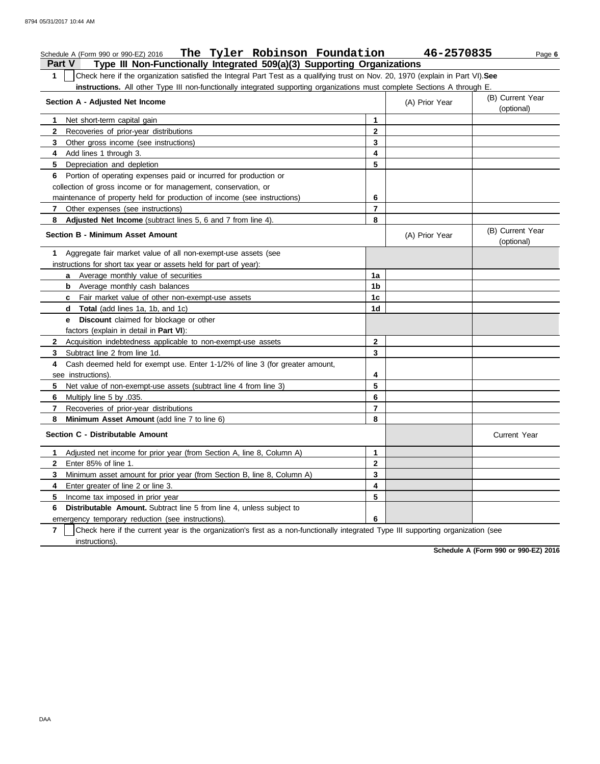Schedule A (Form 990 or 990-EZ) 2016 **The Tyler Robinson Foundation** **46-2570835**

## Part V Type III Non-Functionally Integrated 509(a)(3) Supporting Organizations

**1** ☐ Check here if the organization satisfied the Integral Part Test as a qualifying trust on Nov. 20, 1970 (explain in Part VI). **See instructions.** All other Type III non-functionally integrated supporting organizations must complete Sections A through E.

| Section A - Adjusted Net Income | | (A) Prior Year | (B) Current Year (optional) |
|---|---|---|---|
| 1 Net short-term capital gain | 1 | | |
| 2 Recoveries of prior-year distributions | 2 | | |
| 3 Other gross income (see instructions) | 3 | | |
| 4 Add lines 1 through 3. | 4 | | |
| 5 Depreciation and depletion | 5 | | |
| 6 Portion of operating expenses paid or incurred for production or collection of gross income or for management, conservation, or maintenance of property held for production of income (see instructions) | 6 | | |
| 7 Other expenses (see instructions) | 7 | | |
| 8 **Adjusted Net Income** (subtract lines 5, 6 and 7 from line 4). | 8 | | |

| Section B - Minimum Asset Amount | | (A) Prior Year | (B) Current Year (optional) |
|---|---|---|---|
| 1 Aggregate fair market value of all non-exempt-use assets (see instructions for short tax year or assets held for part of year): | | | |
| a Average monthly value of securities | 1a | | |
| b Average monthly cash balances | 1b | | |
| c Fair market value of other non-exempt-use assets | 1c | | |
| d **Total** (add lines 1a, 1b, and 1c) | 1d | | |
| e **Discount** claimed for blockage or other factors (explain in detail in **Part VI**): | | | |
| 2 Acquisition indebtedness applicable to non-exempt-use assets | 2 | | |
| 3 Subtract line 2 from line 1d. | 3 | | |
| 4 Cash deemed held for exempt use. Enter 1-1/2% of line 3 (for greater amount, see instructions). | 4 | | |
| 5 Net value of non-exempt-use assets (subtract line 4 from line 3) | 5 | | |
| 6 Multiply line 5 by .035. | 6 | | |
| 7 Recoveries of prior-year distributions | 7 | | |
| 8 **Minimum Asset Amount** (add line 7 to line 6) | 8 | | |

| Section C - Distributable Amount | | | Current Year |
|---|---|---|---|
| 1 Adjusted net income for prior year (from Section A, line 8, Column A) | 1 | | |
| 2 Enter 85% of line 1. | 2 | | |
| 3 Minimum asset amount for prior year (from Section B, line 8, Column A) | 3 | | |
| 4 Enter greater of line 2 or line 3. | 4 | | |
| 5 Income tax imposed in prior year | 5 | | |
| 6 **Distributable Amount.** Subtract line 5 from line 4, unless subject to emergency temporary reduction (see instructions). | 6 | | |

**7** ☐ Check here if the current year is the organization's first as a non-functionally integrated Type III supporting organization (see instructions).

**Schedule A (Form 990 or 990-EZ) 2016**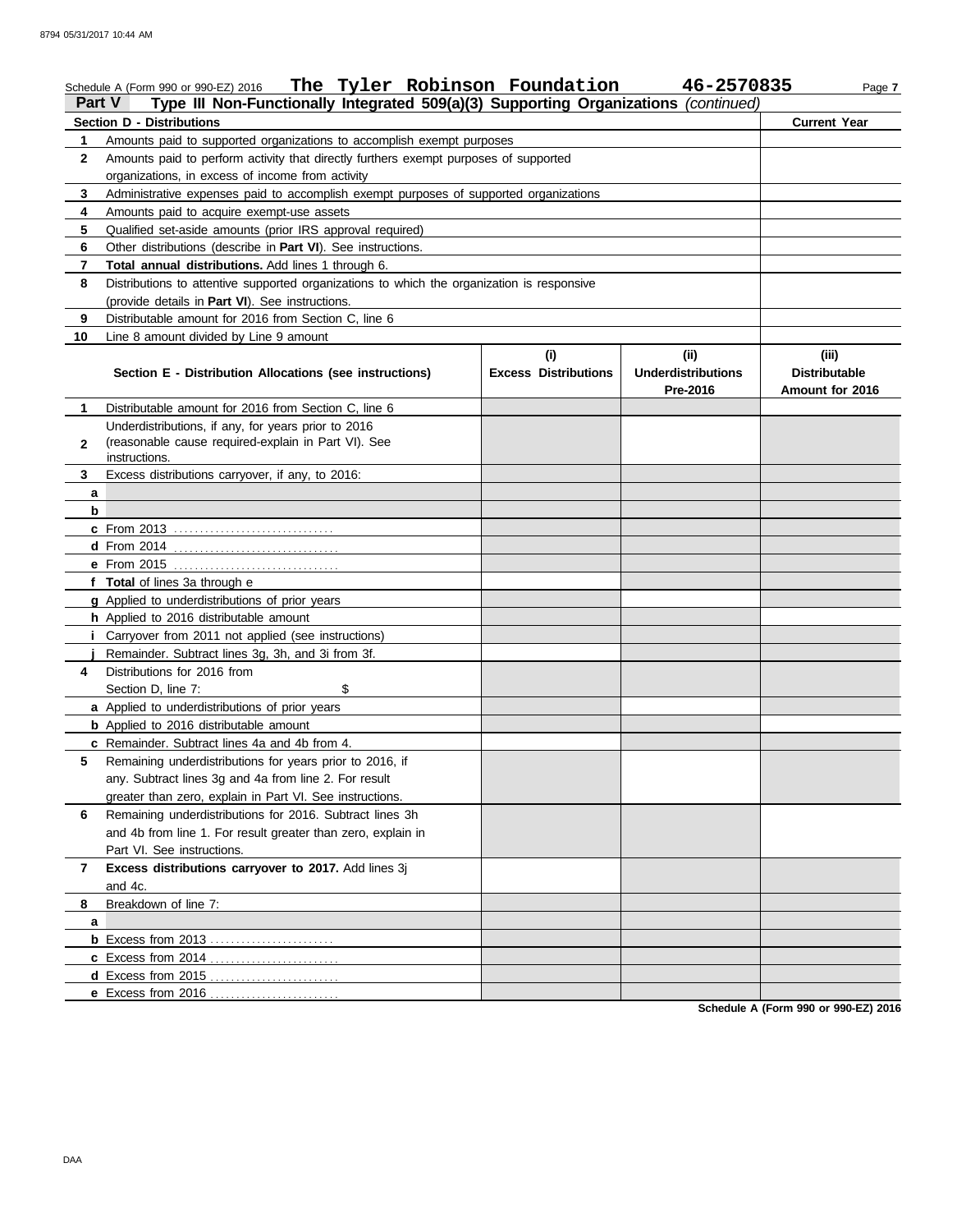Schedule A (Form 990 or 990-EZ) 2016 **The Tyler Robinson Foundation** **46-2570835** Page **7**

## Part V Type III Non-Functionally Integrated 509(a)(3) Supporting Organizations *(continued)*

| | **Section D - Distributions** | **Current Year** |
|---|---|---|
| **1** | Amounts paid to supported organizations to accomplish exempt purposes | |
| **2** | Amounts paid to perform activity that directly furthers exempt purposes of supported organizations, in excess of income from activity | |
| **3** | Administrative expenses paid to accomplish exempt purposes of supported organizations | |
| **4** | Amounts paid to acquire exempt-use assets | |
| **5** | Qualified set-aside amounts (prior IRS approval required) | |
| **6** | Other distributions (describe in **Part VI**). See instructions. | |
| **7** | **Total annual distributions.** Add lines 1 through 6. | |
| **8** | Distributions to attentive supported organizations to which the organization is responsive (provide details in **Part VI**). See instructions. | |
| **9** | Distributable amount for 2016 from Section C, line 6 | |
| **10** | Line 8 amount divided by Line 9 amount | |

| | **Section E - Distribution Allocations (see instructions)** | **(i) Excess Distributions** | **(ii) Underdistributions Pre-2016** | **(iii) Distributable Amount for 2016** |
|---|---|---|---|---|
| **1** | Distributable amount for 2016 from Section C, line 6 | | | |
| **2** | Underdistributions, if any, for years prior to 2016 (reasonable cause required-explain in Part VI). See instructions. | | | |
| **3** | Excess distributions carryover, if any, to 2016: | | | |
| **a** | | | | |
| **b** | | | | |
| **c** | From 2013 | | | |
| **d** | From 2014 | | | |
| **e** | From 2015 | | | |
| **f** | **Total** of lines 3a through e | | | |
| **g** | Applied to underdistributions of prior years | | | |
| **h** | Applied to 2016 distributable amount | | | |
| **i** | Carryover from 2011 not applied (see instructions) | | | |
| **j** | Remainder. Subtract lines 3g, 3h, and 3i from 3f. | | | |
| **4** | Distributions for 2016 from Section D, line 7: $ | | | |
| **a** | Applied to underdistributions of prior years | | | |
| **b** | Applied to 2016 distributable amount | | | |
| **c** | Remainder. Subtract lines 4a and 4b from 4. | | | |
| **5** | Remaining underdistributions for years prior to 2016, if any. Subtract lines 3g and 4a from line 2. For result greater than zero, explain in Part VI. See instructions. | | | |
| **6** | Remaining underdistributions for 2016. Subtract lines 3h and 4b from line 1. For result greater than zero, explain in Part VI. See instructions. | | | |
| **7** | **Excess distributions carryover to 2017.** Add lines 3j and 4c. | | | |
| **8** | Breakdown of line 7: | | | |
| **a** | | | | |
| **b** | Excess from 2013 | | | |
| **c** | Excess from 2014 | | | |
| **d** | Excess from 2015 | | | |
| **e** | Excess from 2016 | | | |

**Schedule A (Form 990 or 990-EZ) 2016**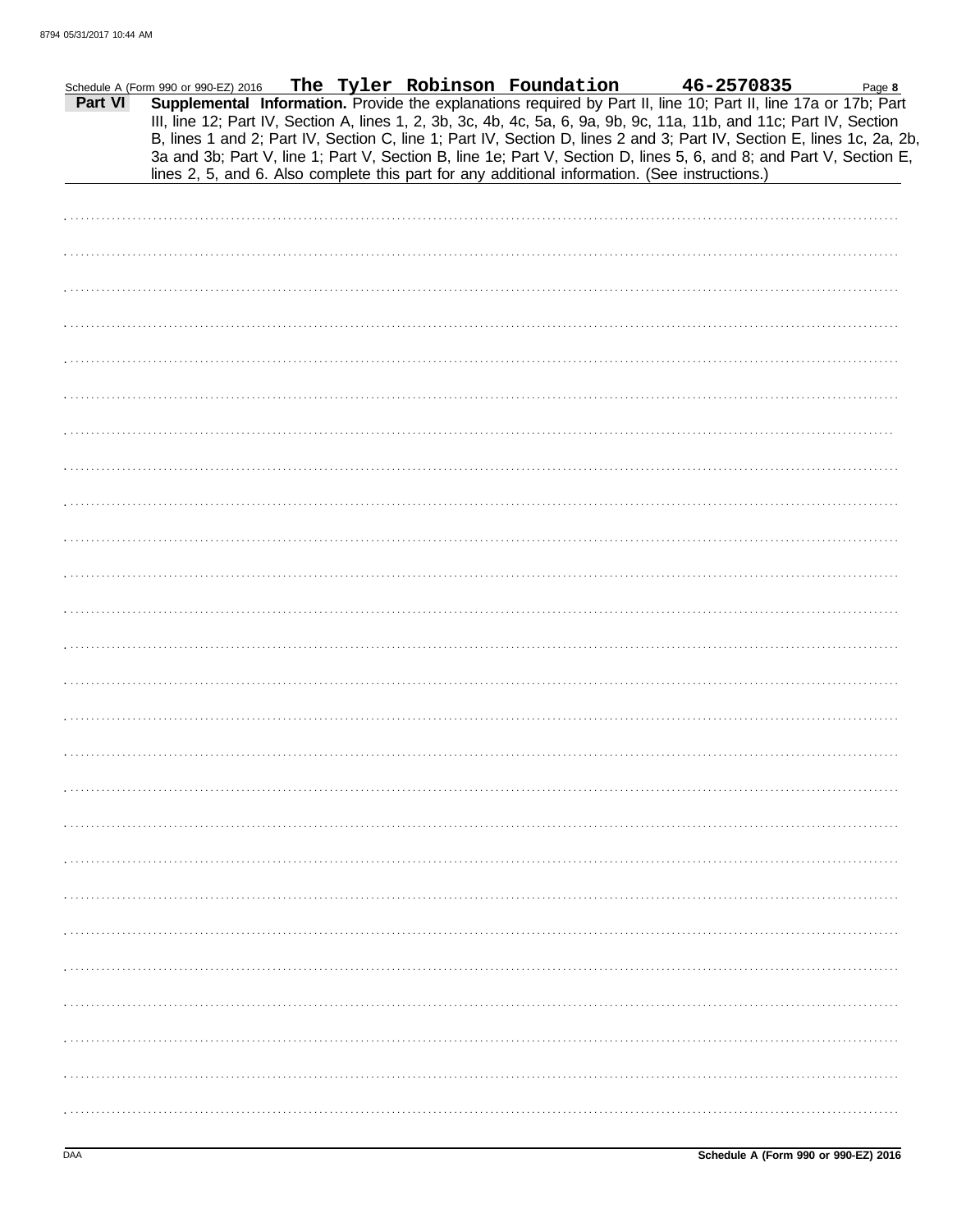Schedule A (Form 990 or 990-EZ) 2016 **The Tyler Robinson Foundation** **46-2570835**

**Part VI** **Supplemental Information.** Provide the explanations required by Part II, line 10; Part II, line 17a or 17b; Part III, line 12; Part IV, Section A, lines 1, 2, 3b, 3c, 4b, 4c, 5a, 6, 9a, 9b, 9c, 11a, 11b, and 11c; Part IV, Section B, lines 1 and 2; Part IV, Section C, line 1; Part IV, Section D, lines 2 and 3; Part IV, Section E, lines 1c, 2a, 2b, 3a and 3b; Part V, line 1; Part V, Section B, line 1e; Part V, Section D, lines 5, 6, and 8; and Part V, Section E, lines 2, 5, and 6. Also complete this part for any additional information. (See instructions.)

DAA

**Schedule A (Form 990 or 990-EZ) 2016**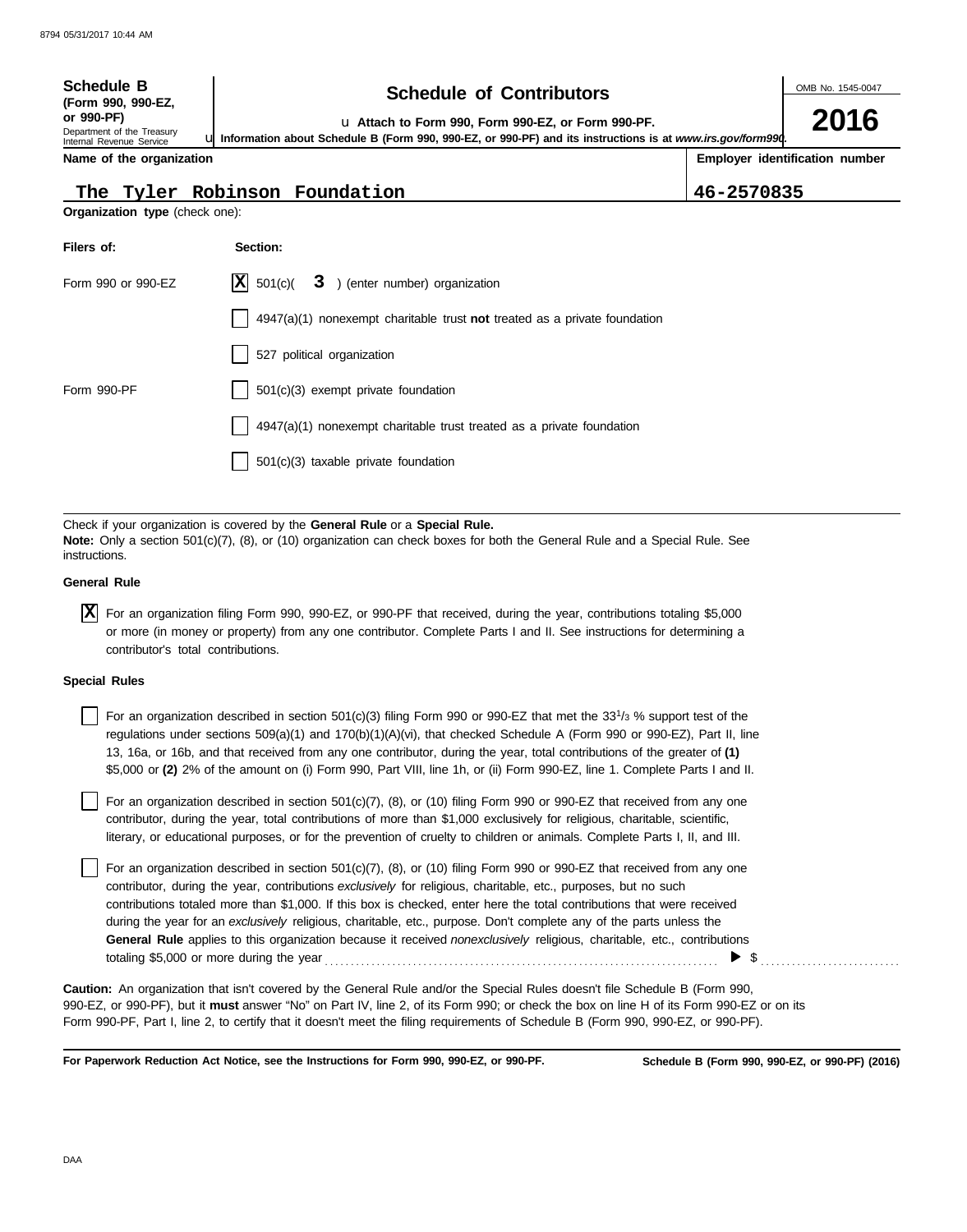**Schedule B** (Form 990, 990-EZ, or 990-PF)
Department of the Treasury
Internal Revenue Service

# Schedule of Contributors

u Attach to Form 990, Form 990-EZ, or Form 990-PF.

u **Information about Schedule B (Form 990, 990-EZ, or 990-PF) and its instructions is at *www.irs.gov/form990*.**

OMB No. 1545-0047

**2016**

| Name of the organization | Employer identification number |
|---|---|
| The Tyler Robinson Foundation | 46-2570835 |

**Organization type** (check one):

| Filers of: | Section: |
|---|---|
| Form 990 or 990-EZ | [X] 501(c)( 3 ) (enter number) organization |
| | [ ] 4947(a)(1) nonexempt charitable trust **not** treated as a private foundation |
| | [ ] 527 political organization |
| Form 990-PF | [ ] 501(c)(3) exempt private foundation |
| | [ ] 4947(a)(1) nonexempt charitable trust treated as a private foundation |
| | [ ] 501(c)(3) taxable private foundation |

Check if your organization is covered by the **General Rule** or a **Special Rule.**

**Note:** Only a section 501(c)(7), (8), or (10) organization can check boxes for both the General Rule and a Special Rule. See instructions.

**General Rule**

[X] For an organization filing Form 990, 990-EZ, or 990-PF that received, during the year, contributions totaling $5,000 or more (in money or property) from any one contributor. Complete Parts I and II. See instructions for determining a contributor's total contributions.

**Special Rules**

[ ] For an organization described in section 501(c)(3) filing Form 990 or 990-EZ that met the $33^1/_3$ % support test of the regulations under sections 509(a)(1) and 170(b)(1)(A)(vi), that checked Schedule A (Form 990 or 990-EZ), Part II, line 13, 16a, or 16b, and that received from any one contributor, during the year, total contributions of the greater of **(1)** $5,000 or **(2)** 2% of the amount on (i) Form 990, Part VIII, line 1h, or (ii) Form 990-EZ, line 1. Complete Parts I and II.

[ ] For an organization described in section 501(c)(7), (8), or (10) filing Form 990 or 990-EZ that received from any one contributor, during the year, total contributions of more than $1,000 exclusively for religious, charitable, scientific, literary, or educational purposes, or for the prevention of cruelty to children or animals. Complete Parts I, II, and III.

[ ] For an organization described in section 501(c)(7), (8), or (10) filing Form 990 or 990-EZ that received from any one contributor, during the year, contributions *exclusively* for religious, charitable, etc., purposes, but no such contributions totaled more than $1,000. If this box is checked, enter here the total contributions that were received during the year for an *exclusively* religious, charitable, etc., purpose. Don't complete any of the parts unless the **General Rule** applies to this organization because it received *nonexclusively* religious, charitable, etc., contributions totaling $5,000 or more during the year . . . . . . . . . . . . . . . . . . . . . . . . . . ▶ $ . . . . . . . . . . . .

**Caution:** An organization that isn't covered by the General Rule and/or the Special Rules doesn't file Schedule B (Form 990, 990-EZ, or 990-PF), but it **must** answer "No" on Part IV, line 2, of its Form 990; or check the box on line H of its Form 990-EZ or on its Form 990-PF, Part I, line 2, to certify that it doesn't meet the filing requirements of Schedule B (Form 990, 990-EZ, or 990-PF).

**For Paperwork Reduction Act Notice, see the Instructions for Form 990, 990-EZ, or 990-PF.** **Schedule B (Form 990, 990-EZ, or 990-PF) (2016)**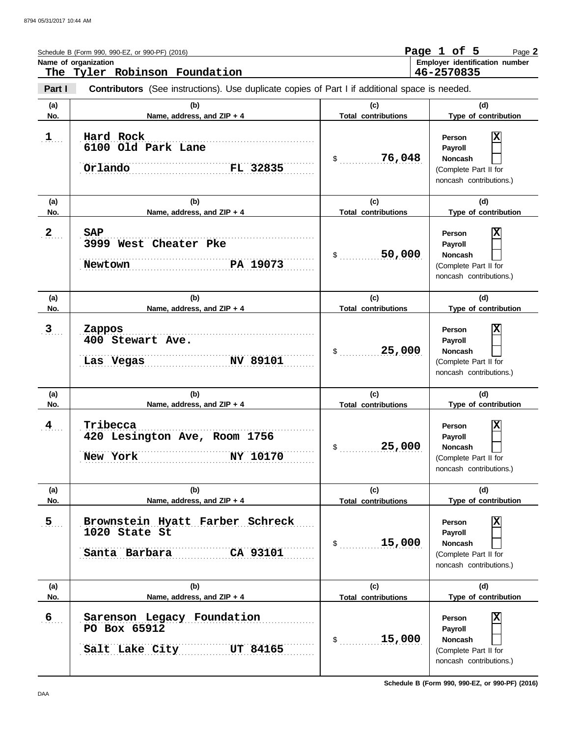Schedule B (Form 990, 990-EZ, or 990-PF) (2016)

**Name of organization**
**The Tyler Robinson Foundation**

**Employer identification number**
**46-2570835**

**Part I** **Contributors** (See instructions). Use duplicate copies of Part I if additional space is needed.

| (a) No. | (b) Name, address, and ZIP + 4 | (c) Total contributions | (d) Type of contribution |
|---|---|---|---|
| 1 | Hard Rock<br>6100 Old Park Lane<br>Orlando FL 32835 | $ 76,048 | Person [X]<br>Payroll [ ]<br>Noncash [ ]<br>(Complete Part II for noncash contributions.) |
| 2 | SAP<br>3999 West Cheater Pke<br>Newtown PA 19073 | $ 50,000 | Person [X]<br>Payroll [ ]<br>Noncash [ ]<br>(Complete Part II for noncash contributions.) |
| 3 | Zappos<br>400 Stewart Ave.<br>Las Vegas NV 89101 | $ 25,000 | Person [X]<br>Payroll [ ]<br>Noncash [ ]<br>(Complete Part II for noncash contributions.) |
| 4 | Tribecca<br>420 Lesington Ave, Room 1756<br>New York NY 10170 | $ 25,000 | Person [X]<br>Payroll [ ]<br>Noncash [ ]<br>(Complete Part II for noncash contributions.) |
| 5 | Brownstein Hyatt Farber Schreck<br>1020 State St<br>Santa Barbara CA 93101 | $ 15,000 | Person [X]<br>Payroll [ ]<br>Noncash [ ]<br>(Complete Part II for noncash contributions.) |
| 6 | Sarenson Legacy Foundation<br>PO Box 65912<br>Salt Lake City UT 84165 | $ 15,000 | Person [X]<br>Payroll [ ]<br>Noncash [ ]<br>(Complete Part II for noncash contributions.) |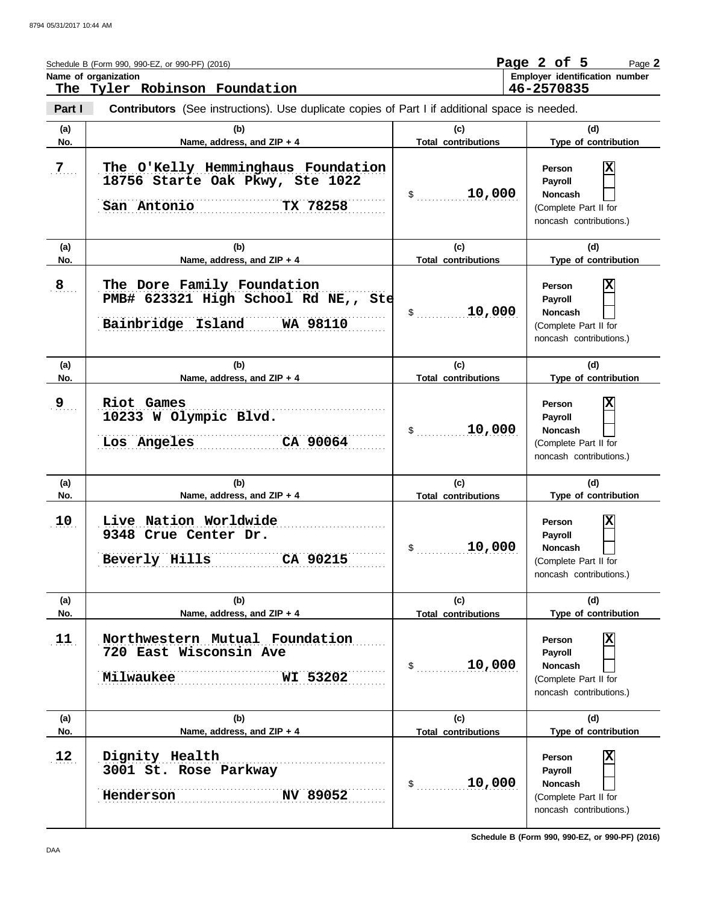Schedule B (Form 990, 990-EZ, or 990-PF) (2016)

**Name of organization**
The Tyler Robinson Foundation

**Employer identification number**
46-2570835

**Part I** **Contributors** (See instructions). Use duplicate copies of Part I if additional space is needed.

| (a) No. | (b) Name, address, and ZIP + 4 | (c) Total contributions | (d) Type of contribution |
|---|---|---|---|
| 7 | The O'Kelly Hemminghaus Foundation<br>18756 Starte Oak Pkwy, Ste 1022<br>San Antonio TX 78258 | $ 10,000 | Person [X]<br>Payroll [ ]<br>Noncash [ ]<br>(Complete Part II for noncash contributions.) |
| 8 | The Dore Family Foundation<br>PMB# 623321 High School Rd NE,, Ste<br>Bainbridge Island WA 98110 | $ 10,000 | Person [X]<br>Payroll [ ]<br>Noncash [ ]<br>(Complete Part II for noncash contributions.) |
| 9 | Riot Games<br>10233 W Olympic Blvd.<br>Los Angeles CA 90064 | $ 10,000 | Person [X]<br>Payroll [ ]<br>Noncash [ ]<br>(Complete Part II for noncash contributions.) |
| 10 | Live Nation Worldwide<br>9348 Crue Center Dr.<br>Beverly Hills CA 90215 | $ 10,000 | Person [X]<br>Payroll [ ]<br>Noncash [ ]<br>(Complete Part II for noncash contributions.) |
| 11 | Northwestern Mutual Foundation<br>720 East Wisconsin Ave<br>Milwaukee WI 53202 | $ 10,000 | Person [X]<br>Payroll [ ]<br>Noncash [ ]<br>(Complete Part II for noncash contributions.) |
| 12 | Dignity Health<br>3001 St. Rose Parkway<br>Henderson NV 89052 | $ 10,000 | Person [X]<br>Payroll [ ]<br>Noncash [ ]<br>(Complete Part II for noncash contributions.) |

Schedule B (Form 990, 990-EZ, or 990-PF) (2016)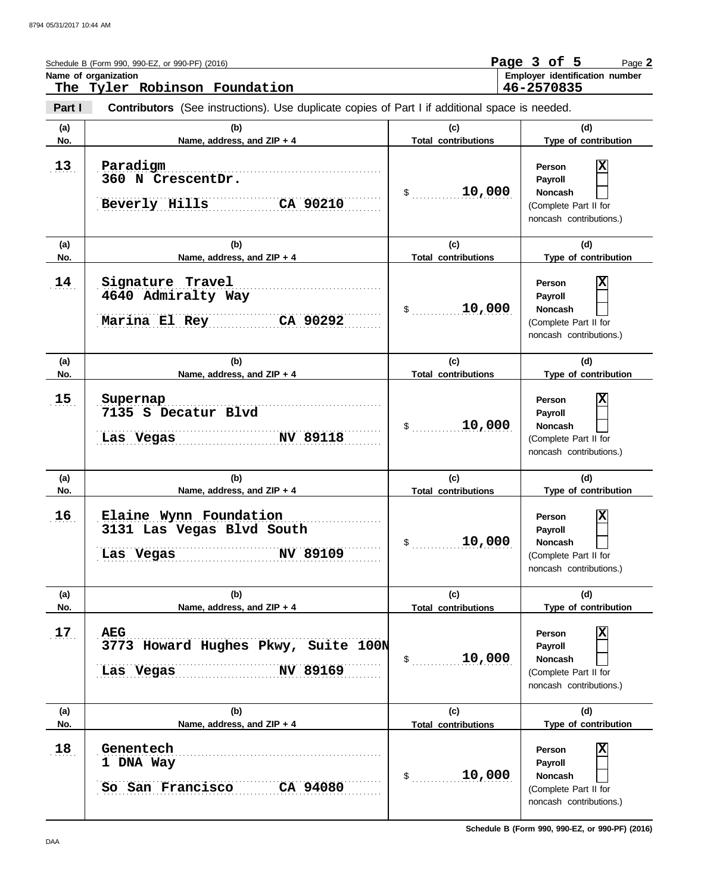Schedule B (Form 990, 990-EZ, or 990-PF) (2016)

**Name of organization**
The Tyler Robinson Foundation

**Employer identification number**
46-2570835

**Part I** **Contributors** (See instructions). Use duplicate copies of Part I if additional space is needed.

| (a) No. | (b) Name, address, and ZIP + 4 | (c) Total contributions | (d) Type of contribution |
|---|---|---|---|
| 13 | Paradigm<br>360 N CrescentDr.<br>Beverly Hills CA 90210 | $ 10,000 | Person [X]<br>Payroll [ ]<br>Noncash [ ]<br>(Complete Part II for noncash contributions.) |
| 14 | Signature Travel<br>4640 Admiralty Way<br>Marina El Rey CA 90292 | $ 10,000 | Person [X]<br>Payroll [ ]<br>Noncash [ ]<br>(Complete Part II for noncash contributions.) |
| 15 | Supernap<br>7135 S Decatur Blvd<br>Las Vegas NV 89118 | $ 10,000 | Person [X]<br>Payroll [ ]<br>Noncash [ ]<br>(Complete Part II for noncash contributions.) |
| 16 | Elaine Wynn Foundation<br>3131 Las Vegas Blvd South<br>Las Vegas NV 89109 | $ 10,000 | Person [X]<br>Payroll [ ]<br>Noncash [ ]<br>(Complete Part II for noncash contributions.) |
| 17 | AEG<br>3773 Howard Hughes Pkwy, Suite 100N<br>Las Vegas NV 89169 | $ 10,000 | Person [X]<br>Payroll [ ]<br>Noncash [ ]<br>(Complete Part II for noncash contributions.) |
| 18 | Genentech<br>1 DNA Way<br>So San Francisco CA 94080 | $ 10,000 | Person [X]<br>Payroll [ ]<br>Noncash [ ]<br>(Complete Part II for noncash contributions.) |

Schedule B (Form 990, 990-EZ, or 990-PF) (2016)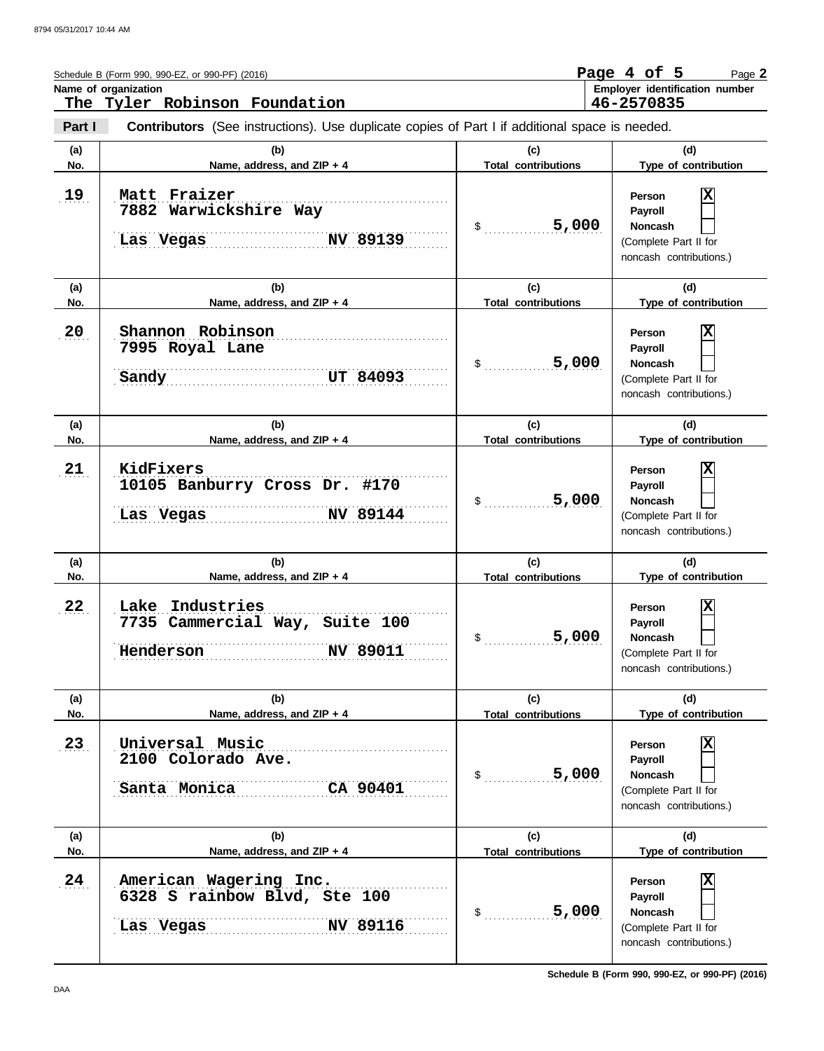Schedule B (Form 990, 990-EZ, or 990-PF) (2016)

Page **2**

**Name of organization**
**The Tyler Robinson Foundation**

**Employer identification number**
**46-2570835**

**Part I** **Contributors** (See instructions). Use duplicate copies of Part I if additional space is needed.

| (a) No. | (b) Name, address, and ZIP + 4 | (c) Total contributions | (d) Type of contribution |
|---|---|---|---|
| 19 | Matt Fraizer<br>7882 Warwickshire Way<br>Las Vegas NV 89139 | $ 5,000 | Person [X]<br>Payroll [ ]<br>Noncash [ ]<br>(Complete Part II for noncash contributions.) |
| 20 | Shannon Robinson<br>7995 Royal Lane<br>Sandy UT 84093 | $ 5,000 | Person [X]<br>Payroll [ ]<br>Noncash [ ]<br>(Complete Part II for noncash contributions.) |
| 21 | KidFixers<br>10105 Banburry Cross Dr. #170<br>Las Vegas NV 89144 | $ 5,000 | Person [X]<br>Payroll [ ]<br>Noncash [ ]<br>(Complete Part II for noncash contributions.) |
| 22 | Lake Industries<br>7735 Cammercial Way, Suite 100<br>Henderson NV 89011 | $ 5,000 | Person [X]<br>Payroll [ ]<br>Noncash [ ]<br>(Complete Part II for noncash contributions.) |
| 23 | Universal Music<br>2100 Colorado Ave.<br>Santa Monica CA 90401 | $ 5,000 | Person [X]<br>Payroll [ ]<br>Noncash [ ]<br>(Complete Part II for noncash contributions.) |
| 24 | American Wagering Inc.<br>6328 S rainbow Blvd, Ste 100<br>Las Vegas NV 89116 | $ 5,000 | Person [X]<br>Payroll [ ]<br>Noncash [ ]<br>(Complete Part II for noncash contributions.) |

Schedule B (Form 990, 990-EZ, or 990-PF) (2016)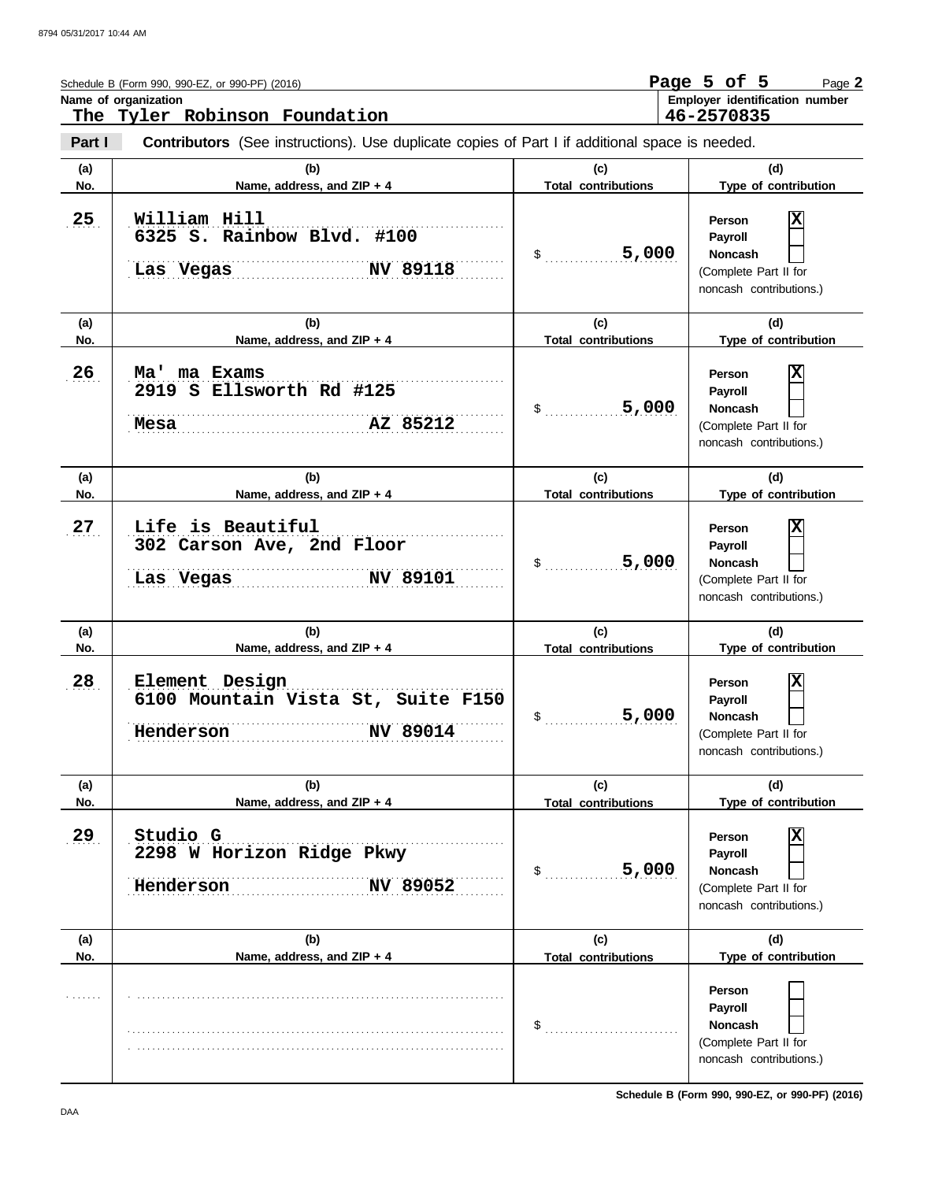Schedule B (Form 990, 990-EZ, or 990-PF) (2016) Page **2**

**Name of organization**
**The Tyler Robinson Foundation**

**Employer identification number**
**46-2570835**

**Part I** **Contributors** (See instructions). Use duplicate copies of Part I if additional space is needed.

| (a) No. | (b) Name, address, and ZIP + 4 | (c) Total contributions | (d) Type of contribution |
|---|---|---|---|
| 25 | William Hill<br>6325 S. Rainbow Blvd. #100<br>Las Vegas NV 89118 | $ 5,000 | Person [X]<br>Payroll [ ]<br>Noncash [ ]<br>(Complete Part II for noncash contributions.) |
| 26 | Ma' ma Exams<br>2919 S Ellsworth Rd #125<br>Mesa AZ 85212 | $ 5,000 | Person [X]<br>Payroll [ ]<br>Noncash [ ]<br>(Complete Part II for noncash contributions.) |
| 27 | Life is Beautiful<br>302 Carson Ave, 2nd Floor<br>Las Vegas NV 89101 | $ 5,000 | Person [X]<br>Payroll [ ]<br>Noncash [ ]<br>(Complete Part II for noncash contributions.) |
| 28 | Element Design<br>6100 Mountain Vista St, Suite F150<br>Henderson NV 89014 | $ 5,000 | Person [X]<br>Payroll [ ]<br>Noncash [ ]<br>(Complete Part II for noncash contributions.) |
| 29 | Studio G<br>2298 W Horizon Ridge Pkwy<br>Henderson NV 89052 | $ 5,000 | Person [X]<br>Payroll [ ]<br>Noncash [ ]<br>(Complete Part II for noncash contributions.) |
| | | $ | Person [ ]<br>Payroll [ ]<br>Noncash [ ]<br>(Complete Part II for noncash contributions.) |

Schedule B (Form 990, 990-EZ, or 990-PF) (2016)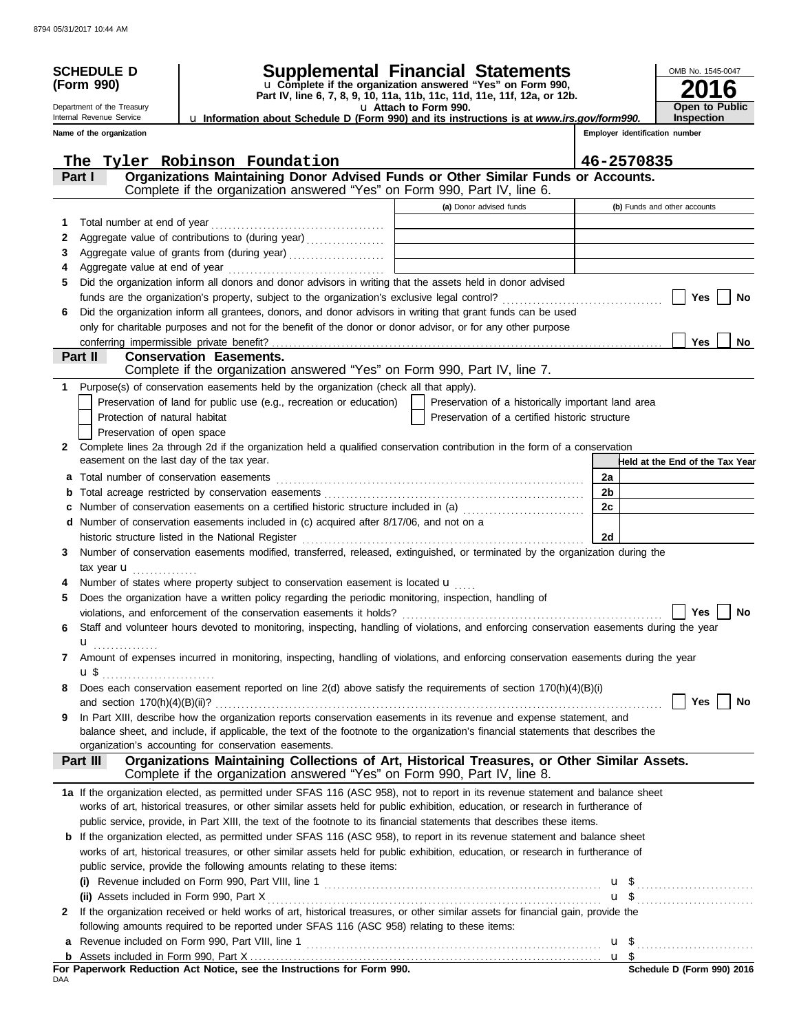8794 05/31/2017 10:44 AM

**SCHEDULE D (Form 990)**

Department of the Treasury
Internal Revenue Service

# Supplemental Financial Statements

u Complete if the organization answered "Yes" on Form 990, Part IV, line 6, 7, 8, 9, 10, 11a, 11b, 11c, 11d, 11e, 11f, 12a, or 12b.
u Attach to Form 990.
u Information about Schedule D (Form 990) and its instructions is at *www.irs.gov/form990.*

OMB No. 1545-0047
**2016**
**Open to Public Inspection**

Name of the organization: **The Tyler Robinson Foundation**
Employer identification number: **46-2570835**

## Part I Organizations Maintaining Donor Advised Funds or Other Similar Funds or Accounts.
Complete if the organization answered "Yes" on Form 990, Part IV, line 6.

| | | (a) Donor advised funds | (b) Funds and other accounts |
|---|---|---|---|
| 1 | Total number at end of year | | |
| 2 | Aggregate value of contributions to (during year) | | |
| 3 | Aggregate value of grants from (during year) | | |
| 4 | Aggregate value at end of year | | |

5 Did the organization inform all donors and donor advisors in writing that the assets held in donor advised funds are the organization's property, subject to the organization's exclusive legal control? ☐ Yes ☐ No

6 Did the organization inform all grantees, donors, and donor advisors in writing that grant funds can be used only for charitable purposes and not for the benefit of the donor or donor advisor, or for any other purpose conferring impermissible private benefit? ☐ Yes ☐ No

## Part II Conservation Easements.
Complete if the organization answered "Yes" on Form 990, Part IV, line 7.

1 Purpose(s) of conservation easements held by the organization (check all that apply).

- ☐ Preservation of land for public use (e.g., recreation or education)
- ☐ Preservation of a historically important land area
- ☐ Protection of natural habitat
- ☐ Preservation of a certified historic structure
- ☐ Preservation of open space

2 Complete lines 2a through 2d if the organization held a qualified conservation contribution in the form of a conservation easement on the last day of the tax year.

| | | | Held at the End of the Tax Year |
|---|---|---|---|
| a | Total number of conservation easements | 2a | |
| b | Total acreage restricted by conservation easements | 2b | |
| c | Number of conservation easements on a certified historic structure included in (a) | 2c | |
| d | Number of conservation easements included in (c) acquired after 8/17/06, and not on a historic structure listed in the National Register | 2d | |

3 Number of conservation easements modified, transferred, released, extinguished, or terminated by the organization during the tax year u

4 Number of states where property subject to conservation easement is located u

5 Does the organization have a written policy regarding the periodic monitoring, inspection, handling of violations, and enforcement of the conservation easements it holds? ☐ Yes ☐ No

6 Staff and volunteer hours devoted to monitoring, inspecting, handling of violations, and enforcing conservation easements during the year u

7 Amount of expenses incurred in monitoring, inspecting, handling of violations, and enforcing conservation easements during the year u $

8 Does each conservation easement reported on line 2(d) above satisfy the requirements of section 170(h)(4)(B)(i) and section 170(h)(4)(B)(ii)? ☐ Yes ☐ No

9 In Part XIII, describe how the organization reports conservation easements in its revenue and expense statement, and balance sheet, and include, if applicable, the text of the footnote to the organization's financial statements that describes the organization's accounting for conservation easements.

## Part III Organizations Maintaining Collections of Art, Historical Treasures, or Other Similar Assets.
Complete if the organization answered "Yes" on Form 990, Part IV, line 8.

1a If the organization elected, as permitted under SFAS 116 (ASC 958), not to report in its revenue statement and balance sheet works of art, historical treasures, or other similar assets held for public exhibition, education, or research in furtherance of public service, provide, in Part XIII, the text of the footnote to its financial statements that describes these items.

b If the organization elected, as permitted under SFAS 116 (ASC 958), to report in its revenue statement and balance sheet works of art, historical treasures, or other similar assets held for public exhibition, education, or research in furtherance of public service, provide the following amounts relating to these items:

(i) Revenue included on Form 990, Part VIII, line 1 u $

(ii) Assets included in Form 990, Part X u $

2 If the organization received or held works of art, historical treasures, or other similar assets for financial gain, provide the following amounts required to be reported under SFAS 116 (ASC 958) relating to these items:

a Revenue included on Form 990, Part VIII, line 1 u $

b Assets included in Form 990, Part X u $

**For Paperwork Reduction Act Notice, see the Instructions for Form 990.**
DAA
**Schedule D (Form 990) 2016**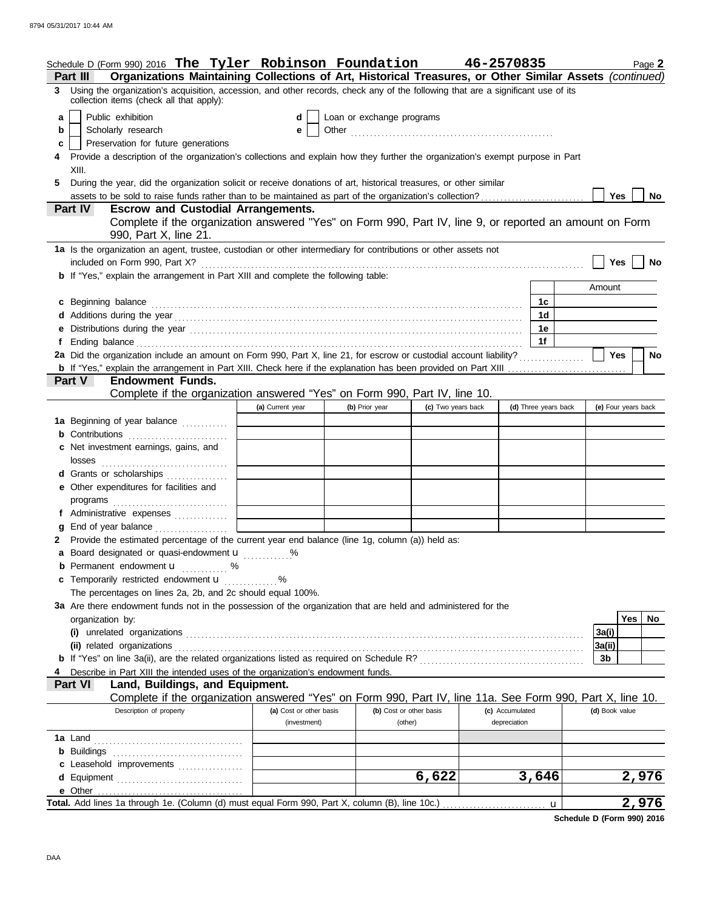Schedule D (Form 990) 2016 **The Tyler Robinson Foundation** **46-2570835** Page **2**

## Part III Organizations Maintaining Collections of Art, Historical Treasures, or Other Similar Assets *(continued)*

**3** Using the organization's acquisition, accession, and other records, check any of the following that are a significant use of its collection items (check all that apply):

- **a** ☐ Public exhibition
- **b** ☐ Scholarly research
- **c** ☐ Preservation for future generations
- **d** ☐ Loan or exchange programs
- **e** ☐ Other

**4** Provide a description of the organization's collections and explain how they further the organization's exempt purpose in Part XIII.

**5** During the year, did the organization solicit or receive donations of art, historical treasures, or other similar assets to be sold to raise funds rather than to be maintained as part of the organization's collection? ☐ Yes ☐ No

## Part IV Escrow and Custodial Arrangements.

Complete if the organization answered "Yes" on Form 990, Part IV, line 9, or reported an amount on Form 990, Part X, line 21.

**1a** Is the organization an agent, trustee, custodian or other intermediary for contributions or other assets not included on Form 990, Part X? ☐ Yes ☐ No

**b** If "Yes," explain the arrangement in Part XIII and complete the following table:

| | | Amount |
|---|---|---|
| **c** Beginning balance | 1c | |
| **d** Additions during the year | 1d | |
| **e** Distributions during the year | 1e | |
| **f** Ending balance | 1f | |

**2a** Did the organization include an amount on Form 990, Part X, line 21, for escrow or custodial account liability? ☐ Yes ☐ No

**b** If "Yes," explain the arrangement in Part XIII. Check here if the explanation has been provided on Part XIII ☐

## Part V Endowment Funds.

Complete if the organization answered "Yes" on Form 990, Part IV, line 10.

| | (a) Current year | (b) Prior year | (c) Two years back | (d) Three years back | (e) Four years back |
|---|---|---|---|---|---|
| **1a** Beginning of year balance | | | | | |
| **b** Contributions | | | | | |
| **c** Net investment earnings, gains, and losses | | | | | |
| **d** Grants or scholarships | | | | | |
| **e** Other expenditures for facilities and programs | | | | | |
| **f** Administrative expenses | | | | | |
| **g** End of year balance | | | | | |

**2** Provide the estimated percentage of the current year end balance (line 1g, column (a)) held as:

- **a** Board designated or quasi-endowment u ............%
- **b** Permanent endowment u ............%
- **c** Temporarily restricted endowment u ............%

The percentages on lines 2a, 2b, and 2c should equal 100%.

**3a** Are there endowment funds not in the possession of the organization that are held and administered for the organization by:

| | | Yes | No |
|---|---|---|---|
| **(i)** unrelated organizations | 3a(i) | | |
| **(ii)** related organizations | 3a(ii) | | |
| **b** If "Yes" on line 3a(ii), are the related organizations listed as required on Schedule R? | 3b | | |

**4** Describe in Part XIII the intended uses of the organization's endowment funds.

## Part VI Land, Buildings, and Equipment.

Complete if the organization answered "Yes" on Form 990, Part IV, line 11a. See Form 990, Part X, line 10.

| Description of property | (a) Cost or other basis (investment) | (b) Cost or other basis (other) | (c) Accumulated depreciation | (d) Book value |
|---|---|---|---|---|
| **1a** Land | | | | |
| **b** Buildings | | | | |
| **c** Leasehold improvements | | | | |
| **d** Equipment | | 6,622 | 3,646 | 2,976 |
| **e** Other | | | | |
| **Total.** Add lines 1a through 1e. (Column (d) must equal Form 990, Part X, column (B), line 10c.) u | | | | 2,976 |

**Schedule D (Form 990) 2016**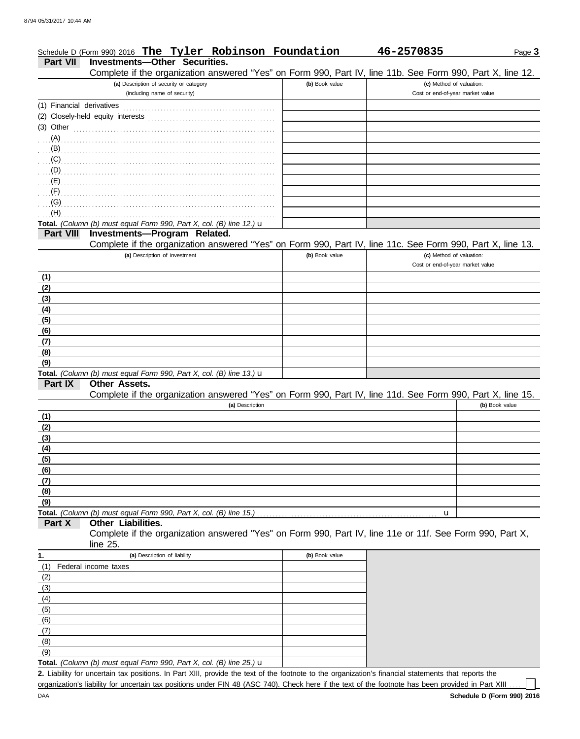Schedule D (Form 990) 2016 **The Tyler Robinson Foundation** **46-2570835** Page **3**

## Part VII Investments—Other Securities.

Complete if the organization answered "Yes" on Form 990, Part IV, line 11b. See Form 990, Part X, line 12.

| (a) Description of security or category (including name of security) | (b) Book value | (c) Method of valuation: Cost or end-of-year market value |
|---|---|---|
| (1) Financial derivatives | | |
| (2) Closely-held equity interests | | |
| (3) Other | | |
| (A) | | |
| (B) | | |
| (C) | | |
| (D) | | |
| (E) | | |
| (F) | | |
| (G) | | |
| (H) | | |
| **Total.** *(Column (b) must equal Form 990, Part X, col. (B) line 12.)* u | | |

## Part VIII Investments—Program Related.

Complete if the organization answered "Yes" on Form 990, Part IV, line 11c. See Form 990, Part X, line 13.

| (a) Description of investment | (b) Book value | (c) Method of valuation: Cost or end-of-year market value |
|---|---|---|
| (1) | | |
| (2) | | |
| (3) | | |
| (4) | | |
| (5) | | |
| (6) | | |
| (7) | | |
| (8) | | |
| (9) | | |
| **Total.** *(Column (b) must equal Form 990, Part X, col. (B) line 13.)* u | | |

## Part IX Other Assets.

Complete if the organization answered "Yes" on Form 990, Part IV, line 11d. See Form 990, Part X, line 15.

| (a) Description | (b) Book value |
|---|---|
| (1) | |
| (2) | |
| (3) | |
| (4) | |
| (5) | |
| (6) | |
| (7) | |
| (8) | |
| (9) | |
| **Total.** *(Column (b) must equal Form 990, Part X, col. (B) line 15.)* u | |

## Part X Other Liabilities.

Complete if the organization answered "Yes" on Form 990, Part IV, line 11e or 11f. See Form 990, Part X, line 25.

| 1. (a) Description of liability | (b) Book value |
|---|---|
| (1) Federal income taxes | |
| (2) | |
| (3) | |
| (4) | |
| (5) | |
| (6) | |
| (7) | |
| (8) | |
| (9) | |
| **Total.** *(Column (b) must equal Form 990, Part X, col. (B) line 25.)* u | |

**2.** Liability for uncertain tax positions. In Part XIII, provide the text of the footnote to the organization's financial statements that reports the organization's liability for uncertain tax positions under FIN 48 (ASC 740). Check here if the text of the footnote has been provided in Part XIII ☐

DAA **Schedule D (Form 990) 2016**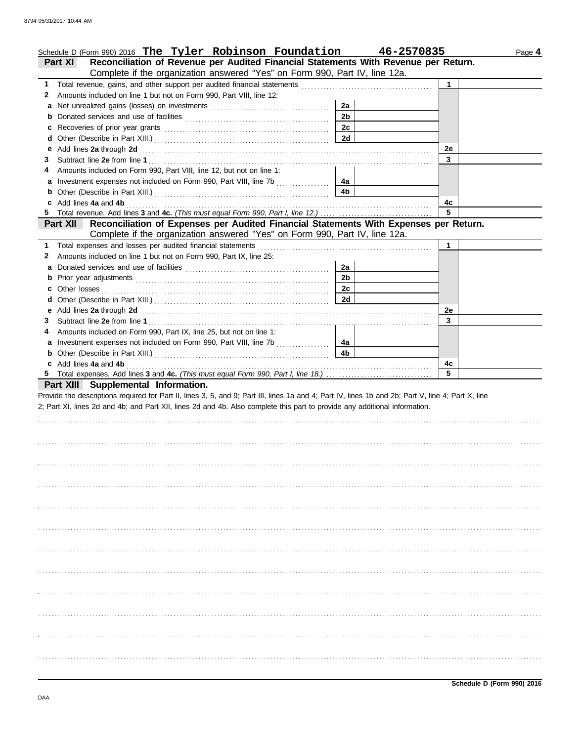Schedule D (Form 990) 2016 **The Tyler Robinson Foundation** **46-2570835** Page **4**

## Part XI Reconciliation of Revenue per Audited Financial Statements With Revenue per Return.

Complete if the organization answered "Yes" on Form 990, Part IV, line 12a.

| | | | | | |
|---|---|---|---|---|---|
| **1** | Total revenue, gains, and other support per audited financial statements | | | 1 | |
| **2** | Amounts included on line 1 but not on Form 990, Part VIII, line 12: | | | | |
| **a** | Net unrealized gains (losses) on investments | 2a | | | |
| **b** | Donated services and use of facilities | 2b | | | |
| **c** | Recoveries of prior year grants | 2c | | | |
| **d** | Other (Describe in Part XIII.) | 2d | | | |
| **e** | Add lines **2a** through **2d** | | | 2e | |
| **3** | Subtract line **2e** from line **1** | | | 3 | |
| **4** | Amounts included on Form 990, Part VIII, line 12, but not on line 1: | | | | |
| **a** | Investment expenses not included on Form 990, Part VIII, line 7b | 4a | | | |
| **b** | Other (Describe in Part XIII.) | 4b | | | |
| **c** | Add lines **4a** and **4b** | | | 4c | |
| **5** | Total revenue. Add lines **3** and **4c.** *(This must equal Form 990, Part I, line 12.)* | | | 5 | |

## Part XII Reconciliation of Expenses per Audited Financial Statements With Expenses per Return.

Complete if the organization answered "Yes" on Form 990, Part IV, line 12a.

| | | | | | |
|---|---|---|---|---|---|
| **1** | Total expenses and losses per audited financial statements | | | 1 | |
| **2** | Amounts included on line 1 but not on Form 990, Part IX, line 25: | | | | |
| **a** | Donated services and use of facilities | 2a | | | |
| **b** | Prior year adjustments | 2b | | | |
| **c** | Other losses | 2c | | | |
| **d** | Other (Describe in Part XIII.) | 2d | | | |
| **e** | Add lines **2a** through **2d** | | | 2e | |
| **3** | Subtract line **2e** from line **1** | | | 3 | |
| **4** | Amounts included on Form 990, Part IX, line 25, but not on line 1: | | | | |
| **a** | Investment expenses not included on Form 990, Part VIII, line 7b | 4a | | | |
| **b** | Other (Describe in Part XIII.) | 4b | | | |
| **c** | Add lines **4a** and **4b** | | | 4c | |
| **5** | Total expenses. Add lines **3** and **4c.** *(This must equal Form 990, Part I, line 18.)* | | | 5 | |

## Part XIII Supplemental Information.

Provide the descriptions required for Part II, lines 3, 5, and 9; Part III, lines 1a and 4; Part IV, lines 1b and 2b; Part V, line 4; Part X, line 2; Part XI, lines 2d and 4b; and Part XII, lines 2d and 4b. Also complete this part to provide any additional information.

**Schedule D (Form 990) 2016**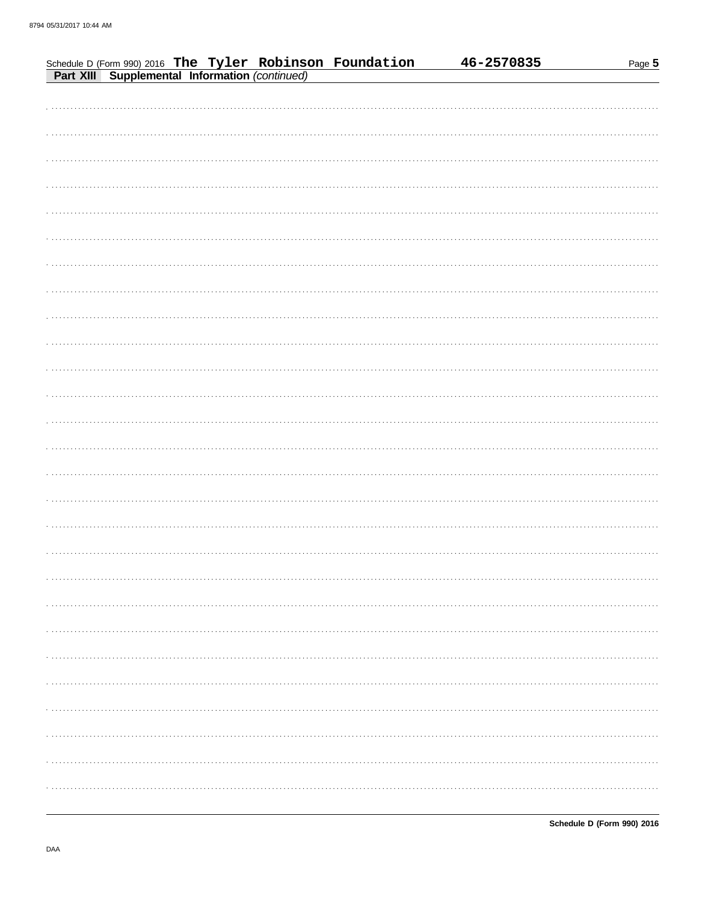Schedule D (Form 990) 2016 **The Tyler Robinson Foundation** **46-2570835**

**Part XIII** **Supplemental Information** *(continued)*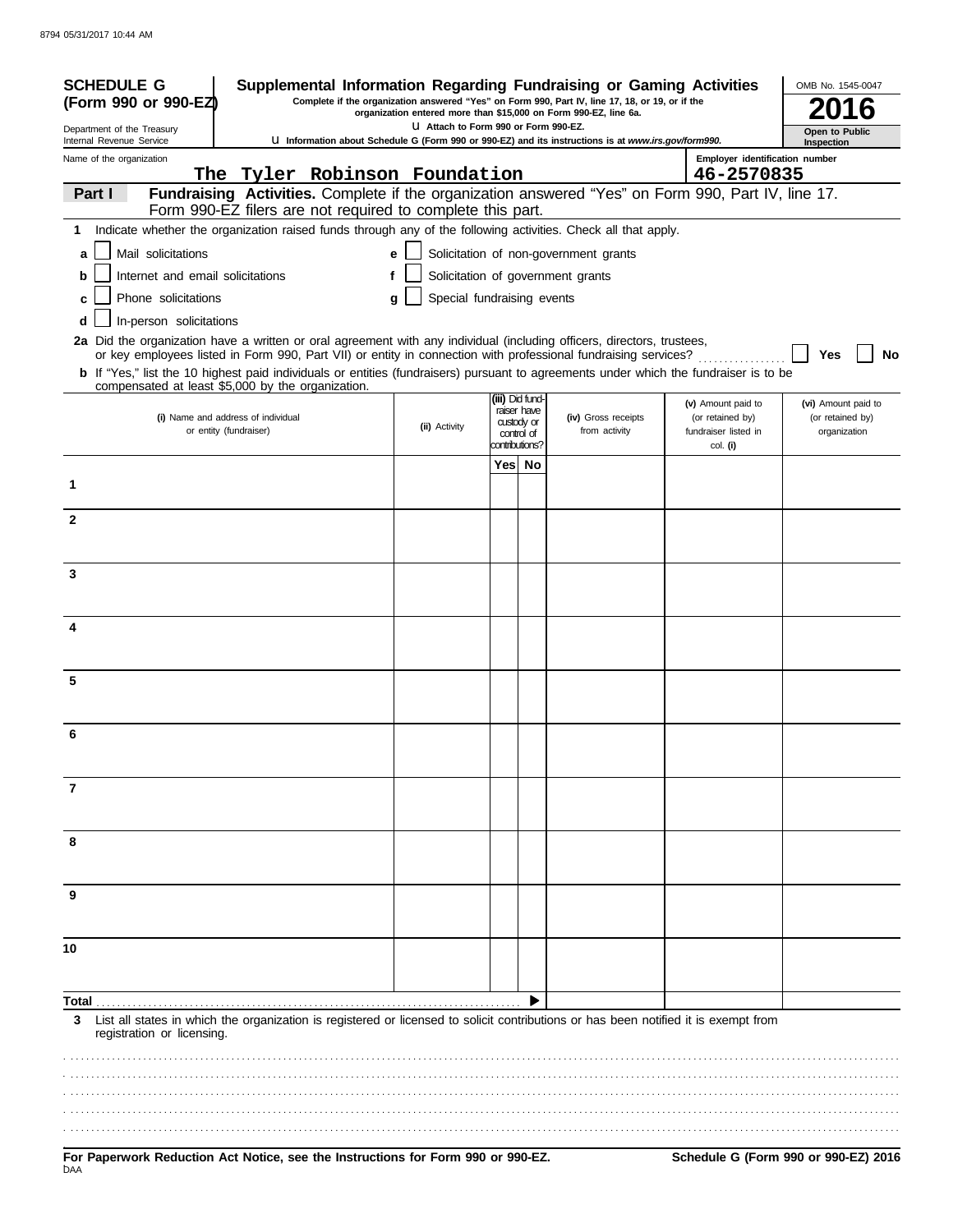**SCHEDULE G (Form 990 or 990-EZ)**

Department of the Treasury
Internal Revenue Service

# Supplemental Information Regarding Fundraising or Gaming Activities

**Complete if the organization answered "Yes" on Form 990, Part IV, line 17, 18, or 19, or if the organization entered more than $15,000 on Form 990-EZ, line 6a.**

**u Attach to Form 990 or Form 990-EZ.**

**u Information about Schedule G (Form 990 or 990-EZ) and its instructions is at *www.irs.gov/form990*.**

OMB No. 1545-0047

**2016**

**Open to Public Inspection**

Name of the organization: The Tyler Robinson Foundation

Employer identification number: 46-2570835

## Part I — Fundraising Activities.
Complete if the organization answered "Yes" on Form 990, Part IV, line 17. Form 990-EZ filers are not required to complete this part.

**1** Indicate whether the organization raised funds through any of the following activities. Check all that apply.

- **a** ☐ Mail solicitations
- **b** ☐ Internet and email solicitations
- **c** ☐ Phone solicitations
- **d** ☐ In-person solicitations
- **e** ☐ Solicitation of non-government grants
- **f** ☐ Solicitation of government grants
- **g** ☐ Special fundraising events

**2a** Did the organization have a written or oral agreement with any individual (including officers, directors, trustees, or key employees listed in Form 990, Part VII) or entity in connection with professional fundraising services? ☐ Yes ☐ No

**b** If "Yes," list the 10 highest paid individuals or entities (fundraisers) pursuant to agreements under which the fundraiser is to be compensated at least $5,000 by the organization.

| | (i) Name and address of individual or entity (fundraiser) | (ii) Activity | (iii) Did fund-raiser have custody or control of contributions? Yes | No | (iv) Gross receipts from activity | (v) Amount paid to (or retained by) fundraiser listed in col. (i) | (vi) Amount paid to (or retained by) organization |
|---|---|---|---|---|---|---|---|
| 1 | | | | | | | |
| 2 | | | | | | | |
| 3 | | | | | | | |
| 4 | | | | | | | |
| 5 | | | | | | | |
| 6 | | | | | | | |
| 7 | | | | | | | |
| 8 | | | | | | | |
| 9 | | | | | | | |
| 10 | | | | | | | |
| **Total** | | | | ▶ | | | |

**3** List all states in which the organization is registered or licensed to solicit contributions or has been notified it is exempt from registration or licensing.

**For Paperwork Reduction Act Notice, see the Instructions for Form 990 or 990-EZ.**

**Schedule G (Form 990 or 990-EZ) 2016**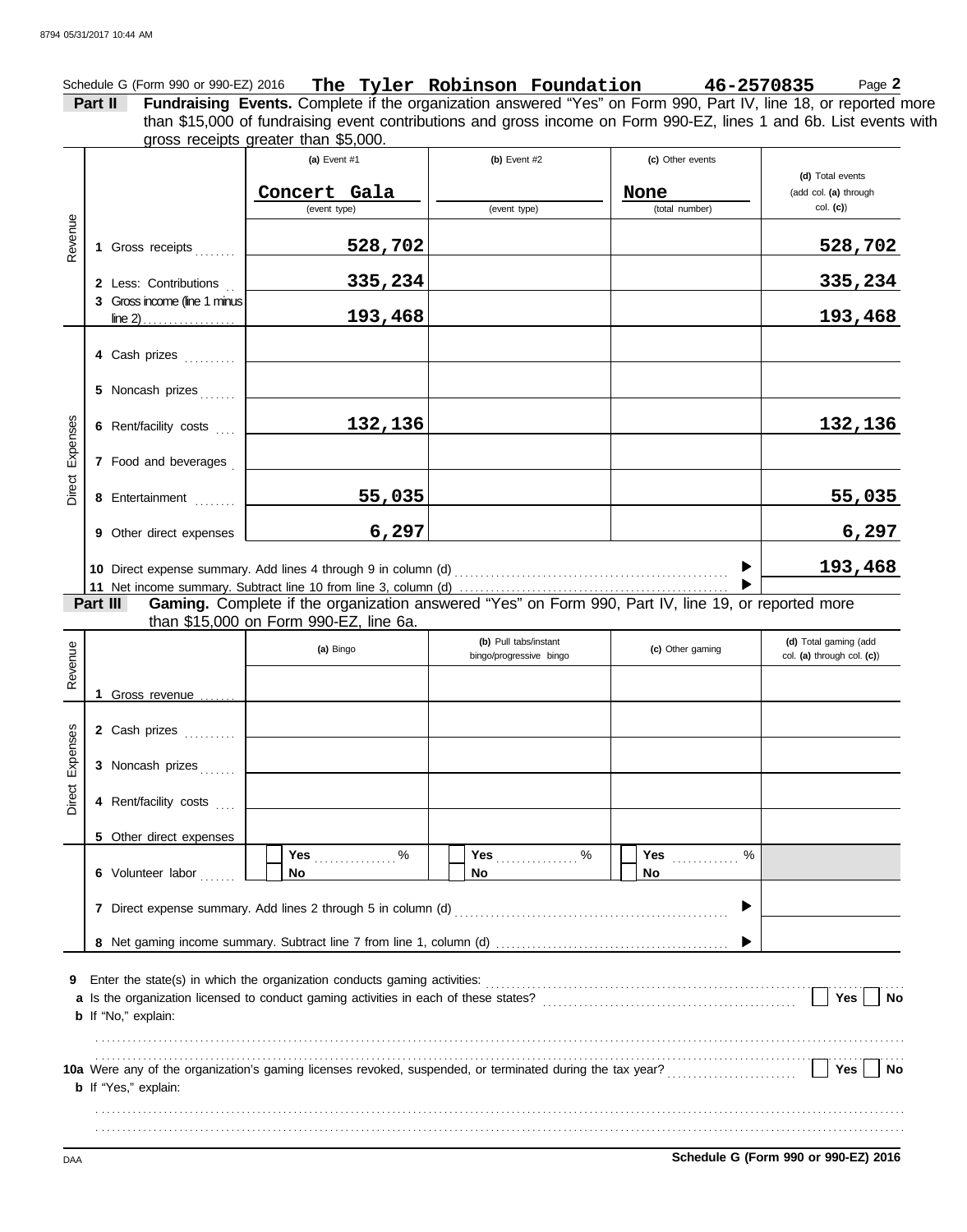Schedule G (Form 990 or 990-EZ) 2016 **The Tyler Robinson Foundation** **46-2570835** Page **2**

## Part II Fundraising Events.

Complete if the organization answered "Yes" on Form 990, Part IV, line 18, or reported more than $15,000 of fundraising event contributions and gross income on Form 990-EZ, lines 1 and 6b. List events with gross receipts greater than $5,000.

| | | (a) Event #1 | (b) Event #2 | (c) Other events | (d) Total events (add col. (a) through col. (c)) |
|---|---|---|---|---|---|
| | | Concert Gala (event type) | (event type) | None (total number) | |
| Revenue | 1 Gross receipts | 528,702 | | | 528,702 |
| | 2 Less: Contributions | 335,234 | | | 335,234 |
| | 3 Gross income (line 1 minus line 2) | 193,468 | | | 193,468 |
| Direct Expenses | 4 Cash prizes | | | | |
| | 5 Noncash prizes | | | | |
| | 6 Rent/facility costs | 132,136 | | | 132,136 |
| | 7 Food and beverages | | | | |
| | 8 Entertainment | 55,035 | | | 55,035 |
| | 9 Other direct expenses | 6,297 | | | 6,297 |
| | 10 Direct expense summary. Add lines 4 through 9 in column (d) | | | ▶ | 193,468 |
| | 11 Net income summary. Subtract line 10 from line 3, column (d) | | | ▶ | |

## Part III Gaming.

Complete if the organization answered "Yes" on Form 990, Part IV, line 19, or reported more than $15,000 on Form 990-EZ, line 6a.

| | | (a) Bingo | (b) Pull tabs/instant bingo/progressive bingo | (c) Other gaming | (d) Total gaming (add col. (a) through col. (c)) |
|---|---|---|---|---|---|
| Revenue | 1 Gross revenue | | | | |
| Direct Expenses | 2 Cash prizes | | | | |
| | 3 Noncash prizes | | | | |
| | 4 Rent/facility costs | | | | |
| | 5 Other direct expenses | | | | |
| | 6 Volunteer labor | ☐ Yes ____ % ☐ No | ☐ Yes ____ % ☐ No | ☐ Yes ____ % ☐ No | |
| | 7 Direct expense summary. Add lines 2 through 5 in column (d) | | | ▶ | |
| | 8 Net gaming income summary. Subtract line 7 from line 1, column (d) | | | ▶ | |

9 Enter the state(s) in which the organization conducts gaming activities: ..................

a Is the organization licensed to conduct gaming activities in each of these states? ☐ Yes ☐ No

b If "No," explain:

..................

10a Were any of the organization's gaming licenses revoked, suspended, or terminated during the tax year? ☐ Yes ☐ No

b If "Yes," explain:

..................

Schedule G (Form 990 or 990-EZ) 2016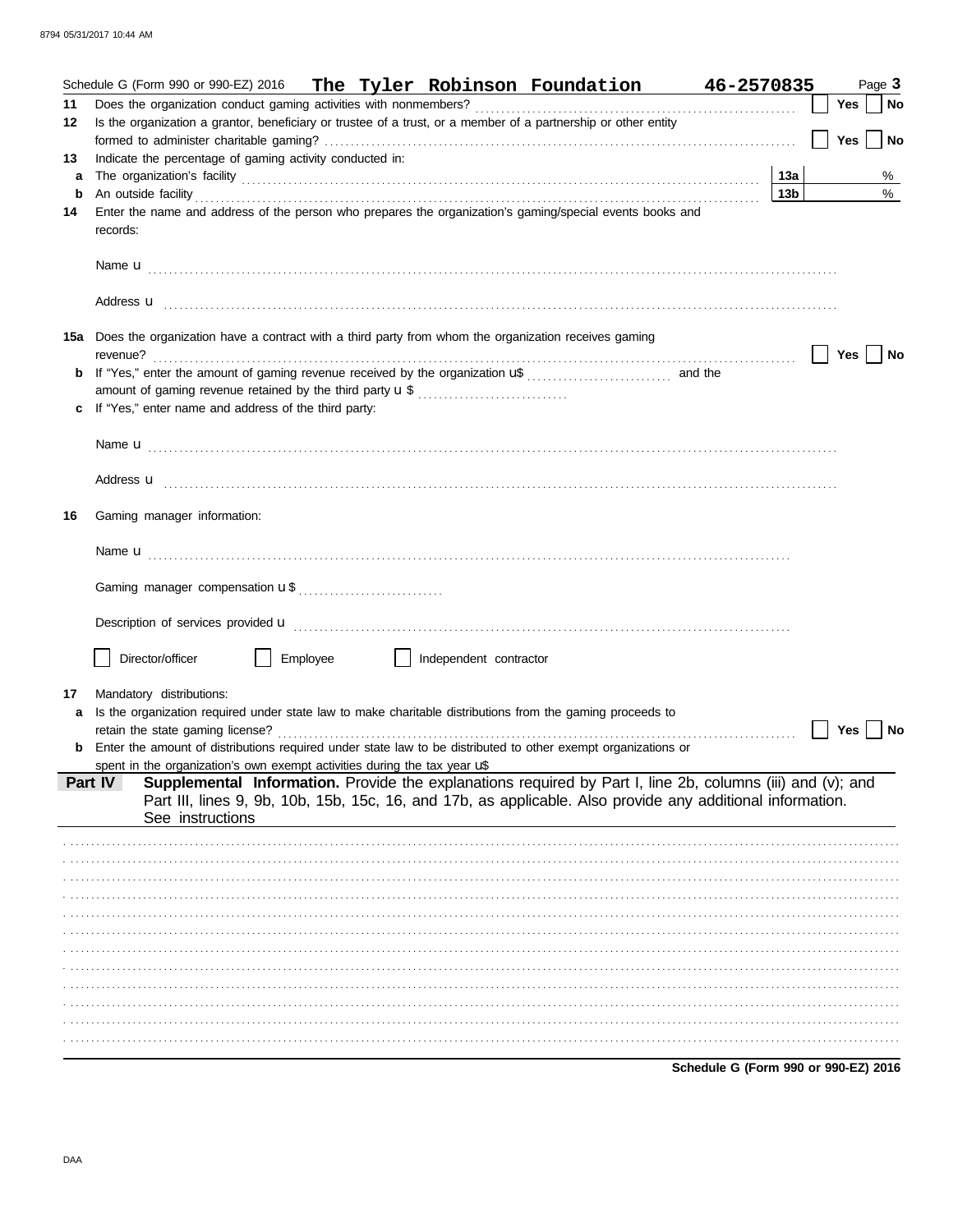Schedule G (Form 990 or 990-EZ) 2016 **The Tyler Robinson Foundation** **46-2570835** Page **3**

**11** Does the organization conduct gaming activities with nonmembers? ☐ **Yes** ☐ **No**

**12** Is the organization a grantor, beneficiary or trustee of a trust, or a member of a partnership or other entity formed to administer charitable gaming? ☐ **Yes** ☐ **No**

**13** Indicate the percentage of gaming activity conducted in:

**a** The organization's facility **13a** %

**b** An outside facility **13b** %

**14** Enter the name and address of the person who prepares the organization's gaming/special events books and records:

Name u

Address u

**15a** Does the organization have a contract with a third party from whom the organization receives gaming revenue? ☐ **Yes** ☐ **No**

**b** If "Yes," enter the amount of gaming revenue received by the organization u$ and the amount of gaming revenue retained by the third party u $

**c** If "Yes," enter name and address of the third party:

Name u

Address u

**16** Gaming manager information:

Name u

Gaming manager compensation u $

Description of services provided u

☐ Director/officer ☐ Employee ☐ Independent contractor

**17** Mandatory distributions:

**a** Is the organization required under state law to make charitable distributions from the gaming proceeds to retain the state gaming license? ☐ **Yes** ☐ **No**

**b** Enter the amount of distributions required under state law to be distributed to other exempt organizations or spent in the organization's own exempt activities during the tax year u$

**Part IV** **Supplemental Information.** Provide the explanations required by Part I, line 2b, columns (iii) and (v); and Part III, lines 9, 9b, 10b, 15b, 15c, 16, and 17b, as applicable. Also provide any additional information. See instructions

**Schedule G (Form 990 or 990-EZ) 2016**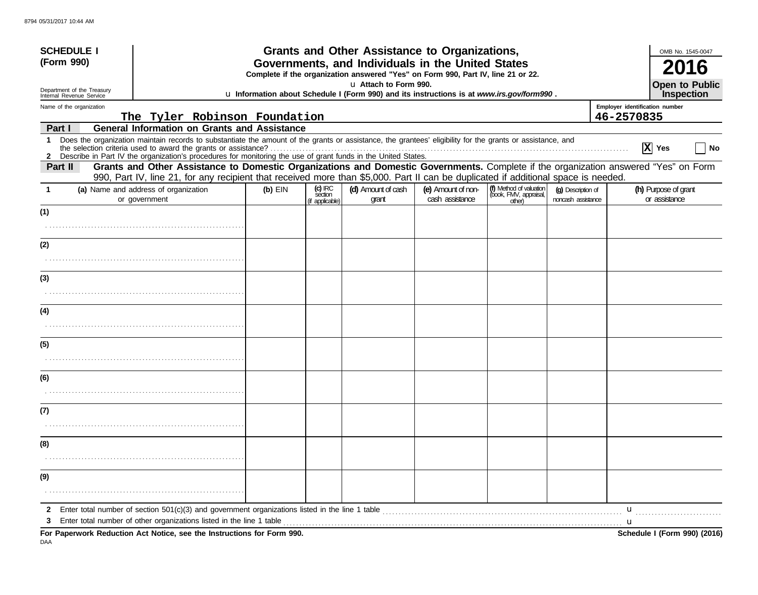**SCHEDULE I (Form 990)**

Department of the Treasury
Internal Revenue Service

# Grants and Other Assistance to Organizations, Governments, and Individuals in the United States

**Complete if the organization answered "Yes" on Form 990, Part IV, line 21 or 22.**

u **Attach to Form 990.**

u **Information about Schedule I (Form 990) and its instructions is at *www.irs.gov/form990*.**

OMB No. 1545-0047

**2016**

**Open to Public Inspection**

Name of the organization: The Tyler Robinson Foundation

Employer identification number: 46-2570835

**Part I — General Information on Grants and Assistance**

1 Does the organization maintain records to substantiate the amount of the grants or assistance, the grantees' eligibility for the grants or assistance, and the selection criteria used to award the grants or assistance? .......... [X] Yes [ ] No

2 Describe in Part IV the organization's procedures for monitoring the use of grant funds in the United States.

**Part II — Grants and Other Assistance to Domestic Organizations and Domestic Governments.** Complete if the organization answered "Yes" on Form 990, Part IV, line 21, for any recipient that received more than $5,000. Part II can be duplicated if additional space is needed.

| 1 | (a) Name and address of organization or government | (b) EIN | (c) IRC section (if applicable) | (d) Amount of cash grant | (e) Amount of non-cash assistance | (f) Method of valuation (book, FMV, appraisal, other) | (g) Description of noncash assistance | (h) Purpose of grant or assistance |
|---|---|---|---|---|---|---|---|---|
| (1) | | | | | | | | |
| (2) | | | | | | | | |
| (3) | | | | | | | | |
| (4) | | | | | | | | |
| (5) | | | | | | | | |
| (6) | | | | | | | | |
| (7) | | | | | | | | |
| (8) | | | | | | | | |
| (9) | | | | | | | | |

2 Enter total number of section 501(c)(3) and government organizations listed in the line 1 table .......... u

3 Enter total number of other organizations listed in the line 1 table .......... u

**For Paperwork Reduction Act Notice, see the Instructions for Form 990.** **Schedule I (Form 990) (2016)**

DAA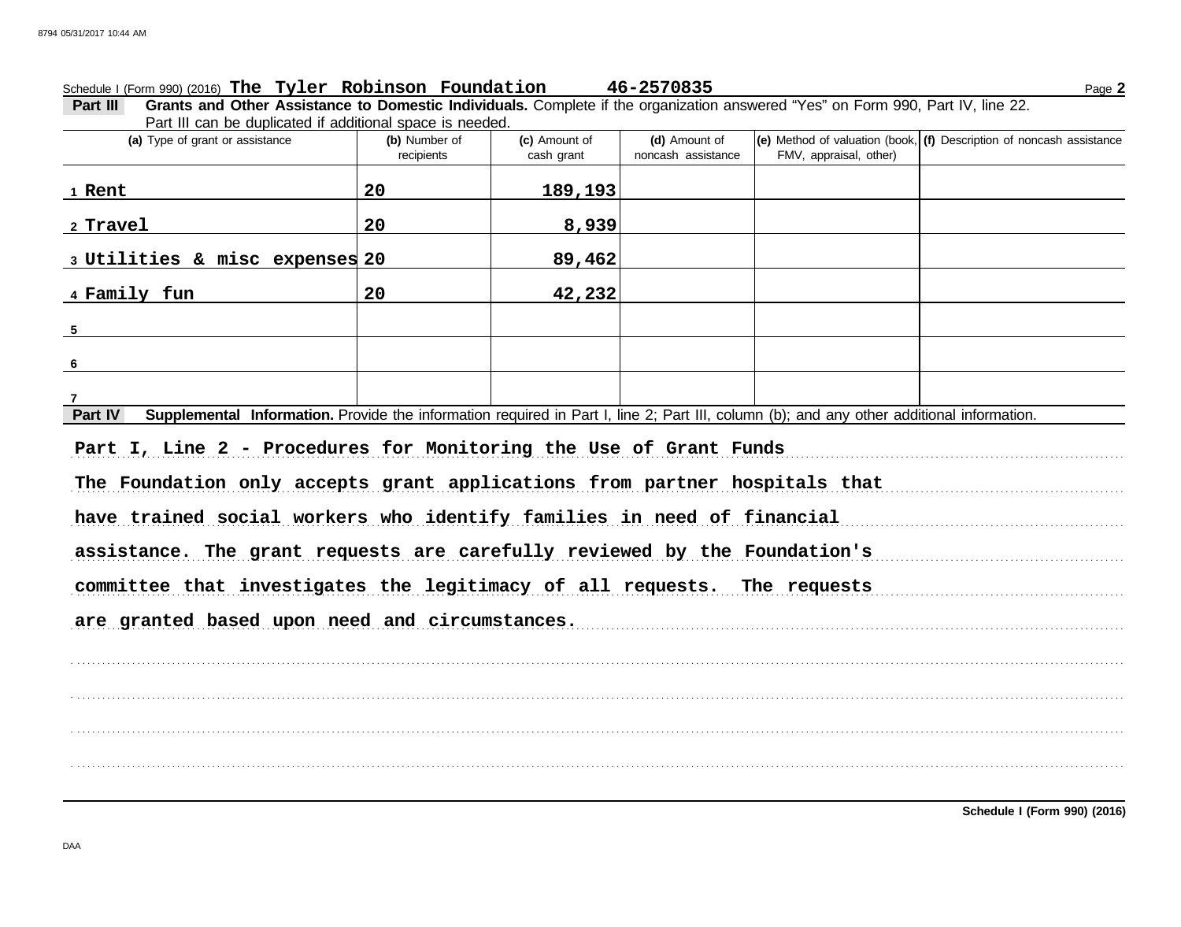Schedule I (Form 990) (2016) **The Tyler Robinson Foundation** **46-2570835**

**Part III** **Grants and Other Assistance to Domestic Individuals.** Complete if the organization answered "Yes" on Form 990, Part IV, line 22. Part III can be duplicated if additional space is needed.

| (a) Type of grant or assistance | (b) Number of recipients | (c) Amount of cash grant | (d) Amount of noncash assistance | (e) Method of valuation (book, FMV, appraisal, other) | (f) Description of noncash assistance |
|---|---|---|---|---|---|
| 1 Rent | 20 | 189,193 | | | |
| 2 Travel | 20 | 8,939 | | | |
| 3 Utilities & misc expenses | 20 | 89,462 | | | |
| 4 Family fun | 20 | 42,232 | | | |
| 5 | | | | | |
| 6 | | | | | |
| 7 | | | | | |

**Part IV** **Supplemental Information.** Provide the information required in Part I, line 2; Part III, column (b); and any other additional information.

Part I, Line 2 - Procedures for Monitoring the Use of Grant Funds

The Foundation only accepts grant applications from partner hospitals that have trained social workers who identify families in need of financial assistance. The grant requests are carefully reviewed by the Foundation's committee that investigates the legitimacy of all requests. The requests are granted based upon need and circumstances.

**Schedule I (Form 990) (2016)**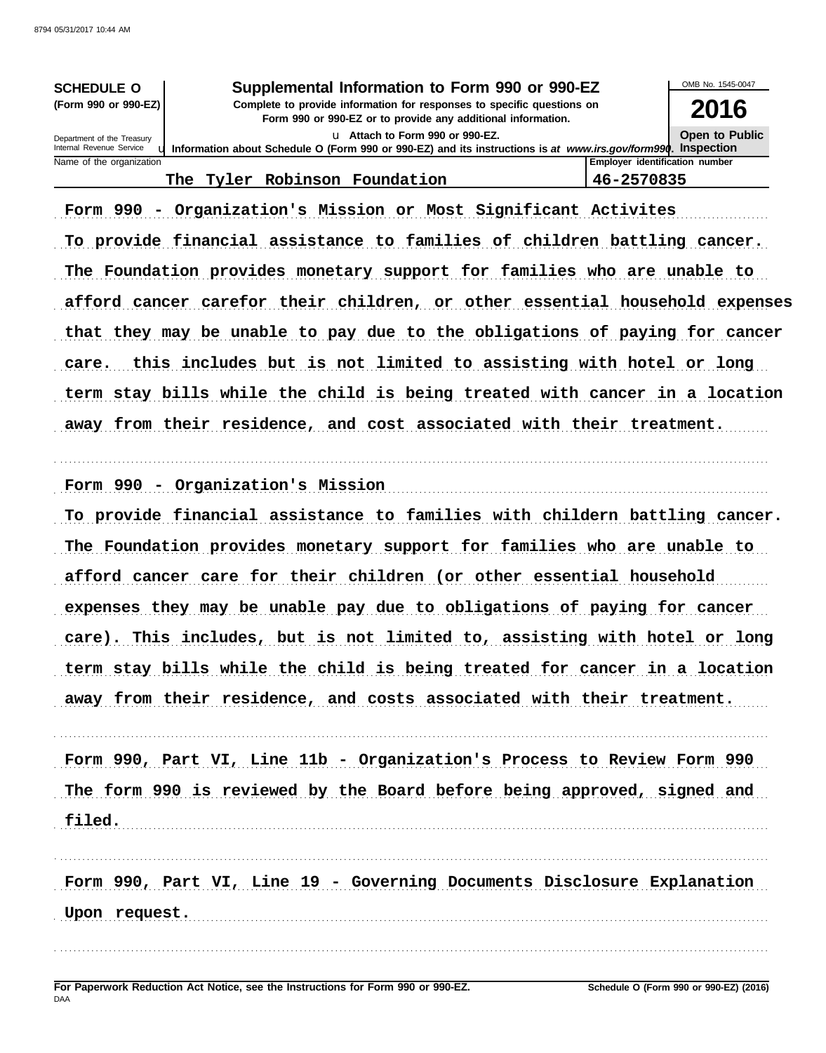**SCHEDULE O**
**(Form 990 or 990-EZ)**

Department of the Treasury
Internal Revenue Service

# Supplemental Information to Form 990 or 990-EZ

**Complete to provide information for responses to specific questions on Form 990 or 990-EZ or to provide any additional information.**

u Attach to Form 990 or 990-EZ.

u Information about Schedule O (Form 990 or 990-EZ) and its instructions is at *www.irs.gov/form990*.

OMB No. 1545-0047

**2016**

**Open to Public Inspection**

| Name of the organization | Employer identification number |
|---|---|
| The Tyler Robinson Foundation | 46-2570835 |

Form 990 - Organization's Mission or Most Significant Activites

To provide financial assistance to families of children battling cancer. The Foundation provides monetary support for families who are unable to afford cancer carefor their children, or other essential household expenses that they may be unable to pay due to the obligations of paying for cancer care. this includes but is not limited to assisting with hotel or long term stay bills while the child is being treated with cancer in a location away from their residence, and cost associated with their treatment.

Form 990 - Organization's Mission

To provide financial assistance to families with childern battling cancer. The Foundation provides monetary support for families who are unable to afford cancer care for their children (or other essential household expenses they may be unable pay due to obligations of paying for cancer care). This includes, but is not limited to, assisting with hotel or long term stay bills while the child is being treated for cancer in a location away from their residence, and costs associated with their treatment.

Form 990, Part VI, Line 11b - Organization's Process to Review Form 990

The form 990 is reviewed by the Board before being approved, signed and filed.

Form 990, Part VI, Line 19 - Governing Documents Disclosure Explanation

Upon request.

**For Paperwork Reduction Act Notice, see the Instructions for Form 990 or 990-EZ.** **Schedule O (Form 990 or 990-EZ) (2016)**

DAA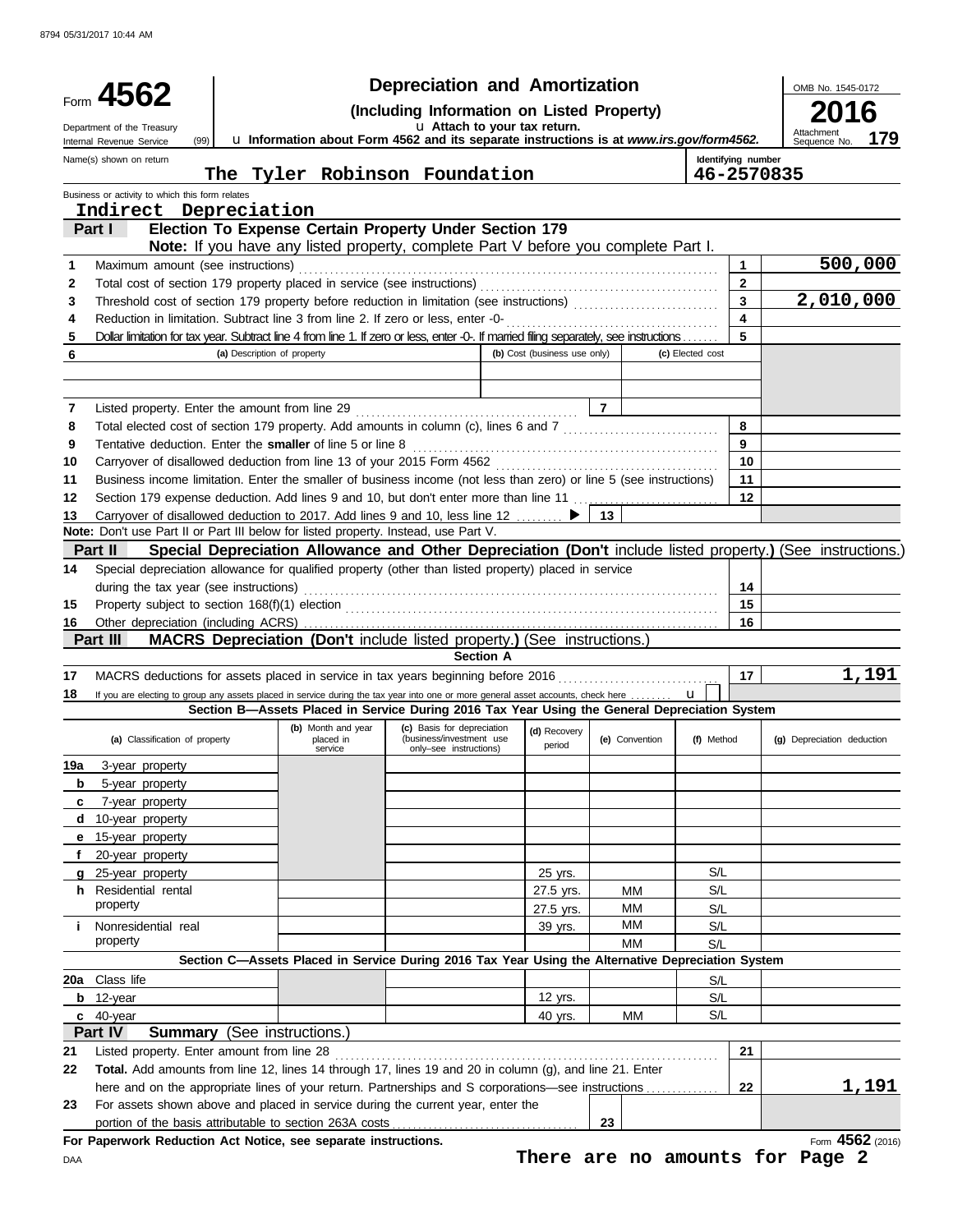# Form 4562 — Depreciation and Amortization

**(Including Information on Listed Property)**

u Attach to your tax return.

u Information about Form 4562 and its separate instructions is at *www.irs.gov/form4562*.

Department of the Treasury
Internal Revenue Service (99)

OMB No. 1545-0172

**2016**

Attachment Sequence No. **179**

| Name(s) shown on return | Identifying number |
|---|---|
| The Tyler Robinson Foundation | 46-2570835 |

Business or activity to which this form relates

Indirect Depreciation

## Part I — Election To Expense Certain Property Under Section 179

**Note:** If you have any listed property, complete Part V before you complete Part I.

| Line | Description | Line | Amount |
|---|---|---|---|
| 1 | Maximum amount (see instructions) | 1 | 500,000 |
| 2 | Total cost of section 179 property placed in service (see instructions) | 2 | |
| 3 | Threshold cost of section 179 property before reduction in limitation (see instructions) | 3 | 2,010,000 |
| 4 | Reduction in limitation. Subtract line 3 from line 2. If zero or less, enter -0- | 4 | |
| 5 | Dollar limitation for tax year. Subtract line 4 from line 1. If zero or less, enter -0-. If married filing separately, see instructions | 5 | |

| 6 | (a) Description of property | (b) Cost (business use only) | (c) Elected cost |
|---|---|---|---|
| | | | |
| | | | |

| Line | Description | Line | Amount |
|---|---|---|---|
| 7 | Listed property. Enter the amount from line 29 | 7 | |
| 8 | Total elected cost of section 179 property. Add amounts in column (c), lines 6 and 7 | 8 | |
| 9 | Tentative deduction. Enter the **smaller** of line 5 or line 8 | 9 | |
| 10 | Carryover of disallowed deduction from line 13 of your 2015 Form 4562 | 10 | |
| 11 | Business income limitation. Enter the smaller of business income (not less than zero) or line 5 (see instructions) | 11 | |
| 12 | Section 179 expense deduction. Add lines 9 and 10, but don't enter more than line 11 | 12 | |
| 13 | Carryover of disallowed deduction to 2017. Add lines 9 and 10, less line 12 ▶ | 13 | |

**Note:** Don't use Part II or Part III below for listed property. Instead, use Part V.

## Part II — Special Depreciation Allowance and Other Depreciation (Don't include listed property.) (See instructions.)

| Line | Description | Line | Amount |
|---|---|---|---|
| 14 | Special depreciation allowance for qualified property (other than listed property) placed in service during the tax year (see instructions) | 14 | |
| 15 | Property subject to section 168(f)(1) election | 15 | |
| 16 | Other depreciation (including ACRS) | 16 | |

## Part III — MACRS Depreciation (Don't include listed property.) (See instructions.)

### Section A

| Line | Description | Line | Amount |
|---|---|---|---|
| 17 | MACRS deductions for assets placed in service in tax years beginning before 2016 | 17 | 1,191 |
| 18 | If you are electing to group any assets placed in service during the tax year into one or more general asset accounts, check here u ☐ | | |

### Section B—Assets Placed in Service During 2016 Tax Year Using the General Depreciation System

| (a) Classification of property | (b) Month and year placed in service | (c) Basis for depreciation (business/investment use only–see instructions) | (d) Recovery period | (e) Convention | (f) Method | (g) Depreciation deduction |
|---|---|---|---|---|---|---|
| 19a 3-year property | | | | | | |
| b 5-year property | | | | | | |
| c 7-year property | | | | | | |
| d 10-year property | | | | | | |
| e 15-year property | | | | | | |
| f 20-year property | | | | | | |
| g 25-year property | | | 25 yrs. | | S/L | |
| h Residential rental property | | | 27.5 yrs. | MM | S/L | |
| | | | 27.5 yrs. | MM | S/L | |
| i Nonresidential real property | | | 39 yrs. | MM | S/L | |
| | | | | MM | S/L | |

### Section C—Assets Placed in Service During 2016 Tax Year Using the Alternative Depreciation System

| (a) Classification of property | (b) Month and year placed in service | (c) Basis for depreciation | (d) Recovery period | (e) Convention | (f) Method | (g) Depreciation deduction |
|---|---|---|---|---|---|---|
| 20a Class life | | | | | S/L | |
| b 12-year | | | 12 yrs. | | S/L | |
| c 40-year | | | 40 yrs. | MM | S/L | |

## Part IV — Summary (See instructions.)

| Line | Description | Line | Amount |
|---|---|---|---|
| 21 | Listed property. Enter amount from line 28 | 21 | |
| 22 | **Total.** Add amounts from line 12, lines 14 through 17, lines 19 and 20 in column (g), and line 21. Enter here and on the appropriate lines of your return. Partnerships and S corporations—see instructions | 22 | 1,191 |
| 23 | For assets shown above and placed in service during the current year, enter the portion of the basis attributable to section 263A costs | 23 | |

**For Paperwork Reduction Act Notice, see separate instructions.**

Form **4562** (2016)

DAA

**There are no amounts for Page 2**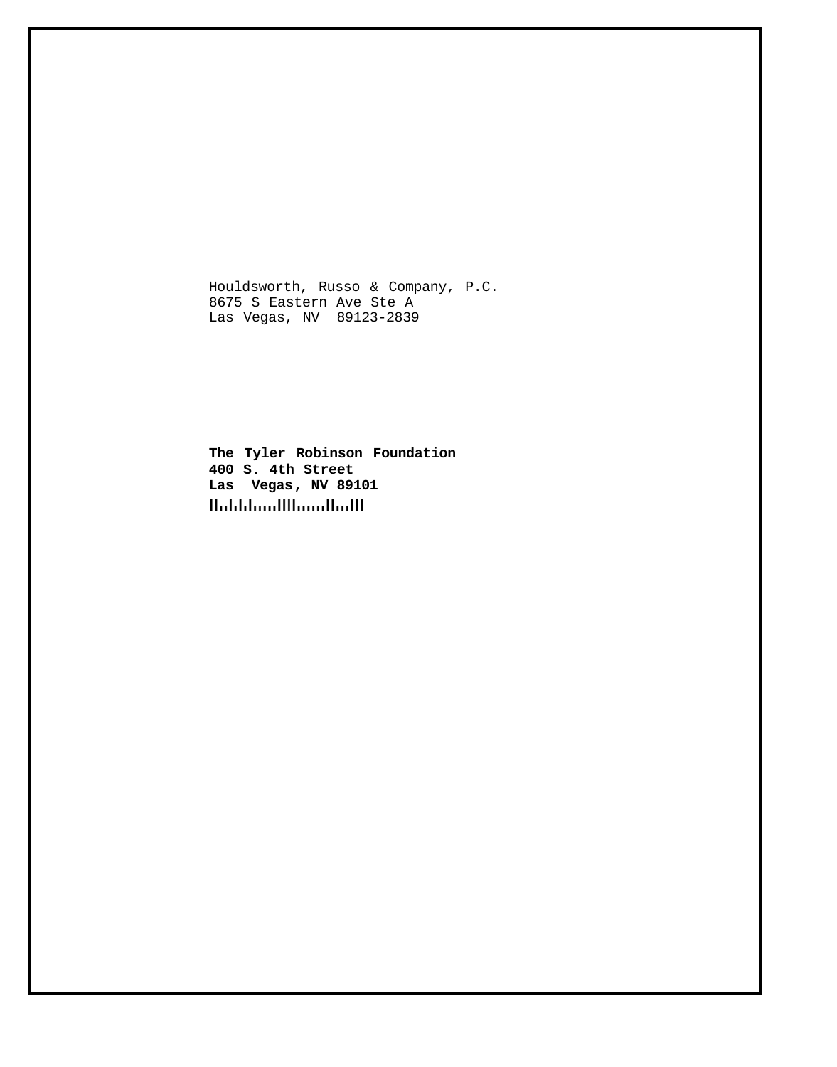Houldsworth, Russo & Company, P.C.
8675 S Eastern Ave Ste A
Las Vegas, NV 89123-2839

**The Tyler Robinson Foundation**
**400 S. 4th Street**
**Las Vegas, NV 89101**